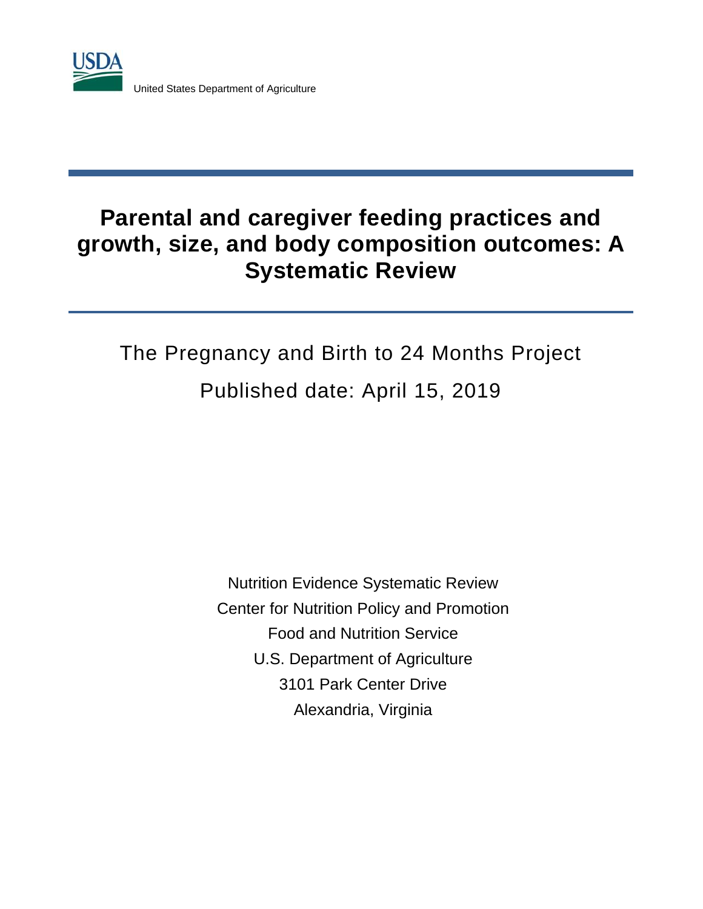USDA

United States Department of Agriculture

# Parental and caregiver feeding practices and growth, size, and body composition outcomes: A Systematic Review

The Pregnancy and Birth to 24 Months Project

Published date: April 15, 2019

Nutrition Evidence Systematic Review

Center for Nutrition Policy and Promotion

Food and Nutrition Service

U.S. Department of Agriculture

3101 Park Center Drive

Alexandria, Virginia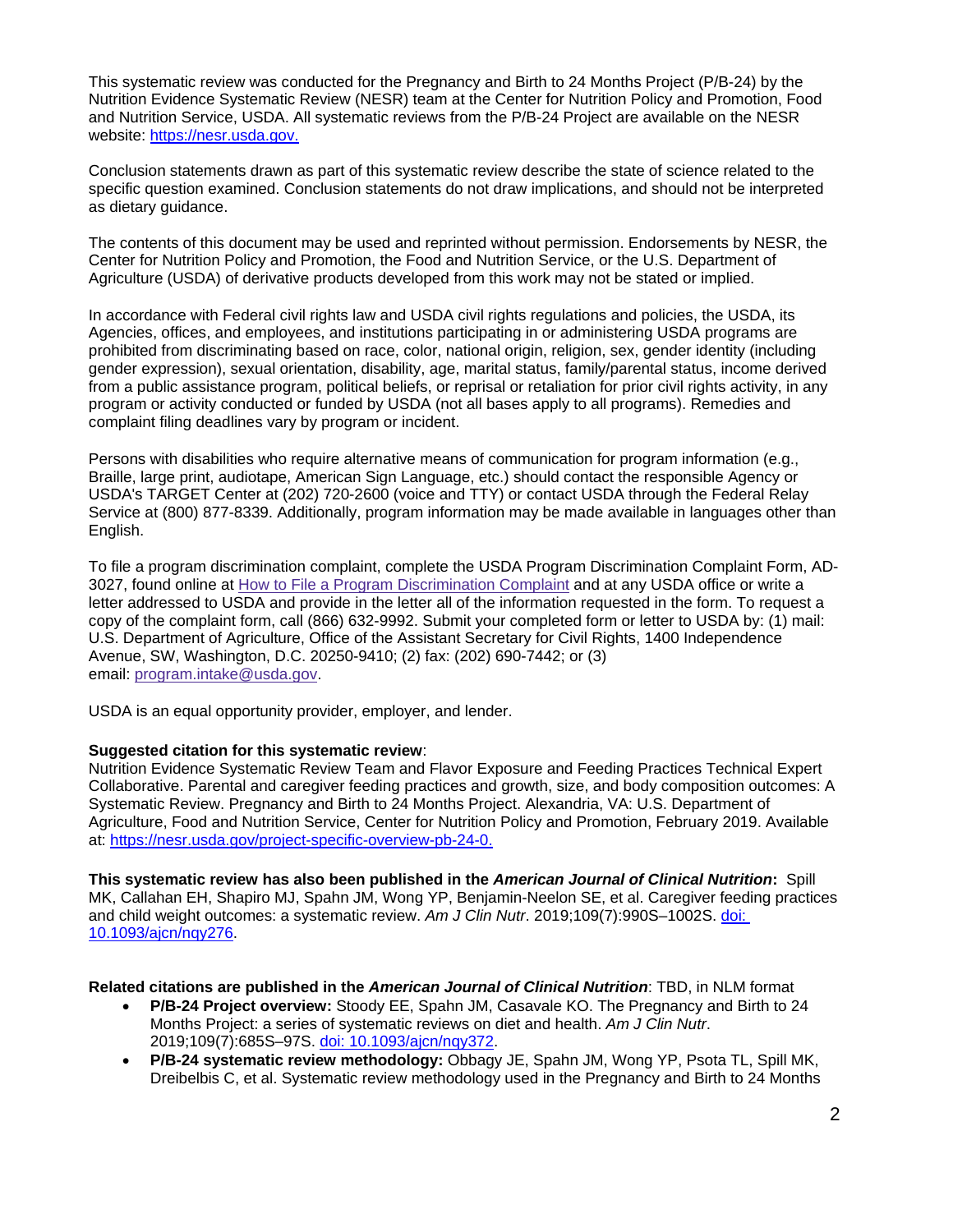This systematic review was conducted for the Pregnancy and Birth to 24 Months Project (P/B-24) by the Nutrition Evidence Systematic Review (NESR) team at the Center for Nutrition Policy and Promotion, Food and Nutrition Service, USDA. All systematic reviews from the P/B-24 Project are available on the NESR website: [https://nesr.usda.gov.](https://nesr.usda.gov)

Conclusion statements drawn as part of this systematic review describe the state of science related to the specific question examined. Conclusion statements do not draw implications, and should not be interpreted as dietary guidance.

The contents of this document may be used and reprinted without permission. Endorsements by NESR, the Center for Nutrition Policy and Promotion, the Food and Nutrition Service, or the U.S. Department of Agriculture (USDA) of derivative products developed from this work may not be stated or implied.

In accordance with Federal civil rights law and USDA civil rights regulations and policies, the USDA, its Agencies, offices, and employees, and institutions participating in or administering USDA programs are prohibited from discriminating based on race, color, national origin, religion, sex, gender identity (including gender expression), sexual orientation, disability, age, marital status, family/parental status, income derived from a public assistance program, political beliefs, or reprisal or retaliation for prior civil rights activity, in any program or activity conducted or funded by USDA (not all bases apply to all programs). Remedies and complaint filing deadlines vary by program or incident.

Persons with disabilities who require alternative means of communication for program information (e.g., Braille, large print, audiotape, American Sign Language, etc.) should contact the responsible Agency or USDA's TARGET Center at (202) 720-2600 (voice and TTY) or contact USDA through the Federal Relay Service at (800) 877-8339. Additionally, program information may be made available in languages other than English.

To file a program discrimination complaint, complete the USDA Program Discrimination Complaint Form, AD-3027, found online at How to File a Program Discrimination Complaint and at any USDA office or write a letter addressed to USDA and provide in the letter all of the information requested in the form. To request a copy of the complaint form, call (866) 632-9992. Submit your completed form or letter to USDA by: (1) mail: U.S. Department of Agriculture, Office of the Assistant Secretary for Civil Rights, 1400 Independence Avenue, SW, Washington, D.C. 20250-9410; (2) fax: (202) 690-7442; or (3) email: program.intake@usda.gov.

USDA is an equal opportunity provider, employer, and lender.

**Suggested citation for this systematic review**:
Nutrition Evidence Systematic Review Team and Flavor Exposure and Feeding Practices Technical Expert Collaborative. Parental and caregiver feeding practices and growth, size, and body composition outcomes: A Systematic Review. Pregnancy and Birth to 24 Months Project. Alexandria, VA: U.S. Department of Agriculture, Food and Nutrition Service, Center for Nutrition Policy and Promotion, February 2019. Available at: [https://nesr.usda.gov/project-specific-overview-pb-24-0.](https://nesr.usda.gov/project-specific-overview-pb-24-0)

**This systematic review has also been published in the *American Journal of Clinical Nutrition*:** Spill MK, Callahan EH, Shapiro MJ, Spahn JM, Wong YP, Benjamin-Neelon SE, et al. Caregiver feeding practices and child weight outcomes: a systematic review. *Am J Clin Nutr*. 2019;109(7):990S–1002S. doi: 10.1093/ajcn/nqy276.

**Related citations are published in the *American Journal of Clinical Nutrition***: TBD, in NLM format

- **P/B-24 Project overview:** Stoody EE, Spahn JM, Casavale KO. The Pregnancy and Birth to 24 Months Project: a series of systematic reviews on diet and health. *Am J Clin Nutr*. 2019;109(7):685S–97S. doi: 10.1093/ajcn/nqy372.
- **P/B-24 systematic review methodology:** Obbagy JE, Spahn JM, Wong YP, Psota TL, Spill MK, Dreibelbis C, et al. Systematic review methodology used in the Pregnancy and Birth to 24 Months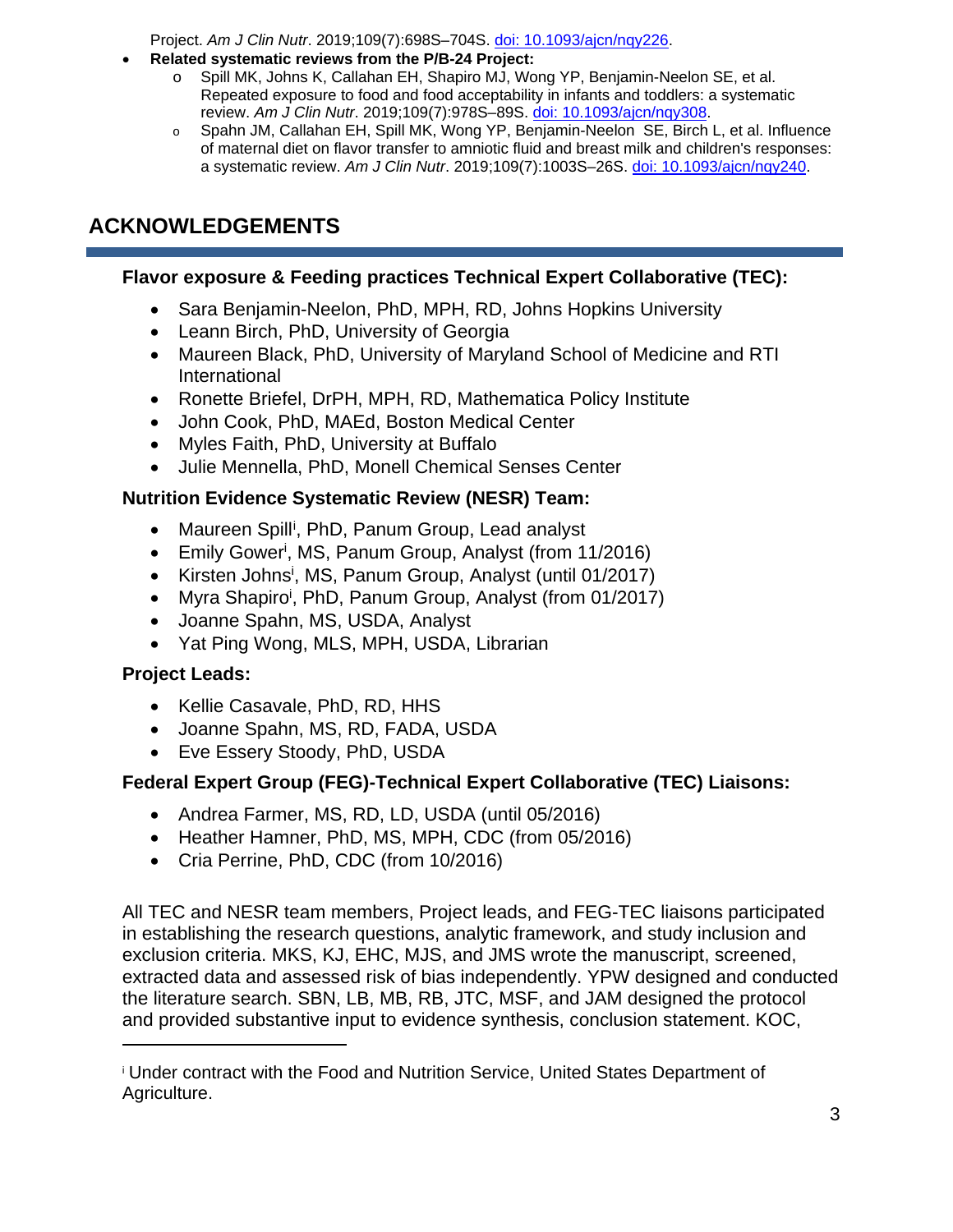Project. *Am J Clin Nutr*. 2019;109(7):698S–704S. doi: 10.1093/ajcn/nqy226.

- **Related systematic reviews from the P/B-24 Project:**
  - Spill MK, Johns K, Callahan EH, Shapiro MJ, Wong YP, Benjamin-Neelon SE, et al. Repeated exposure to food and food acceptability in infants and toddlers: a systematic review. *Am J Clin Nutr*. 2019;109(7):978S–89S. doi: 10.1093/ajcn/nqy308.
  - Spahn JM, Callahan EH, Spill MK, Wong YP, Benjamin-Neelon SE, Birch L, et al. Influence of maternal diet on flavor transfer to amniotic fluid and breast milk and children's responses: a systematic review. *Am J Clin Nutr*. 2019;109(7):1003S–26S. doi: 10.1093/ajcn/nqy240.

## ACKNOWLEDGEMENTS

### Flavor exposure & Feeding practices Technical Expert Collaborative (TEC):

- Sara Benjamin-Neelon, PhD, MPH, RD, Johns Hopkins University
- Leann Birch, PhD, University of Georgia
- Maureen Black, PhD, University of Maryland School of Medicine and RTI International
- Ronette Briefel, DrPH, MPH, RD, Mathematica Policy Institute
- John Cook, PhD, MAEd, Boston Medical Center
- Myles Faith, PhD, University at Buffalo
- Julie Mennella, PhD, Monell Chemical Senses Center

### Nutrition Evidence Systematic Review (NESR) Team:

- Maureen Spill[i], PhD, Panum Group, Lead analyst
- Emily Gower[i], MS, Panum Group, Analyst (from 11/2016)
- Kirsten Johns[i], MS, Panum Group, Analyst (until 01/2017)
- Myra Shapiro[i], PhD, Panum Group, Analyst (from 01/2017)
- Joanne Spahn, MS, USDA, Analyst
- Yat Ping Wong, MLS, MPH, USDA, Librarian

### Project Leads:

- Kellie Casavale, PhD, RD, HHS
- Joanne Spahn, MS, RD, FADA, USDA
- Eve Essery Stoody, PhD, USDA

### Federal Expert Group (FEG)-Technical Expert Collaborative (TEC) Liaisons:

- Andrea Farmer, MS, RD, LD, USDA (until 05/2016)
- Heather Hamner, PhD, MS, MPH, CDC (from 05/2016)
- Cria Perrine, PhD, CDC (from 10/2016)

All TEC and NESR team members, Project leads, and FEG-TEC liaisons participated in establishing the research questions, analytic framework, and study inclusion and exclusion criteria. MKS, KJ, EHC, MJS, and JMS wrote the manuscript, screened, extracted data and assessed risk of bias independently. YPW designed and conducted the literature search. SBN, LB, MB, RB, JTC, MSF, and JAM designed the protocol and provided substantive input to evidence synthesis, conclusion statement. KOC,

---

[i] Under contract with the Food and Nutrition Service, United States Department of Agriculture.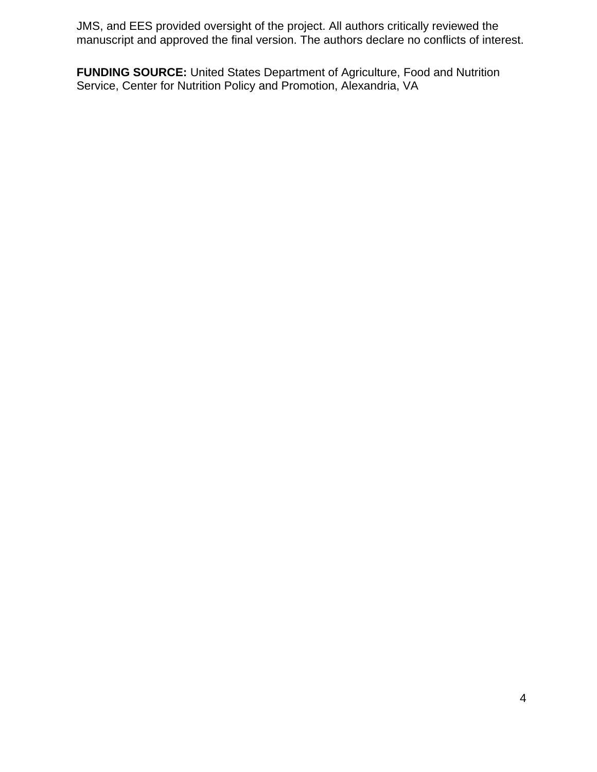JMS, and EES provided oversight of the project. All authors critically reviewed the manuscript and approved the final version. The authors declare no conflicts of interest.

**FUNDING SOURCE:** United States Department of Agriculture, Food and Nutrition Service, Center for Nutrition Policy and Promotion, Alexandria, VA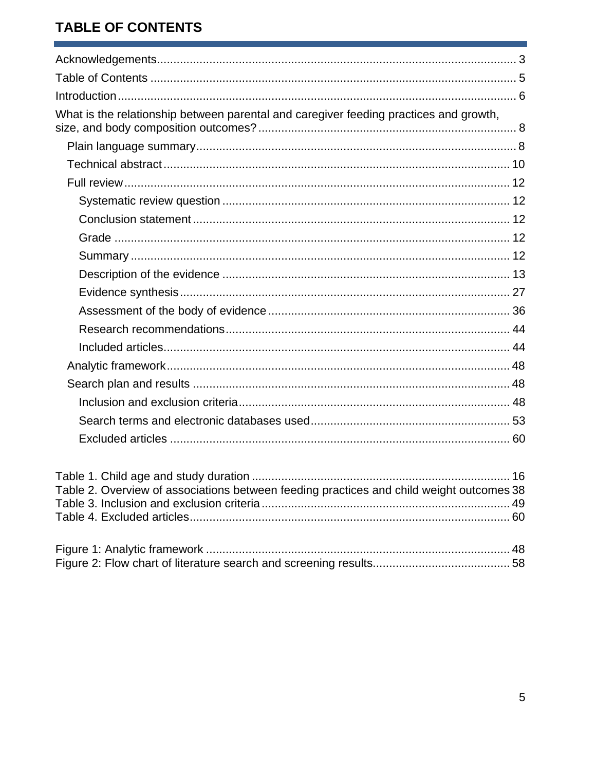## TABLE OF CONTENTS

Acknowledgements ..... 3

Table of Contents ..... 5

Introduction ..... 6

What is the relationship between parental and caregiver feeding practices and growth, size, and body composition outcomes? ..... 8

- Plain language summary ..... 8
- Technical abstract ..... 10
- Full review ..... 12
  - Systematic review question ..... 12
  - Conclusion statement ..... 12
  - Grade ..... 12
  - Summary ..... 12
  - Description of the evidence ..... 13
  - Evidence synthesis ..... 27
  - Assessment of the body of evidence ..... 36
  - Research recommendations ..... 44
  - Included articles ..... 44
- Analytic framework ..... 48
- Search plan and results ..... 48
  - Inclusion and exclusion criteria ..... 48
  - Search terms and electronic databases used ..... 53
  - Excluded articles ..... 60

Table 1. Child age and study duration ..... 16
Table 2. Overview of associations between feeding practices and child weight outcomes ..... 38
Table 3. Inclusion and exclusion criteria ..... 49
Table 4. Excluded articles ..... 60

Figure 1: Analytic framework ..... 48
Figure 2: Flow chart of literature search and screening results ..... 58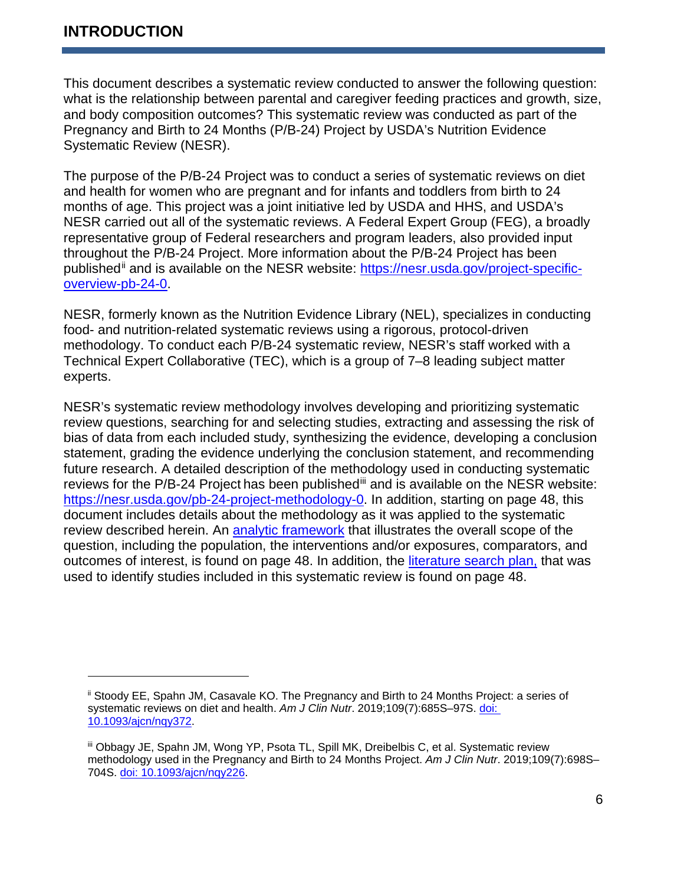## INTRODUCTION

This document describes a systematic review conducted to answer the following question: what is the relationship between parental and caregiver feeding practices and growth, size, and body composition outcomes? This systematic review was conducted as part of the Pregnancy and Birth to 24 Months (P/B-24) Project by USDA's Nutrition Evidence Systematic Review (NESR).

The purpose of the P/B-24 Project was to conduct a series of systematic reviews on diet and health for women who are pregnant and for infants and toddlers from birth to 24 months of age. This project was a joint initiative led by USDA and HHS, and USDA's NESR carried out all of the systematic reviews. A Federal Expert Group (FEG), a broadly representative group of Federal researchers and program leaders, also provided input throughout the P/B-24 Project. More information about the P/B-24 Project has been published[ii] and is available on the NESR website: [https://nesr.usda.gov/project-specific-overview-pb-24-0](https://nesr.usda.gov/project-specific-overview-pb-24-0).

NESR, formerly known as the Nutrition Evidence Library (NEL), specializes in conducting food- and nutrition-related systematic reviews using a rigorous, protocol-driven methodology. To conduct each P/B-24 systematic review, NESR's staff worked with a Technical Expert Collaborative (TEC), which is a group of 7–8 leading subject matter experts.

NESR's systematic review methodology involves developing and prioritizing systematic review questions, searching for and selecting studies, extracting and assessing the risk of bias of data from each included study, synthesizing the evidence, developing a conclusion statement, grading the evidence underlying the conclusion statement, and recommending future research. A detailed description of the methodology used in conducting systematic reviews for the P/B-24 Project has been published[iii] and is available on the NESR website: [https://nesr.usda.gov/pb-24-project-methodology-0](https://nesr.usda.gov/pb-24-project-methodology-0). In addition, starting on page 48, this document includes details about the methodology as it was applied to the systematic review described herein. An analytic framework that illustrates the overall scope of the question, including the population, the interventions and/or exposures, comparators, and outcomes of interest, is found on page 48. In addition, the literature search plan, that was used to identify studies included in this systematic review is found on page 48.

---

[ii] Stoody EE, Spahn JM, Casavale KO. The Pregnancy and Birth to 24 Months Project: a series of systematic reviews on diet and health. *Am J Clin Nutr*. 2019;109(7):685S–97S. doi: 10.1093/ajcn/nqy372.

[iii] Obbagy JE, Spahn JM, Wong YP, Psota TL, Spill MK, Dreibelbis C, et al. Systematic review methodology used in the Pregnancy and Birth to 24 Months Project. *Am J Clin Nutr*. 2019;109(7):698S–704S. doi: 10.1093/ajcn/nqy226.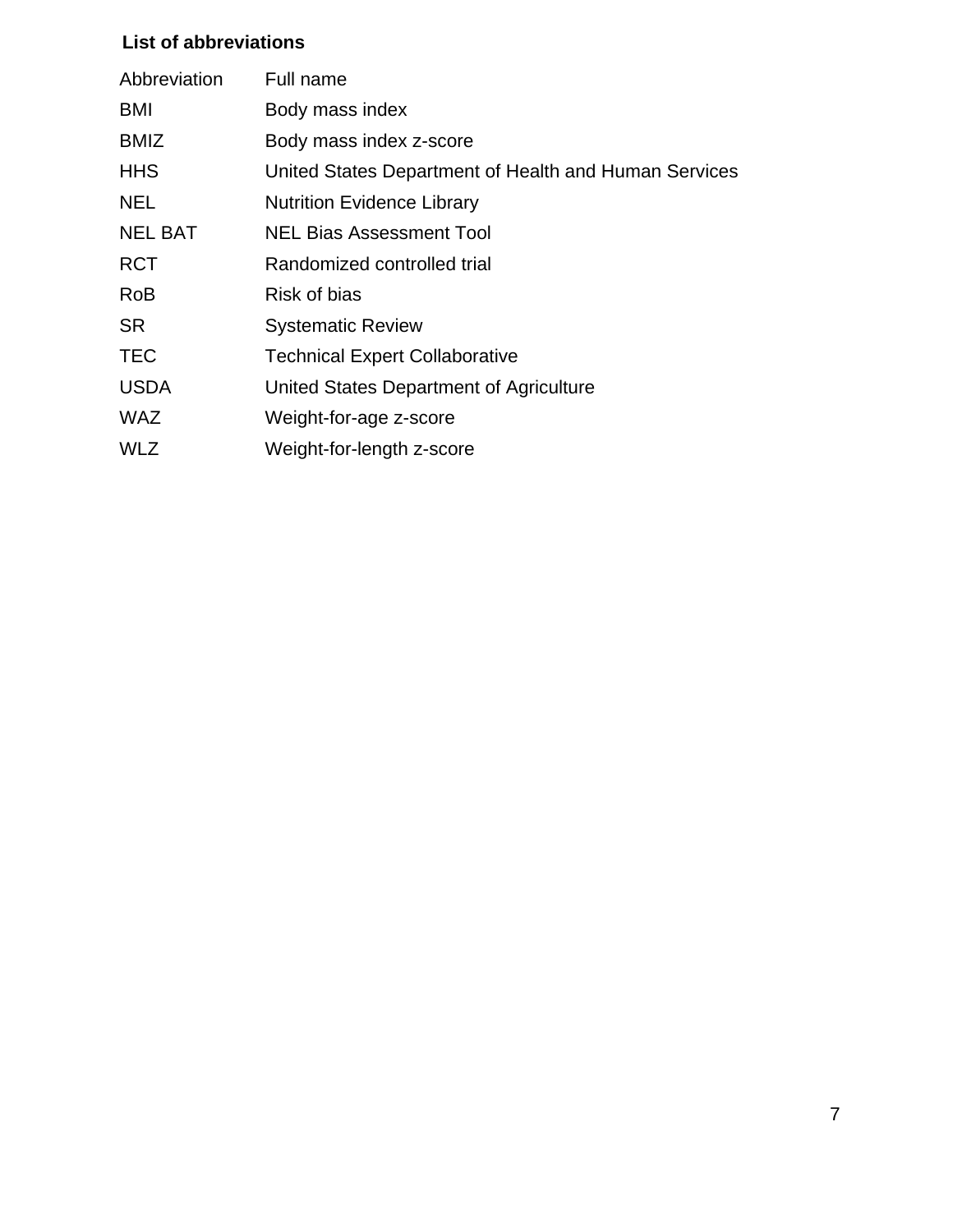## List of abbreviations

| Abbreviation | Full name |
| --- | --- |
| BMI | Body mass index |
| BMIZ | Body mass index z-score |
| HHS | United States Department of Health and Human Services |
| NEL | Nutrition Evidence Library |
| NEL BAT | NEL Bias Assessment Tool |
| RCT | Randomized controlled trial |
| RoB | Risk of bias |
| SR | Systematic Review |
| TEC | Technical Expert Collaborative |
| USDA | United States Department of Agriculture |
| WAZ | Weight-for-age z-score |
| WLZ | Weight-for-length z-score |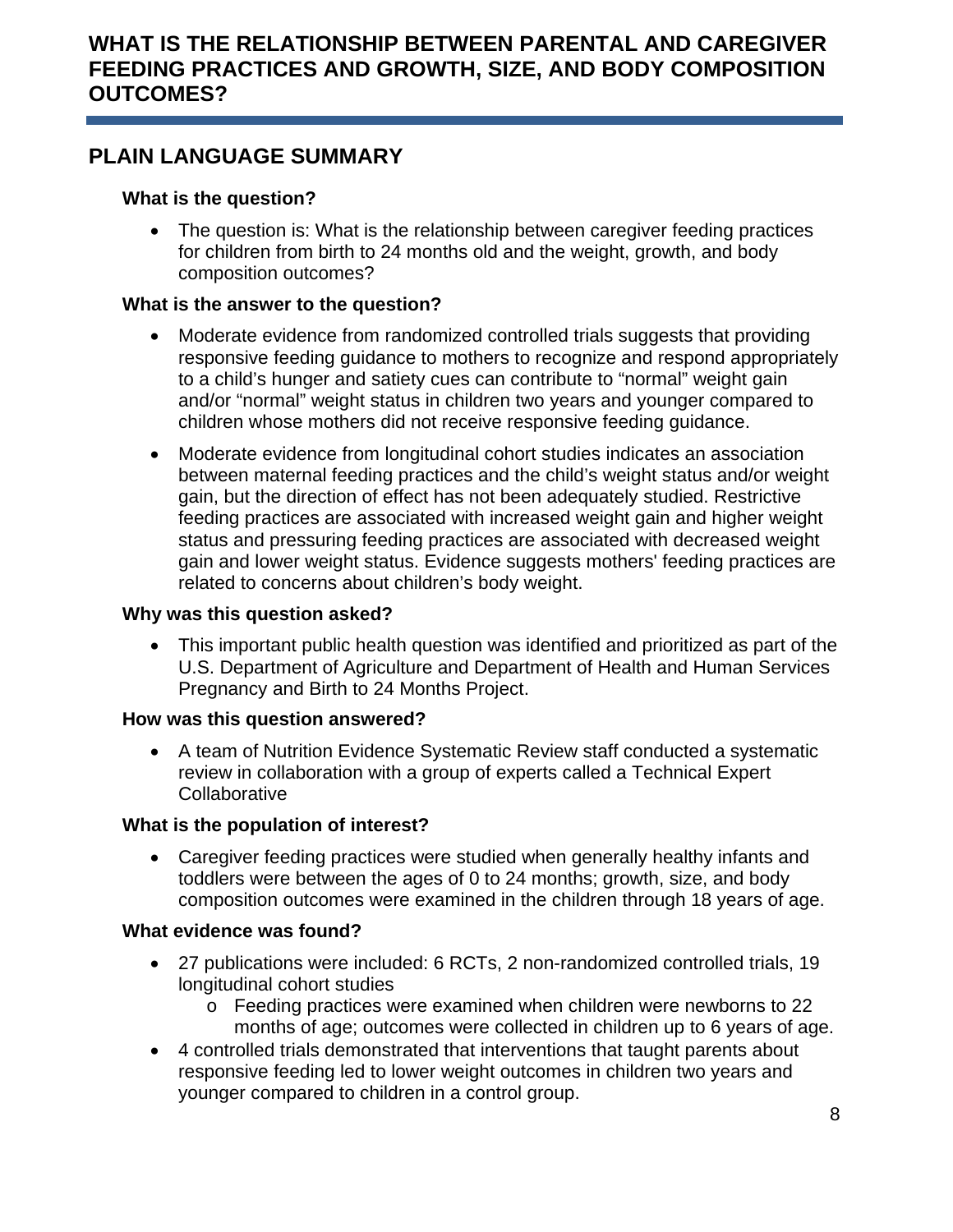# WHAT IS THE RELATIONSHIP BETWEEN PARENTAL AND CAREGIVER FEEDING PRACTICES AND GROWTH, SIZE, AND BODY COMPOSITION OUTCOMES?

## PLAIN LANGUAGE SUMMARY

### What is the question?

- The question is: What is the relationship between caregiver feeding practices for children from birth to 24 months old and the weight, growth, and body composition outcomes?

### What is the answer to the question?

- Moderate evidence from randomized controlled trials suggests that providing responsive feeding guidance to mothers to recognize and respond appropriately to a child's hunger and satiety cues can contribute to "normal" weight gain and/or "normal" weight status in children two years and younger compared to children whose mothers did not receive responsive feeding guidance.
- Moderate evidence from longitudinal cohort studies indicates an association between maternal feeding practices and the child's weight status and/or weight gain, but the direction of effect has not been adequately studied. Restrictive feeding practices are associated with increased weight gain and higher weight status and pressuring feeding practices are associated with decreased weight gain and lower weight status. Evidence suggests mothers' feeding practices are related to concerns about children's body weight.

### Why was this question asked?

- This important public health question was identified and prioritized as part of the U.S. Department of Agriculture and Department of Health and Human Services Pregnancy and Birth to 24 Months Project.

### How was this question answered?

- A team of Nutrition Evidence Systematic Review staff conducted a systematic review in collaboration with a group of experts called a Technical Expert Collaborative

### What is the population of interest?

- Caregiver feeding practices were studied when generally healthy infants and toddlers were between the ages of 0 to 24 months; growth, size, and body composition outcomes were examined in the children through 18 years of age.

### What evidence was found?

- 27 publications were included: 6 RCTs, 2 non-randomized controlled trials, 19 longitudinal cohort studies
  - Feeding practices were examined when children were newborns to 22 months of age; outcomes were collected in children up to 6 years of age.
- 4 controlled trials demonstrated that interventions that taught parents about responsive feeding led to lower weight outcomes in children two years and younger compared to children in a control group.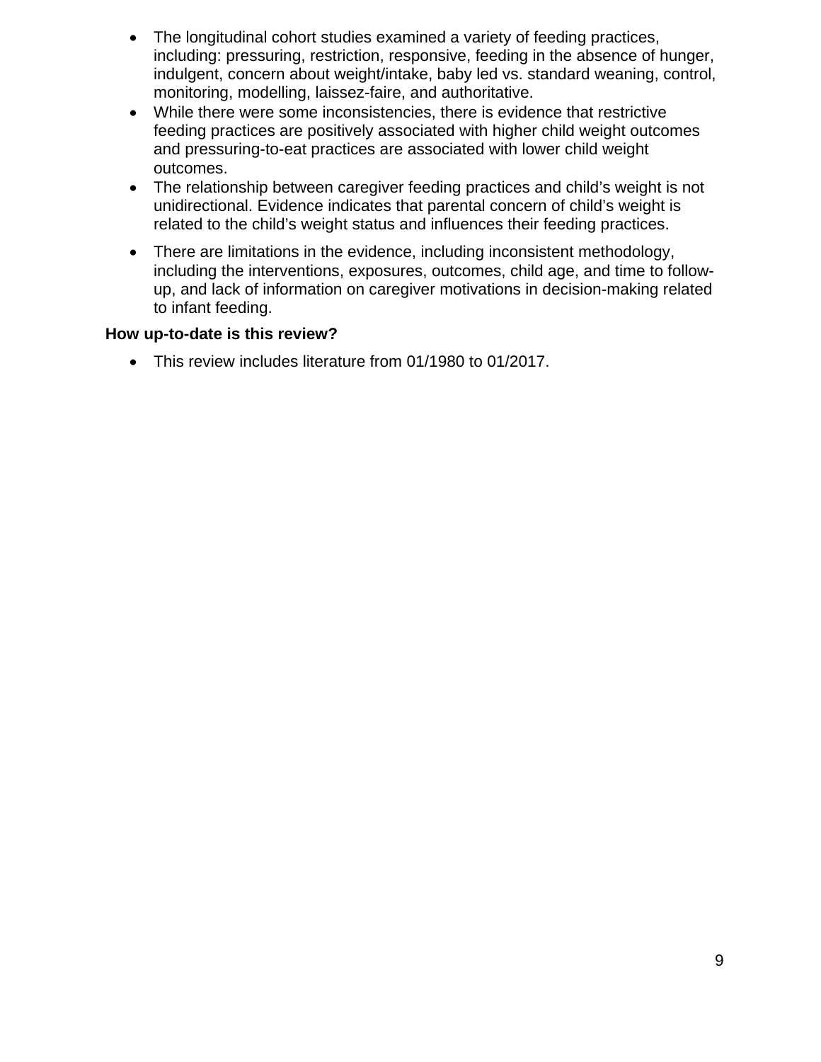- The longitudinal cohort studies examined a variety of feeding practices, including: pressuring, restriction, responsive, feeding in the absence of hunger, indulgent, concern about weight/intake, baby led vs. standard weaning, control, monitoring, modelling, laissez-faire, and authoritative.
- While there were some inconsistencies, there is evidence that restrictive feeding practices are positively associated with higher child weight outcomes and pressuring-to-eat practices are associated with lower child weight outcomes.
- The relationship between caregiver feeding practices and child's weight is not unidirectional. Evidence indicates that parental concern of child's weight is related to the child's weight status and influences their feeding practices.
- There are limitations in the evidence, including inconsistent methodology, including the interventions, exposures, outcomes, child age, and time to follow-up, and lack of information on caregiver motivations in decision-making related to infant feeding.

**How up-to-date is this review?**

- This review includes literature from 01/1980 to 01/2017.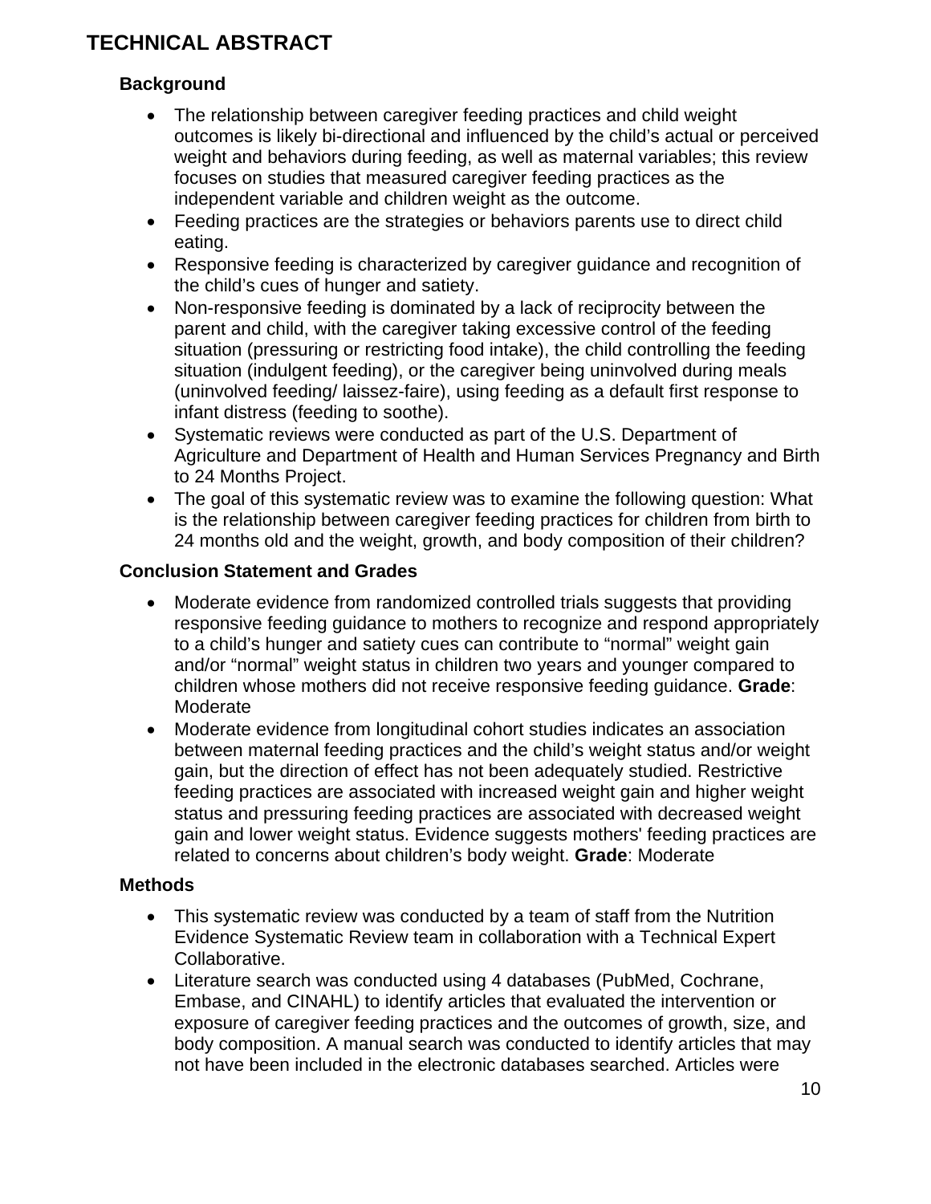# TECHNICAL ABSTRACT

### Background

- The relationship between caregiver feeding practices and child weight outcomes is likely bi-directional and influenced by the child's actual or perceived weight and behaviors during feeding, as well as maternal variables; this review focuses on studies that measured caregiver feeding practices as the independent variable and children weight as the outcome.
- Feeding practices are the strategies or behaviors parents use to direct child eating.
- Responsive feeding is characterized by caregiver guidance and recognition of the child's cues of hunger and satiety.
- Non-responsive feeding is dominated by a lack of reciprocity between the parent and child, with the caregiver taking excessive control of the feeding situation (pressuring or restricting food intake), the child controlling the feeding situation (indulgent feeding), or the caregiver being uninvolved during meals (uninvolved feeding/ laissez-faire), using feeding as a default first response to infant distress (feeding to soothe).
- Systematic reviews were conducted as part of the U.S. Department of Agriculture and Department of Health and Human Services Pregnancy and Birth to 24 Months Project.
- The goal of this systematic review was to examine the following question: What is the relationship between caregiver feeding practices for children from birth to 24 months old and the weight, growth, and body composition of their children?

### Conclusion Statement and Grades

- Moderate evidence from randomized controlled trials suggests that providing responsive feeding guidance to mothers to recognize and respond appropriately to a child's hunger and satiety cues can contribute to "normal" weight gain and/or "normal" weight status in children two years and younger compared to children whose mothers did not receive responsive feeding guidance. **Grade**: Moderate
- Moderate evidence from longitudinal cohort studies indicates an association between maternal feeding practices and the child's weight status and/or weight gain, but the direction of effect has not been adequately studied. Restrictive feeding practices are associated with increased weight gain and higher weight status and pressuring feeding practices are associated with decreased weight gain and lower weight status. Evidence suggests mothers' feeding practices are related to concerns about children's body weight. **Grade**: Moderate

### Methods

- This systematic review was conducted by a team of staff from the Nutrition Evidence Systematic Review team in collaboration with a Technical Expert Collaborative.
- Literature search was conducted using 4 databases (PubMed, Cochrane, Embase, and CINAHL) to identify articles that evaluated the intervention or exposure of caregiver feeding practices and the outcomes of growth, size, and body composition. A manual search was conducted to identify articles that may not have been included in the electronic databases searched. Articles were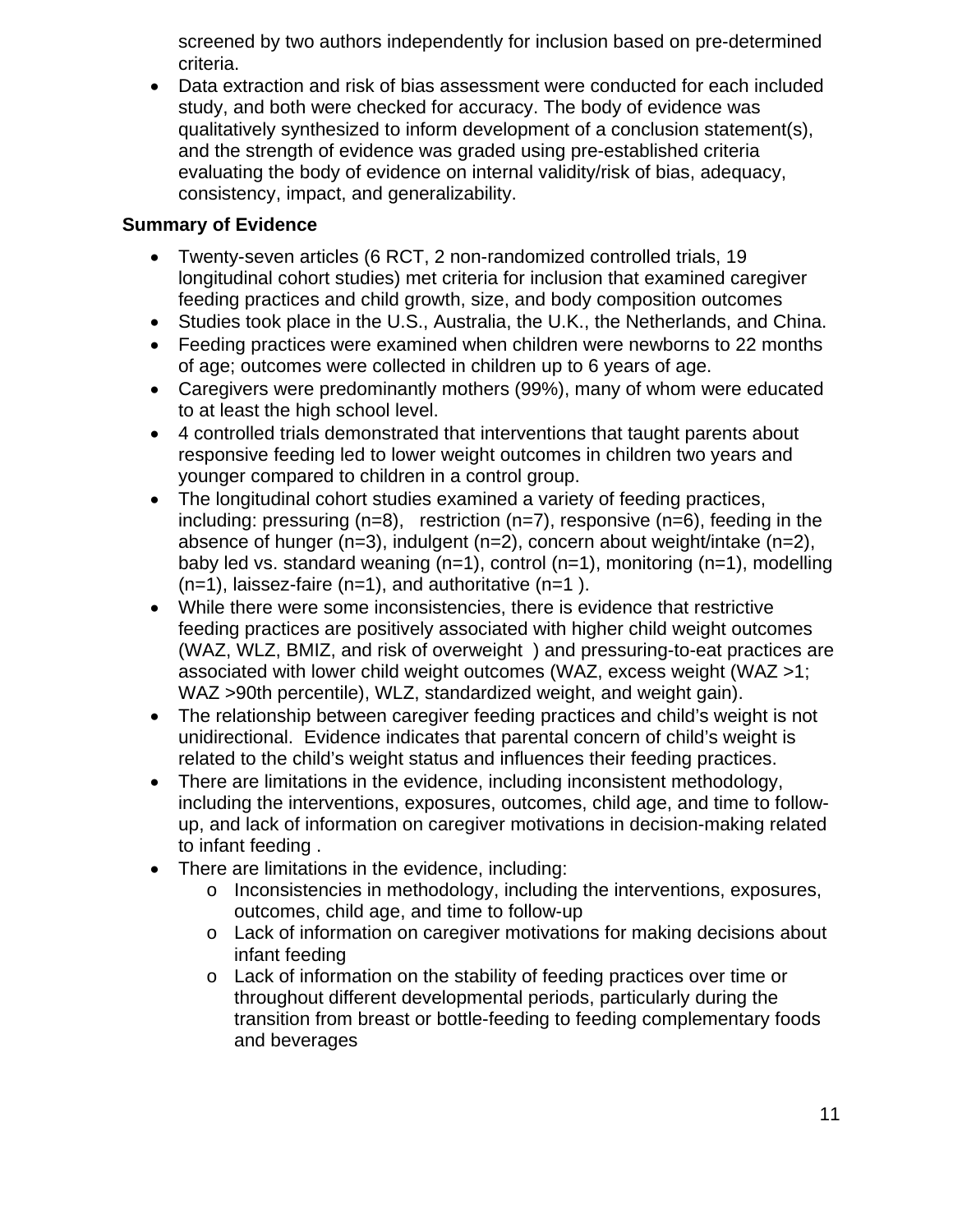screened by two authors independently for inclusion based on pre-determined criteria.

- Data extraction and risk of bias assessment were conducted for each included study, and both were checked for accuracy. The body of evidence was qualitatively synthesized to inform development of a conclusion statement(s), and the strength of evidence was graded using pre-established criteria evaluating the body of evidence on internal validity/risk of bias, adequacy, consistency, impact, and generalizability.

**Summary of Evidence**

- Twenty-seven articles (6 RCT, 2 non-randomized controlled trials, 19 longitudinal cohort studies) met criteria for inclusion that examined caregiver feeding practices and child growth, size, and body composition outcomes
- Studies took place in the U.S., Australia, the U.K., the Netherlands, and China.
- Feeding practices were examined when children were newborns to 22 months of age; outcomes were collected in children up to 6 years of age.
- Caregivers were predominantly mothers (99%), many of whom were educated to at least the high school level.
- 4 controlled trials demonstrated that interventions that taught parents about responsive feeding led to lower weight outcomes in children two years and younger compared to children in a control group.
- The longitudinal cohort studies examined a variety of feeding practices, including: pressuring (n=8), restriction (n=7), responsive (n=6), feeding in the absence of hunger (n=3), indulgent (n=2), concern about weight/intake (n=2), baby led vs. standard weaning (n=1), control (n=1), monitoring (n=1), modelling (n=1), laissez-faire (n=1), and authoritative (n=1 ).
- While there were some inconsistencies, there is evidence that restrictive feeding practices are positively associated with higher child weight outcomes (WAZ, WLZ, BMIZ, and risk of overweight ) and pressuring-to-eat practices are associated with lower child weight outcomes (WAZ, excess weight (WAZ >1; WAZ >90th percentile), WLZ, standardized weight, and weight gain).
- The relationship between caregiver feeding practices and child's weight is not unidirectional. Evidence indicates that parental concern of child's weight is related to the child's weight status and influences their feeding practices.
- There are limitations in the evidence, including inconsistent methodology, including the interventions, exposures, outcomes, child age, and time to follow-up, and lack of information on caregiver motivations in decision-making related to infant feeding .
- There are limitations in the evidence, including:
  - Inconsistencies in methodology, including the interventions, exposures, outcomes, child age, and time to follow-up
  - Lack of information on caregiver motivations for making decisions about infant feeding
  - Lack of information on the stability of feeding practices over time or throughout different developmental periods, particularly during the transition from breast or bottle-feeding to feeding complementary foods and beverages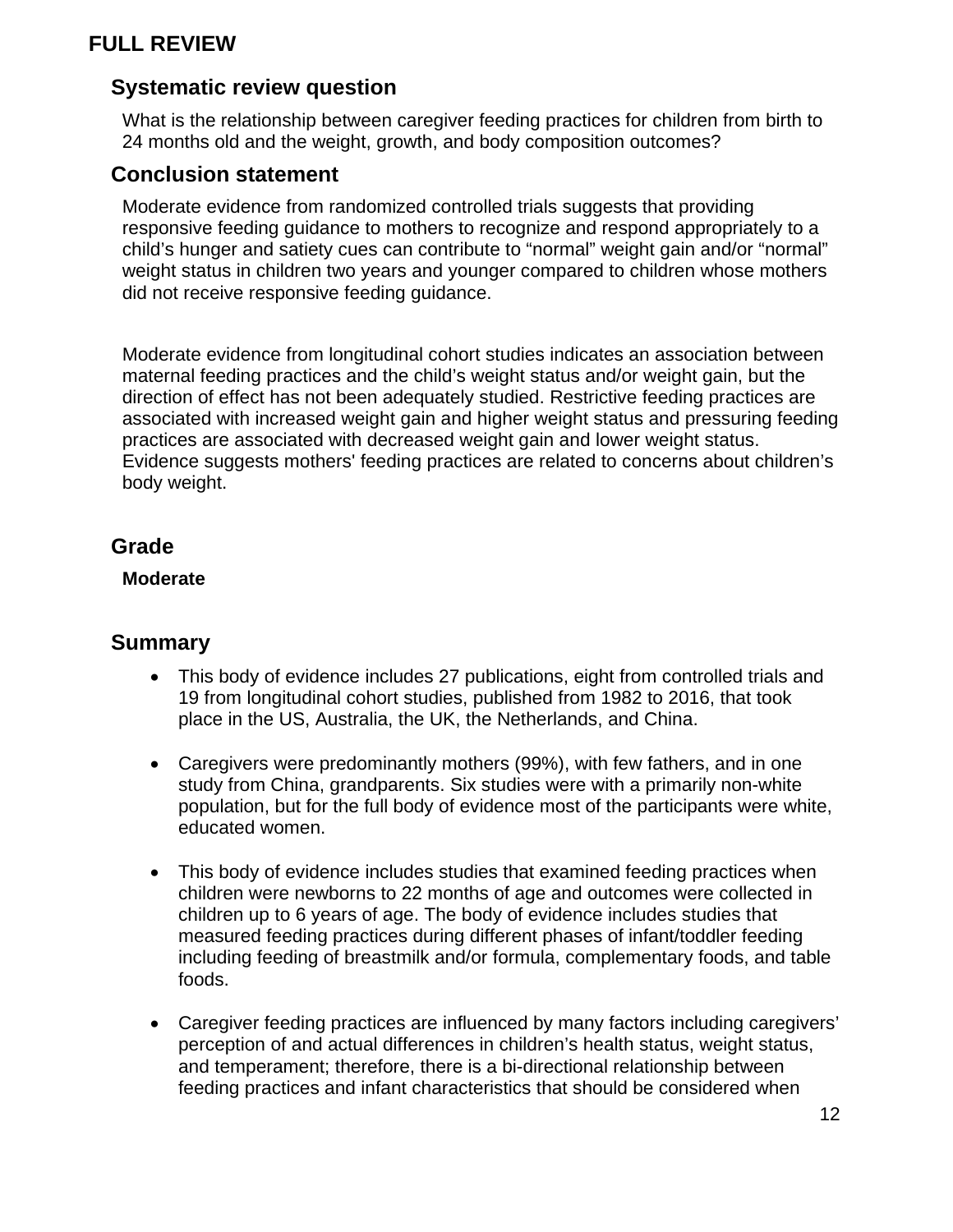# FULL REVIEW

## Systematic review question

What is the relationship between caregiver feeding practices for children from birth to 24 months old and the weight, growth, and body composition outcomes?

## Conclusion statement

Moderate evidence from randomized controlled trials suggests that providing responsive feeding guidance to mothers to recognize and respond appropriately to a child's hunger and satiety cues can contribute to "normal" weight gain and/or "normal" weight status in children two years and younger compared to children whose mothers did not receive responsive feeding guidance.

Moderate evidence from longitudinal cohort studies indicates an association between maternal feeding practices and the child's weight status and/or weight gain, but the direction of effect has not been adequately studied. Restrictive feeding practices are associated with increased weight gain and higher weight status and pressuring feeding practices are associated with decreased weight gain and lower weight status. Evidence suggests mothers' feeding practices are related to concerns about children's body weight.

## Grade

**Moderate**

## Summary

- This body of evidence includes 27 publications, eight from controlled trials and 19 from longitudinal cohort studies, published from 1982 to 2016, that took place in the US, Australia, the UK, the Netherlands, and China.
- Caregivers were predominantly mothers (99%), with few fathers, and in one study from China, grandparents. Six studies were with a primarily non-white population, but for the full body of evidence most of the participants were white, educated women.
- This body of evidence includes studies that examined feeding practices when children were newborns to 22 months of age and outcomes were collected in children up to 6 years of age. The body of evidence includes studies that measured feeding practices during different phases of infant/toddler feeding including feeding of breastmilk and/or formula, complementary foods, and table foods.
- Caregiver feeding practices are influenced by many factors including caregivers' perception of and actual differences in children's health status, weight status, and temperament; therefore, there is a bi-directional relationship between feeding practices and infant characteristics that should be considered when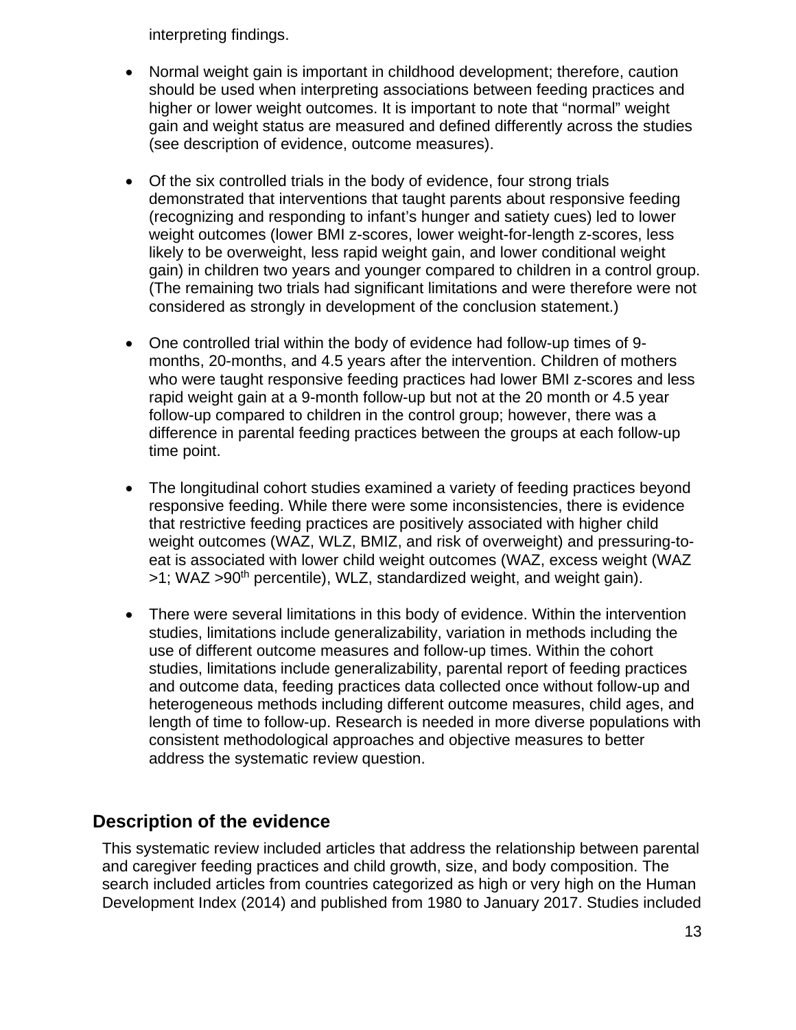interpreting findings.

- Normal weight gain is important in childhood development; therefore, caution should be used when interpreting associations between feeding practices and higher or lower weight outcomes. It is important to note that "normal" weight gain and weight status are measured and defined differently across the studies (see description of evidence, outcome measures).

- Of the six controlled trials in the body of evidence, four strong trials demonstrated that interventions that taught parents about responsive feeding (recognizing and responding to infant's hunger and satiety cues) led to lower weight outcomes (lower BMI z-scores, lower weight-for-length z-scores, less likely to be overweight, less rapid weight gain, and lower conditional weight gain) in children two years and younger compared to children in a control group. (The remaining two trials had significant limitations and were therefore were not considered as strongly in development of the conclusion statement.)

- One controlled trial within the body of evidence had follow-up times of 9-months, 20-months, and 4.5 years after the intervention. Children of mothers who were taught responsive feeding practices had lower BMI z-scores and less rapid weight gain at a 9-month follow-up but not at the 20 month or 4.5 year follow-up compared to children in the control group; however, there was a difference in parental feeding practices between the groups at each follow-up time point.

- The longitudinal cohort studies examined a variety of feeding practices beyond responsive feeding. While there were some inconsistencies, there is evidence that restrictive feeding practices are positively associated with higher child weight outcomes (WAZ, WLZ, BMIZ, and risk of overweight) and pressuring-to-eat is associated with lower child weight outcomes (WAZ, excess weight (WAZ >1; WAZ >90th percentile), WLZ, standardized weight, and weight gain).

- There were several limitations in this body of evidence. Within the intervention studies, limitations include generalizability, variation in methods including the use of different outcome measures and follow-up times. Within the cohort studies, limitations include generalizability, parental report of feeding practices and outcome data, feeding practices data collected once without follow-up and heterogeneous methods including different outcome measures, child ages, and length of time to follow-up. Research is needed in more diverse populations with consistent methodological approaches and objective measures to better address the systematic review question.

## Description of the evidence

This systematic review included articles that address the relationship between parental and caregiver feeding practices and child growth, size, and body composition. The search included articles from countries categorized as high or very high on the Human Development Index (2014) and published from 1980 to January 2017. Studies included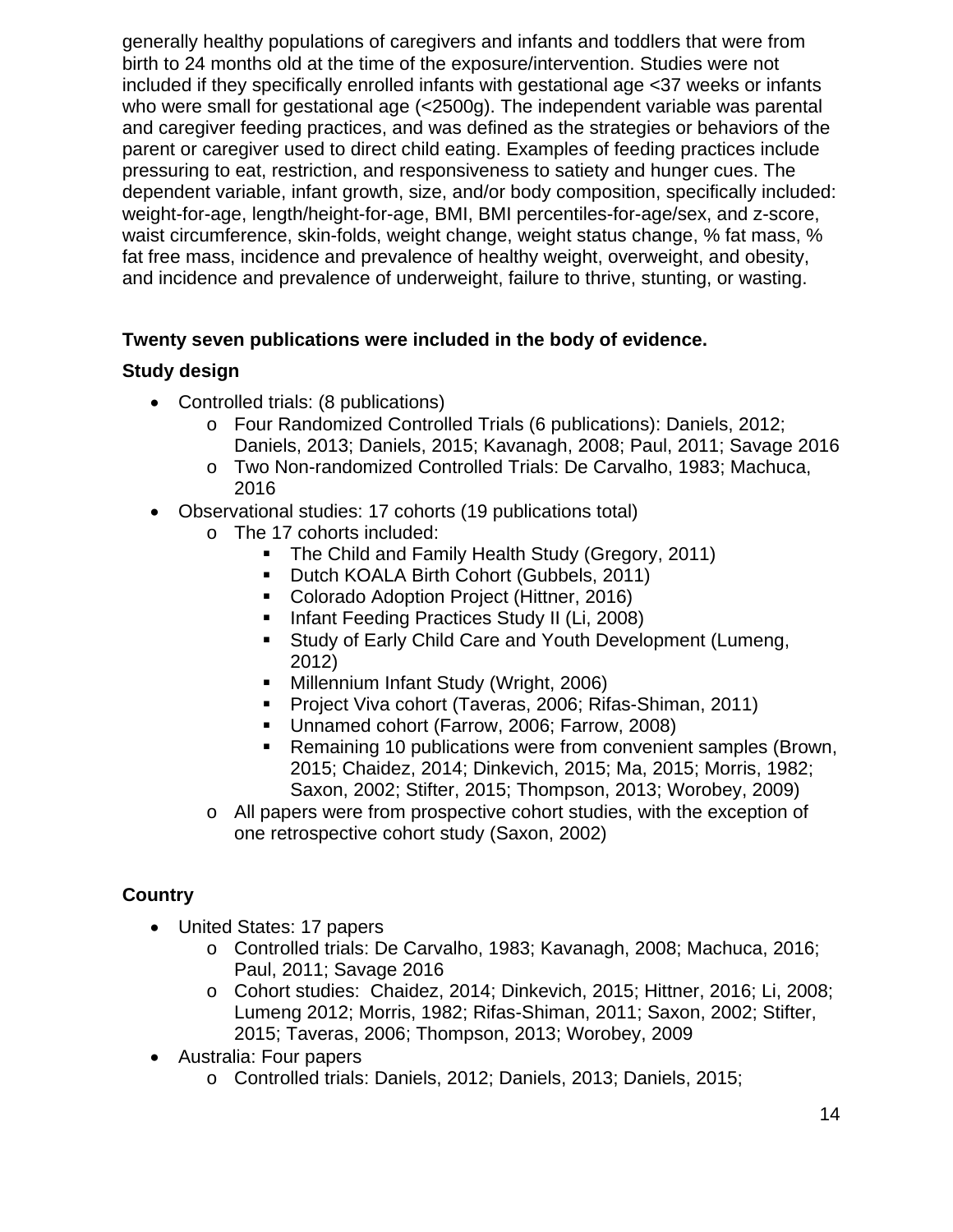generally healthy populations of caregivers and infants and toddlers that were from birth to 24 months old at the time of the exposure/intervention. Studies were not included if they specifically enrolled infants with gestational age <37 weeks or infants who were small for gestational age (<2500g). The independent variable was parental and caregiver feeding practices, and was defined as the strategies or behaviors of the parent or caregiver used to direct child eating. Examples of feeding practices include pressuring to eat, restriction, and responsiveness to satiety and hunger cues. The dependent variable, infant growth, size, and/or body composition, specifically included: weight-for-age, length/height-for-age, BMI, BMI percentiles-for-age/sex, and z-score, waist circumference, skin-folds, weight change, weight status change, % fat mass, % fat free mass, incidence and prevalence of healthy weight, overweight, and obesity, and incidence and prevalence of underweight, failure to thrive, stunting, or wasting.

**Twenty seven publications were included in the body of evidence.**

**Study design**

- Controlled trials: (8 publications)
  - Four Randomized Controlled Trials (6 publications): Daniels, 2012; Daniels, 2013; Daniels, 2015; Kavanagh, 2008; Paul, 2011; Savage 2016
  - Two Non-randomized Controlled Trials: De Carvalho, 1983; Machuca, 2016
- Observational studies: 17 cohorts (19 publications total)
  - The 17 cohorts included:
    - The Child and Family Health Study (Gregory, 2011)
    - Dutch KOALA Birth Cohort (Gubbels, 2011)
    - Colorado Adoption Project (Hittner, 2016)
    - Infant Feeding Practices Study II (Li, 2008)
    - Study of Early Child Care and Youth Development (Lumeng, 2012)
    - Millennium Infant Study (Wright, 2006)
    - Project Viva cohort (Taveras, 2006; Rifas-Shiman, 2011)
    - Unnamed cohort (Farrow, 2006; Farrow, 2008)
    - Remaining 10 publications were from convenient samples (Brown, 2015; Chaidez, 2014; Dinkevich, 2015; Ma, 2015; Morris, 1982; Saxon, 2002; Stifter, 2015; Thompson, 2013; Worobey, 2009)
  - All papers were from prospective cohort studies, with the exception of one retrospective cohort study (Saxon, 2002)

**Country**

- United States: 17 papers
  - Controlled trials: De Carvalho, 1983; Kavanagh, 2008; Machuca, 2016; Paul, 2011; Savage 2016
  - Cohort studies: Chaidez, 2014; Dinkevich, 2015; Hittner, 2016; Li, 2008; Lumeng 2012; Morris, 1982; Rifas-Shiman, 2011; Saxon, 2002; Stifter, 2015; Taveras, 2006; Thompson, 2013; Worobey, 2009
- Australia: Four papers
  - Controlled trials: Daniels, 2012; Daniels, 2013; Daniels, 2015;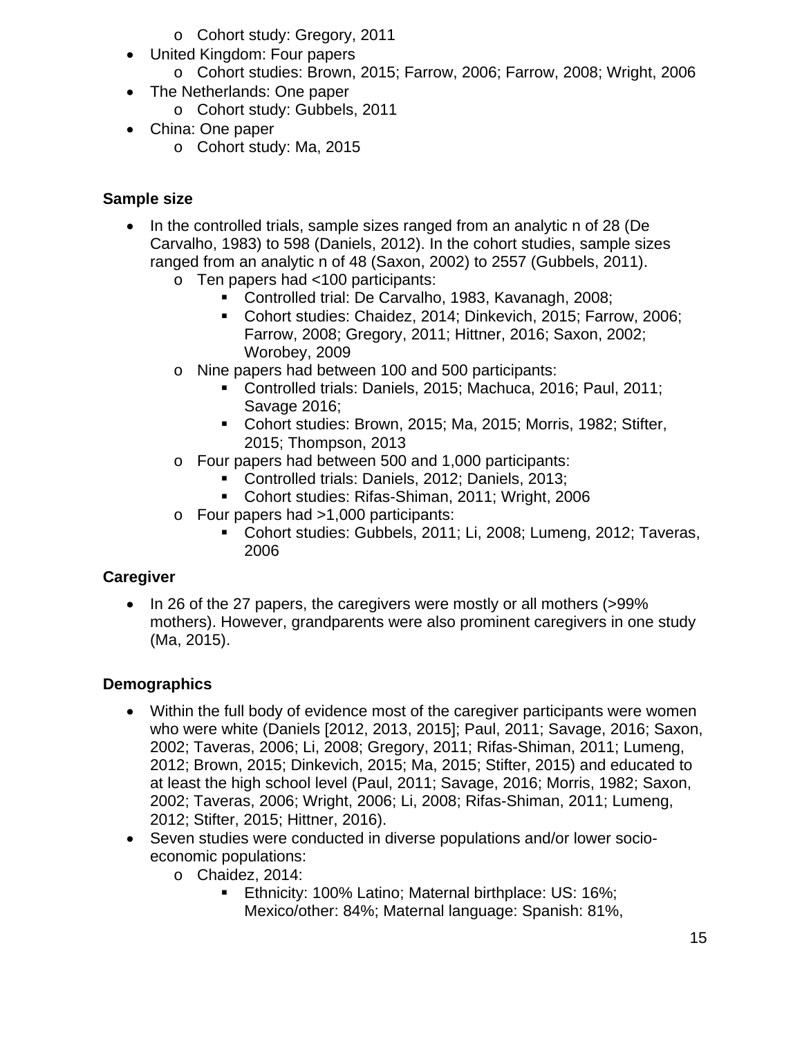- Cohort study: Gregory, 2011
- United Kingdom: Four papers
  - Cohort studies: Brown, 2015; Farrow, 2006; Farrow, 2008; Wright, 2006
- The Netherlands: One paper
  - Cohort study: Gubbels, 2011
- China: One paper
  - Cohort study: Ma, 2015

**Sample size**

- In the controlled trials, sample sizes ranged from an analytic n of 28 (De Carvalho, 1983) to 598 (Daniels, 2012). In the cohort studies, sample sizes ranged from an analytic n of 48 (Saxon, 2002) to 2557 (Gubbels, 2011).
  - Ten papers had <100 participants:
    - Controlled trial: De Carvalho, 1983, Kavanagh, 2008;
    - Cohort studies: Chaidez, 2014; Dinkevich, 2015; Farrow, 2006; Farrow, 2008; Gregory, 2011; Hittner, 2016; Saxon, 2002; Worobey, 2009
  - Nine papers had between 100 and 500 participants:
    - Controlled trials: Daniels, 2015; Machuca, 2016; Paul, 2011; Savage 2016;
    - Cohort studies: Brown, 2015; Ma, 2015; Morris, 1982; Stifter, 2015; Thompson, 2013
  - Four papers had between 500 and 1,000 participants:
    - Controlled trials: Daniels, 2012; Daniels, 2013;
    - Cohort studies: Rifas-Shiman, 2011; Wright, 2006
  - Four papers had >1,000 participants:
    - Cohort studies: Gubbels, 2011; Li, 2008; Lumeng, 2012; Taveras, 2006

**Caregiver**

- In 26 of the 27 papers, the caregivers were mostly or all mothers (>99% mothers). However, grandparents were also prominent caregivers in one study (Ma, 2015).

**Demographics**

- Within the full body of evidence most of the caregiver participants were women who were white (Daniels [2012, 2013, 2015]; Paul, 2011; Savage, 2016; Saxon, 2002; Taveras, 2006; Li, 2008; Gregory, 2011; Rifas-Shiman, 2011; Lumeng, 2012; Brown, 2015; Dinkevich, 2015; Ma, 2015; Stifter, 2015) and educated to at least the high school level (Paul, 2011; Savage, 2016; Morris, 1982; Saxon, 2002; Taveras, 2006; Wright, 2006; Li, 2008; Rifas-Shiman, 2011; Lumeng, 2012; Stifter, 2015; Hittner, 2016).
- Seven studies were conducted in diverse populations and/or lower socio-economic populations:
  - Chaidez, 2014:
    - Ethnicity: 100% Latino; Maternal birthplace: US: 16%; Mexico/other: 84%; Maternal language: Spanish: 81%,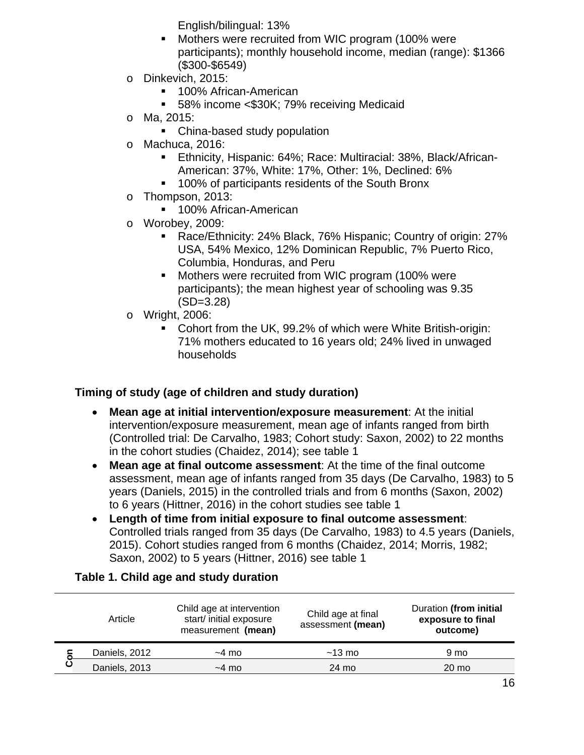English/bilingual: 13%
  - Mothers were recruited from WIC program (100% were participants); monthly household income, median (range): $1366 ($300-$6549)
- Dinkevich, 2015:
  - 100% African-American
  - 58% income <$30K; 79% receiving Medicaid
- Ma, 2015:
  - China-based study population
- Machuca, 2016:
  - Ethnicity, Hispanic: 64%; Race: Multiracial: 38%, Black/African-American: 37%, White: 17%, Other: 1%, Declined: 6%
  - 100% of participants residents of the South Bronx
- Thompson, 2013:
  - 100% African-American
- Worobey, 2009:
  - Race/Ethnicity: 24% Black, 76% Hispanic; Country of origin: 27% USA, 54% Mexico, 12% Dominican Republic, 7% Puerto Rico, Columbia, Honduras, and Peru
  - Mothers were recruited from WIC program (100% were participants); the mean highest year of schooling was 9.35 (SD=3.28)
- Wright, 2006:
  - Cohort from the UK, 99.2% of which were White British-origin: 71% mothers educated to 16 years old; 24% lived in unwaged households

**Timing of study (age of children and study duration)**

- **Mean age at initial intervention/exposure measurement**: At the initial intervention/exposure measurement, mean age of infants ranged from birth (Controlled trial: De Carvalho, 1983; Cohort study: Saxon, 2002) to 22 months in the cohort studies (Chaidez, 2014); see table 1
- **Mean age at final outcome assessment**: At the time of the final outcome assessment, mean age of infants ranged from 35 days (De Carvalho, 1983) to 5 years (Daniels, 2015) in the controlled trials and from 6 months (Saxon, 2002) to 6 years (Hittner, 2016) in the cohort studies see table 1
- **Length of time from initial exposure to final outcome assessment**: Controlled trials ranged from 35 days (De Carvalho, 1983) to 4.5 years (Daniels, 2015). Cohort studies ranged from 6 months (Chaidez, 2014; Morris, 1982; Saxon, 2002) to 5 years (Hittner, 2016) see table 1

**Table 1. Child age and study duration**

| | Article | Child age at intervention start/ initial exposure measurement **(mean)** | Child age at final assessment **(mean)** | Duration **(from initial exposure to final outcome)** |
|---|---|---|---|---|
| Con | Daniels, 2012 | ~4 mo | ~13 mo | 9 mo |
| | Daniels, 2013 | ~4 mo | 24 mo | 20 mo |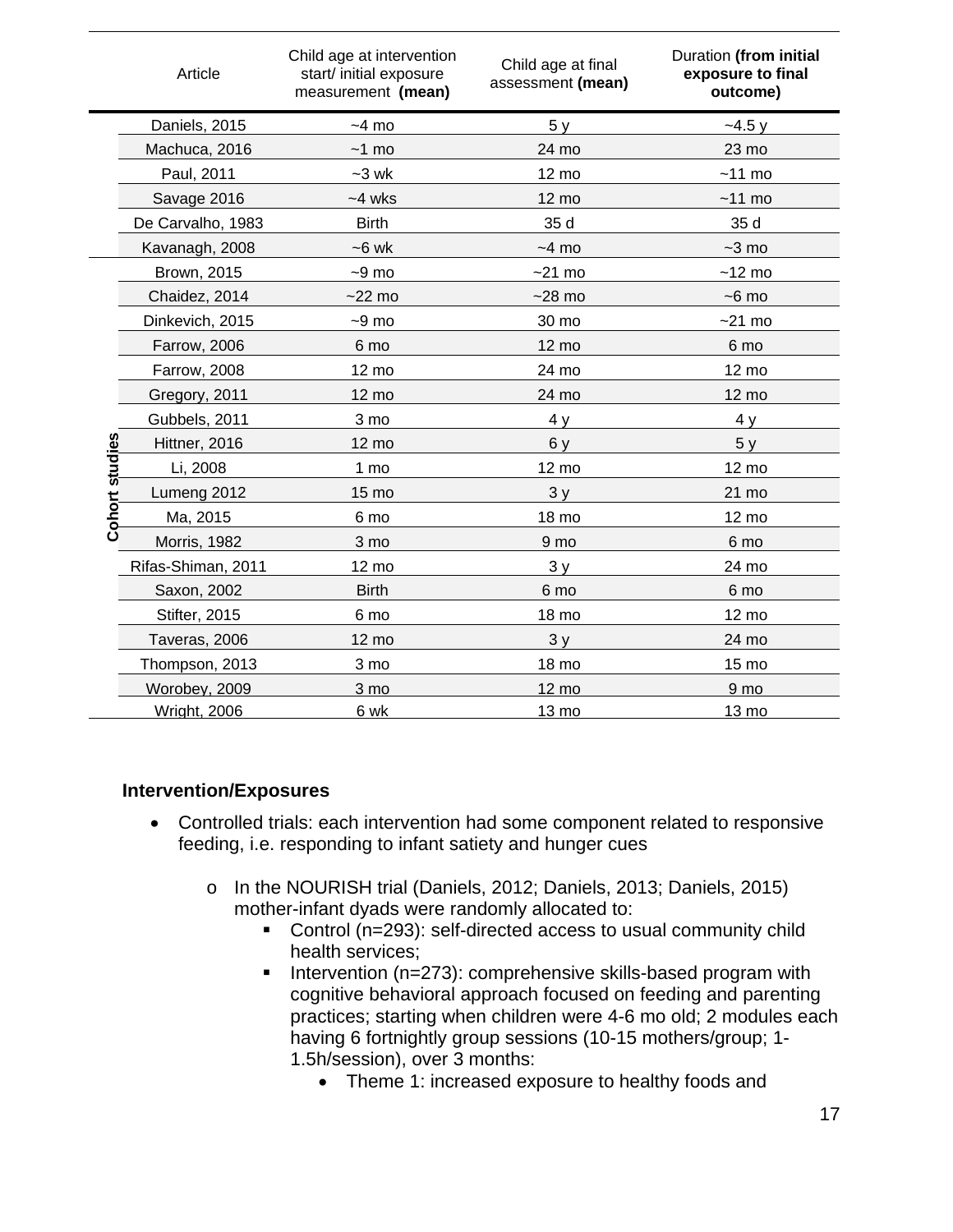| | Article | Child age at intervention start/ initial exposure measurement **(mean)** | Child age at final assessment **(mean)** | Duration **(from initial exposure to final outcome)** |
|---|---|---|---|---|
| | Daniels, 2015 | ~4 mo | 5 y | ~4.5 y |
| | Machuca, 2016 | ~1 mo | 24 mo | 23 mo |
| | Paul, 2011 | ~3 wk | 12 mo | ~11 mo |
| | Savage 2016 | ~4 wks | 12 mo | ~11 mo |
| | De Carvalho, 1983 | Birth | 35 d | 35 d |
| | Kavanagh, 2008 | ~6 wk | ~4 mo | ~3 mo |
| **Cohort studies** | Brown, 2015 | ~9 mo | ~21 mo | ~12 mo |
| | Chaidez, 2014 | ~22 mo | ~28 mo | ~6 mo |
| | Dinkevich, 2015 | ~9 mo | 30 mo | ~21 mo |
| | Farrow, 2006 | 6 mo | 12 mo | 6 mo |
| | Farrow, 2008 | 12 mo | 24 mo | 12 mo |
| | Gregory, 2011 | 12 mo | 24 mo | 12 mo |
| | Gubbels, 2011 | 3 mo | 4 y | 4 y |
| | Hittner, 2016 | 12 mo | 6 y | 5 y |
| | Li, 2008 | 1 mo | 12 mo | 12 mo |
| | Lumeng 2012 | 15 mo | 3 y | 21 mo |
| | Ma, 2015 | 6 mo | 18 mo | 12 mo |
| | Morris, 1982 | 3 mo | 9 mo | 6 mo |
| | Rifas-Shiman, 2011 | 12 mo | 3 y | 24 mo |
| | Saxon, 2002 | Birth | 6 mo | 6 mo |
| | Stifter, 2015 | 6 mo | 18 mo | 12 mo |
| | Taveras, 2006 | 12 mo | 3 y | 24 mo |
| | Thompson, 2013 | 3 mo | 18 mo | 15 mo |
| | Worobey, 2009 | 3 mo | 12 mo | 9 mo |
| | Wright, 2006 | 6 wk | 13 mo | 13 mo |

### Intervention/Exposures

- Controlled trials: each intervention had some component related to responsive feeding, i.e. responding to infant satiety and hunger cues
  - In the NOURISH trial (Daniels, 2012; Daniels, 2013; Daniels, 2015) mother-infant dyads were randomly allocated to:
    - Control (n=293): self-directed access to usual community child health services;
    - Intervention (n=273): comprehensive skills-based program with cognitive behavioral approach focused on feeding and parenting practices; starting when children were 4-6 mo old; 2 modules each having 6 fortnightly group sessions (10-15 mothers/group; 1-1.5h/session), over 3 months:
      - Theme 1: increased exposure to healthy foods and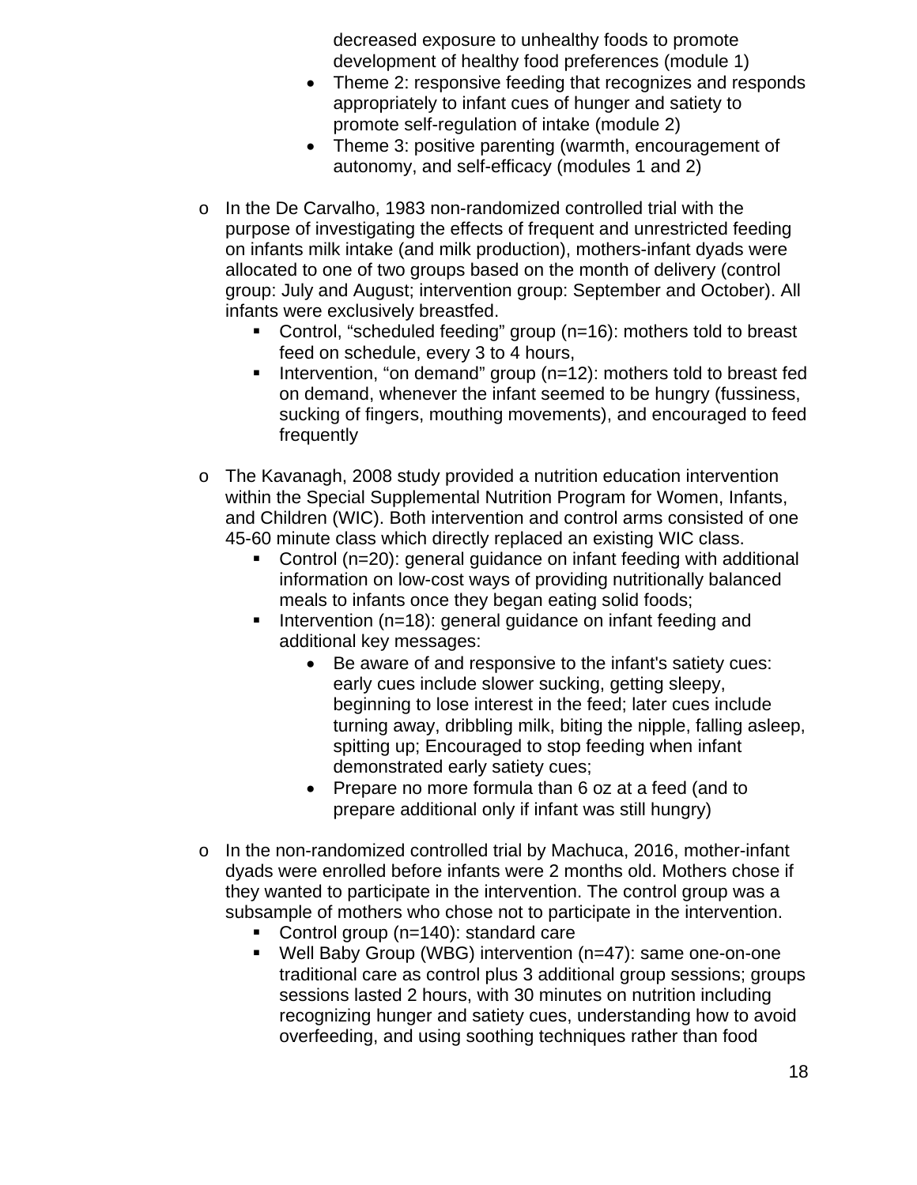decreased exposure to unhealthy foods to promote development of healthy food preferences (module 1)

- Theme 2: responsive feeding that recognizes and responds appropriately to infant cues of hunger and satiety to promote self-regulation of intake (module 2)
- Theme 3: positive parenting (warmth, encouragement of autonomy, and self-efficacy (modules 1 and 2)

- In the De Carvalho, 1983 non-randomized controlled trial with the purpose of investigating the effects of frequent and unrestricted feeding on infants milk intake (and milk production), mothers-infant dyads were allocated to one of two groups based on the month of delivery (control group: July and August; intervention group: September and October). All infants were exclusively breastfed.
  - Control, "scheduled feeding" group (n=16): mothers told to breast feed on schedule, every 3 to 4 hours,
  - Intervention, "on demand" group (n=12): mothers told to breast fed on demand, whenever the infant seemed to be hungry (fussiness, sucking of fingers, mouthing movements), and encouraged to feed frequently

- The Kavanagh, 2008 study provided a nutrition education intervention within the Special Supplemental Nutrition Program for Women, Infants, and Children (WIC). Both intervention and control arms consisted of one 45-60 minute class which directly replaced an existing WIC class.
  - Control (n=20): general guidance on infant feeding with additional information on low-cost ways of providing nutritionally balanced meals to infants once they began eating solid foods;
  - Intervention (n=18): general guidance on infant feeding and additional key messages:
    - Be aware of and responsive to the infant's satiety cues: early cues include slower sucking, getting sleepy, beginning to lose interest in the feed; later cues include turning away, dribbling milk, biting the nipple, falling asleep, spitting up; Encouraged to stop feeding when infant demonstrated early satiety cues;
    - Prepare no more formula than 6 oz at a feed (and to prepare additional only if infant was still hungry)

- In the non-randomized controlled trial by Machuca, 2016, mother-infant dyads were enrolled before infants were 2 months old. Mothers chose if they wanted to participate in the intervention. The control group was a subsample of mothers who chose not to participate in the intervention.
  - Control group (n=140): standard care
  - Well Baby Group (WBG) intervention (n=47): same one-on-one traditional care as control plus 3 additional group sessions; groups sessions lasted 2 hours, with 30 minutes on nutrition including recognizing hunger and satiety cues, understanding how to avoid overfeeding, and using soothing techniques rather than food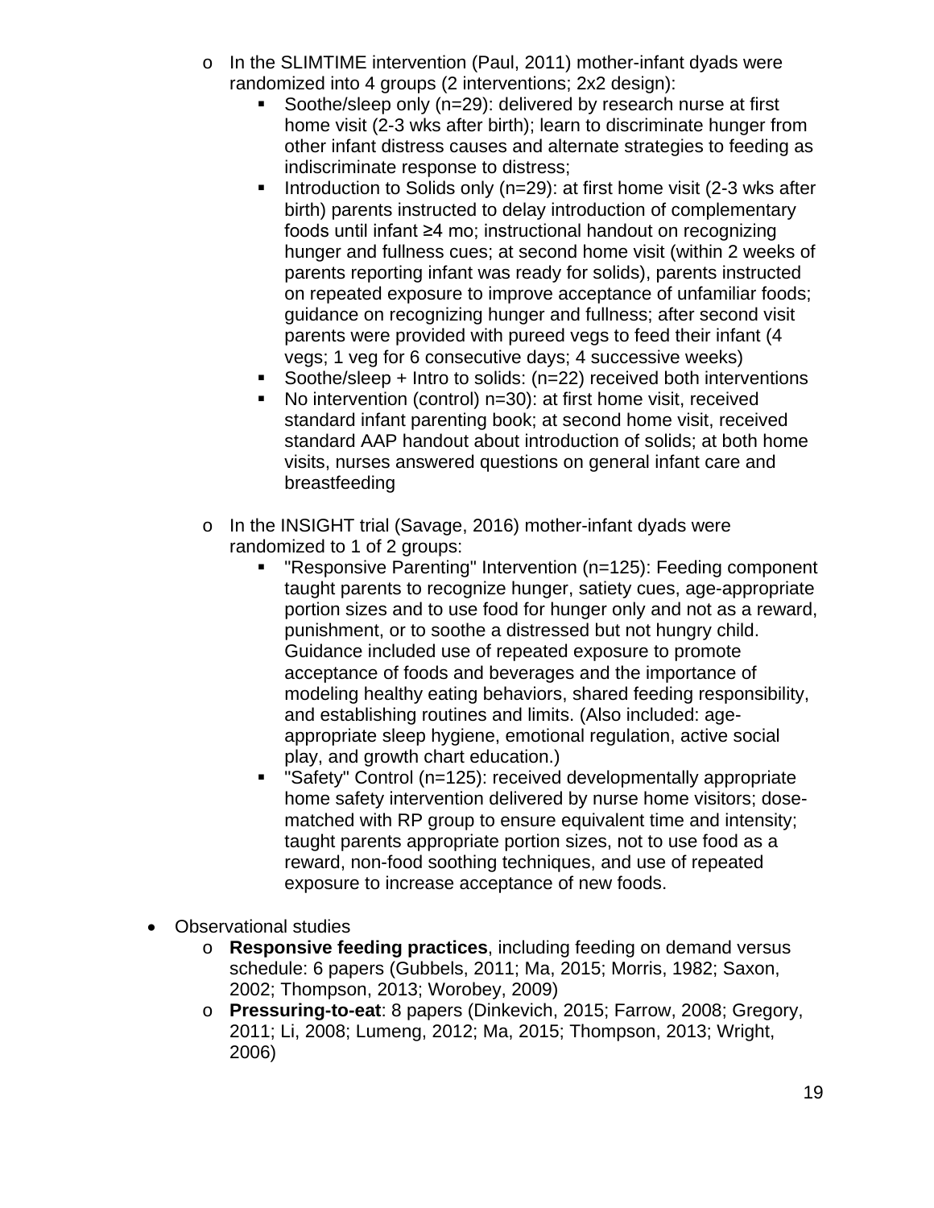- In the SLIMTIME intervention (Paul, 2011) mother-infant dyads were randomized into 4 groups (2 interventions; 2x2 design):
  - Soothe/sleep only (n=29): delivered by research nurse at first home visit (2-3 wks after birth); learn to discriminate hunger from other infant distress causes and alternate strategies to feeding as indiscriminate response to distress;
  - Introduction to Solids only (n=29): at first home visit (2-3 wks after birth) parents instructed to delay introduction of complementary foods until infant ≥4 mo; instructional handout on recognizing hunger and fullness cues; at second home visit (within 2 weeks of parents reporting infant was ready for solids), parents instructed on repeated exposure to improve acceptance of unfamiliar foods; guidance on recognizing hunger and fullness; after second visit parents were provided with pureed vegs to feed their infant (4 vegs; 1 veg for 6 consecutive days; 4 successive weeks)
  - Soothe/sleep + Intro to solids: (n=22) received both interventions
  - No intervention (control) n=30): at first home visit, received standard infant parenting book; at second home visit, received standard AAP handout about introduction of solids; at both home visits, nurses answered questions on general infant care and breastfeeding

- In the INSIGHT trial (Savage, 2016) mother-infant dyads were randomized to 1 of 2 groups:
  - "Responsive Parenting" Intervention (n=125): Feeding component taught parents to recognize hunger, satiety cues, age-appropriate portion sizes and to use food for hunger only and not as a reward, punishment, or to soothe a distressed but not hungry child. Guidance included use of repeated exposure to promote acceptance of foods and beverages and the importance of modeling healthy eating behaviors, shared feeding responsibility, and establishing routines and limits. (Also included: age-appropriate sleep hygiene, emotional regulation, active social play, and growth chart education.)
  - "Safety" Control (n=125): received developmentally appropriate home safety intervention delivered by nurse home visitors; dose-matched with RP group to ensure equivalent time and intensity; taught parents appropriate portion sizes, not to use food as a reward, non-food soothing techniques, and use of repeated exposure to increase acceptance of new foods.

- Observational studies
  - **Responsive feeding practices**, including feeding on demand versus schedule: 6 papers (Gubbels, 2011; Ma, 2015; Morris, 1982; Saxon, 2002; Thompson, 2013; Worobey, 2009)
  - **Pressuring-to-eat**: 8 papers (Dinkevich, 2015; Farrow, 2008; Gregory, 2011; Li, 2008; Lumeng, 2012; Ma, 2015; Thompson, 2013; Wright, 2006)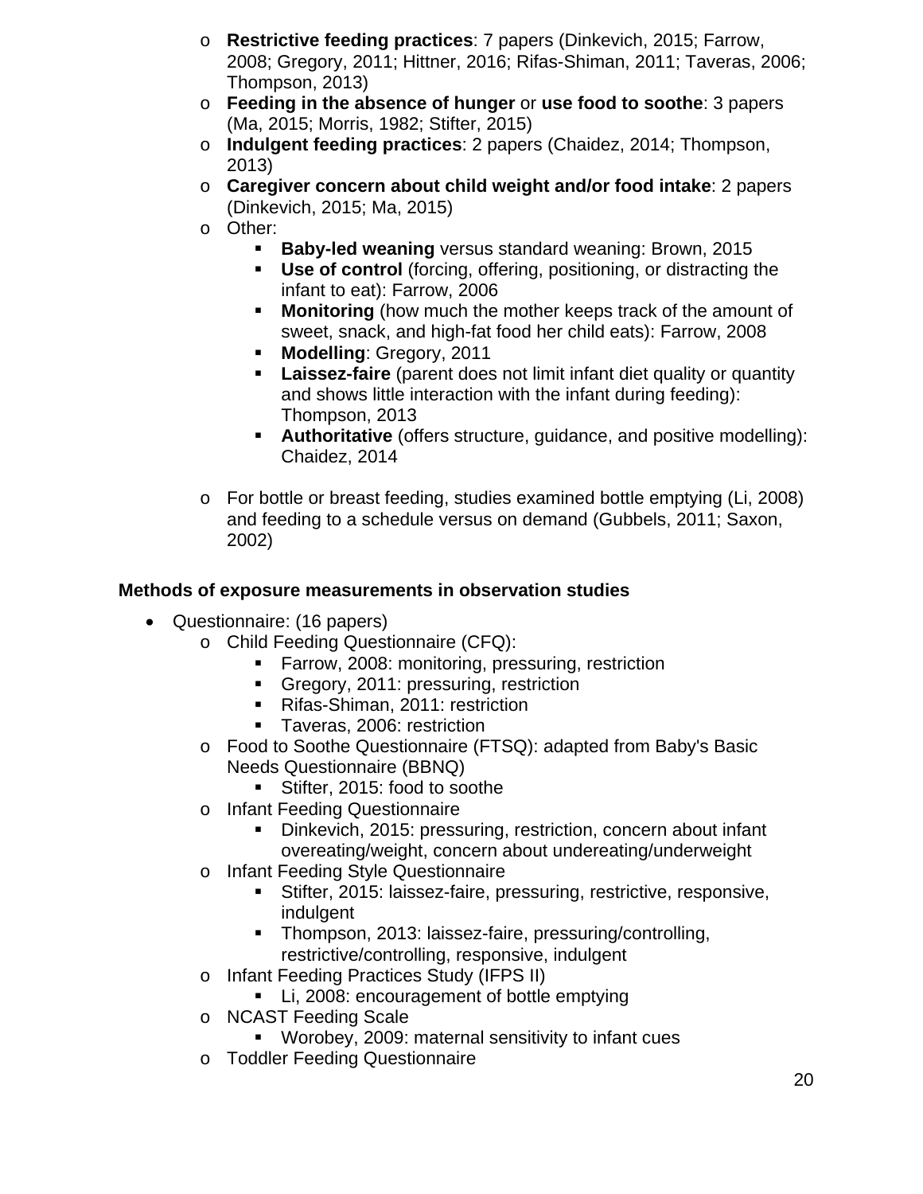- **Restrictive feeding practices**: 7 papers (Dinkevich, 2015; Farrow, 2008; Gregory, 2011; Hittner, 2016; Rifas-Shiman, 2011; Taveras, 2006; Thompson, 2013)
  - **Feeding in the absence of hunger** or **use food to soothe**: 3 papers (Ma, 2015; Morris, 1982; Stifter, 2015)
  - **Indulgent feeding practices**: 2 papers (Chaidez, 2014; Thompson, 2013)
  - **Caregiver concern about child weight and/or food intake**: 2 papers (Dinkevich, 2015; Ma, 2015)
  - Other:
    - **Baby-led weaning** versus standard weaning: Brown, 2015
    - **Use of control** (forcing, offering, positioning, or distracting the infant to eat): Farrow, 2006
    - **Monitoring** (how much the mother keeps track of the amount of sweet, snack, and high-fat food her child eats): Farrow, 2008
    - **Modelling**: Gregory, 2011
    - **Laissez-faire** (parent does not limit infant diet quality or quantity and shows little interaction with the infant during feeding): Thompson, 2013
    - **Authoritative** (offers structure, guidance, and positive modelling): Chaidez, 2014
  - For bottle or breast feeding, studies examined bottle emptying (Li, 2008) and feeding to a schedule versus on demand (Gubbels, 2011; Saxon, 2002)

**Methods of exposure measurements in observation studies**

- Questionnaire: (16 papers)
  - Child Feeding Questionnaire (CFQ):
    - Farrow, 2008: monitoring, pressuring, restriction
    - Gregory, 2011: pressuring, restriction
    - Rifas-Shiman, 2011: restriction
    - Taveras, 2006: restriction
  - Food to Soothe Questionnaire (FTSQ): adapted from Baby's Basic Needs Questionnaire (BBNQ)
    - Stifter, 2015: food to soothe
  - Infant Feeding Questionnaire
    - Dinkevich, 2015: pressuring, restriction, concern about infant overeating/weight, concern about undereating/underweight
  - Infant Feeding Style Questionnaire
    - Stifter, 2015: laissez-faire, pressuring, restrictive, responsive, indulgent
    - Thompson, 2013: laissez-faire, pressuring/controlling, restrictive/controlling, responsive, indulgent
  - Infant Feeding Practices Study (IFPS II)
    - Li, 2008: encouragement of bottle emptying
  - NCAST Feeding Scale
    - Worobey, 2009: maternal sensitivity to infant cues
  - Toddler Feeding Questionnaire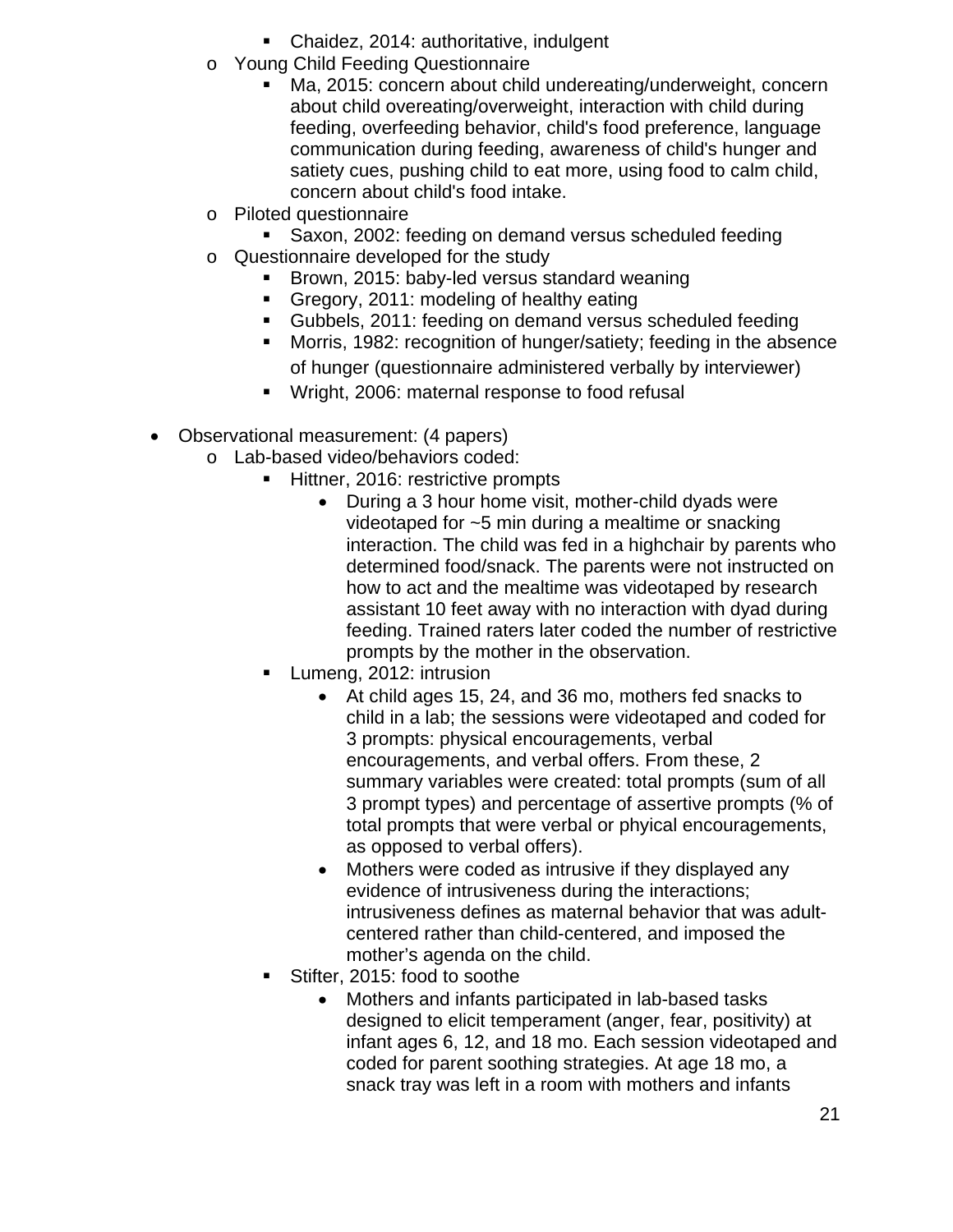- Chaidez, 2014: authoritative, indulgent
    - Young Child Feeding Questionnaire
        - Ma, 2015: concern about child undereating/underweight, concern about child overeating/overweight, interaction with child during feeding, overfeeding behavior, child's food preference, language communication during feeding, awareness of child's hunger and satiety cues, pushing child to eat more, using food to calm child, concern about child's food intake.
    - Piloted questionnaire
        - Saxon, 2002: feeding on demand versus scheduled feeding
    - Questionnaire developed for the study
        - Brown, 2015: baby-led versus standard weaning
        - Gregory, 2011: modeling of healthy eating
        - Gubbels, 2011: feeding on demand versus scheduled feeding
        - Morris, 1982: recognition of hunger/satiety; feeding in the absence of hunger (questionnaire administered verbally by interviewer)
        - Wright, 2006: maternal response to food refusal

- Observational measurement: (4 papers)
    - Lab-based video/behaviors coded:
        - Hittner, 2016: restrictive prompts
            - During a 3 hour home visit, mother-child dyads were videotaped for ~5 min during a mealtime or snacking interaction. The child was fed in a highchair by parents who determined food/snack. The parents were not instructed on how to act and the mealtime was videotaped by research assistant 10 feet away with no interaction with dyad during feeding. Trained raters later coded the number of restrictive prompts by the mother in the observation.
        - Lumeng, 2012: intrusion
            - At child ages 15, 24, and 36 mo, mothers fed snacks to child in a lab; the sessions were videotaped and coded for 3 prompts: physical encouragements, verbal encouragements, and verbal offers. From these, 2 summary variables were created: total prompts (sum of all 3 prompt types) and percentage of assertive prompts (% of total prompts that were verbal or phyical encouragements, as opposed to verbal offers).
            - Mothers were coded as intrusive if they displayed any evidence of intrusiveness during the interactions; intrusiveness defines as maternal behavior that was adult-centered rather than child-centered, and imposed the mother’s agenda on the child.
        - Stifter, 2015: food to soothe
            - Mothers and infants participated in lab-based tasks designed to elicit temperament (anger, fear, positivity) at infant ages 6, 12, and 18 mo. Each session videotaped and coded for parent soothing strategies. At age 18 mo, a snack tray was left in a room with mothers and infants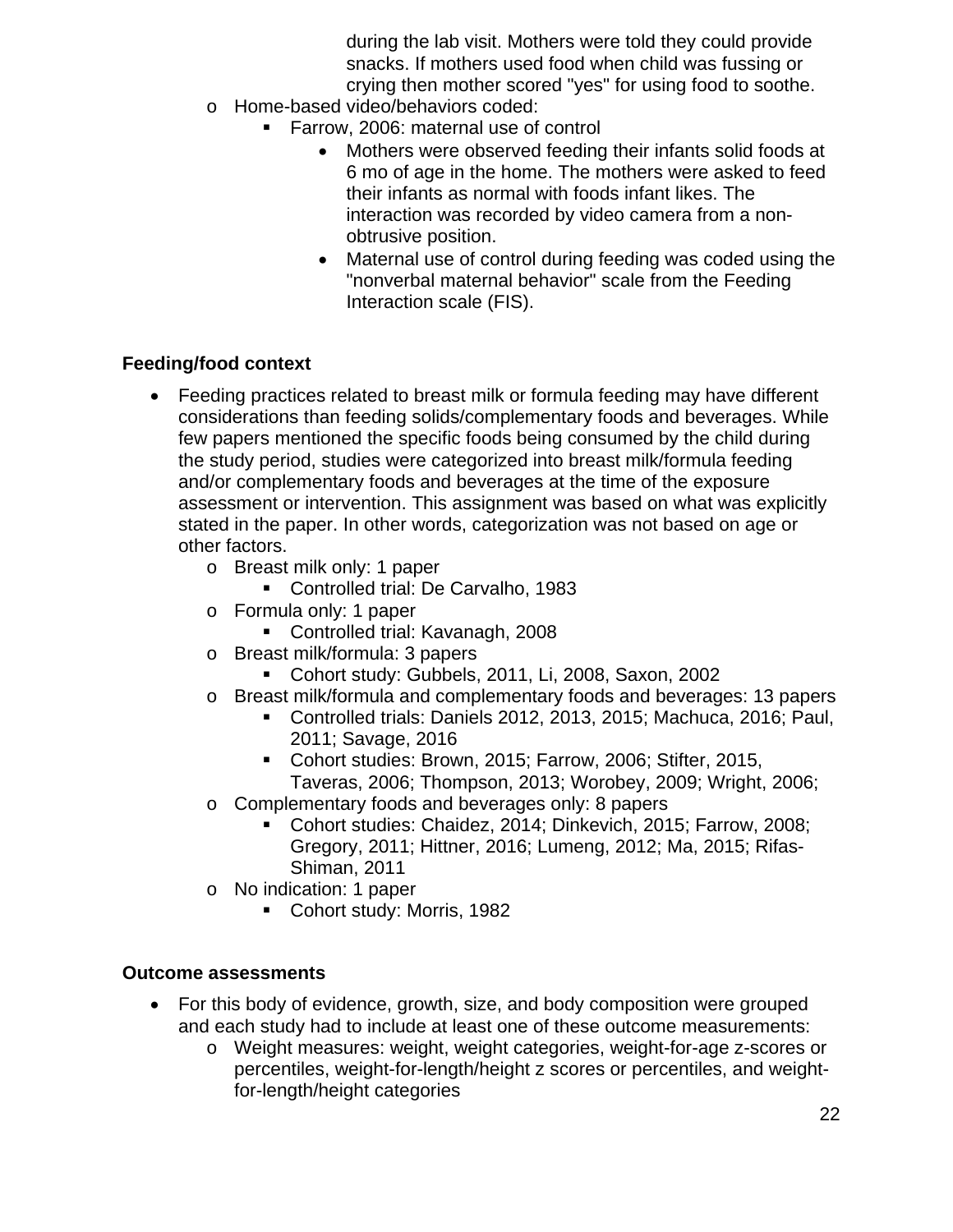during the lab visit. Mothers were told they could provide snacks. If mothers used food when child was fussing or crying then mother scored "yes" for using food to soothe.

- Home-based video/behaviors coded:
    - Farrow, 2006: maternal use of control
        - Mothers were observed feeding their infants solid foods at 6 mo of age in the home. The mothers were asked to feed their infants as normal with foods infant likes. The interaction was recorded by video camera from a non-obtrusive position.
        - Maternal use of control during feeding was coded using the "nonverbal maternal behavior" scale from the Feeding Interaction scale (FIS).

**Feeding/food context**

- Feeding practices related to breast milk or formula feeding may have different considerations than feeding solids/complementary foods and beverages. While few papers mentioned the specific foods being consumed by the child during the study period, studies were categorized into breast milk/formula feeding and/or complementary foods and beverages at the time of the exposure assessment or intervention. This assignment was based on what was explicitly stated in the paper. In other words, categorization was not based on age or other factors.
    - Breast milk only: 1 paper
        - Controlled trial: De Carvalho, 1983
    - Formula only: 1 paper
        - Controlled trial: Kavanagh, 2008
    - Breast milk/formula: 3 papers
        - Cohort study: Gubbels, 2011, Li, 2008, Saxon, 2002
    - Breast milk/formula and complementary foods and beverages: 13 papers
        - Controlled trials: Daniels 2012, 2013, 2015; Machuca, 2016; Paul, 2011; Savage, 2016
        - Cohort studies: Brown, 2015; Farrow, 2006; Stifter, 2015, Taveras, 2006; Thompson, 2013; Worobey, 2009; Wright, 2006;
    - Complementary foods and beverages only: 8 papers
        - Cohort studies: Chaidez, 2014; Dinkevich, 2015; Farrow, 2008; Gregory, 2011; Hittner, 2016; Lumeng, 2012; Ma, 2015; Rifas-Shiman, 2011
    - No indication: 1 paper
        - Cohort study: Morris, 1982

**Outcome assessments**

- For this body of evidence, growth, size, and body composition were grouped and each study had to include at least one of these outcome measurements:
    - Weight measures: weight, weight categories, weight-for-age z-scores or percentiles, weight-for-length/height z scores or percentiles, and weight-for-length/height categories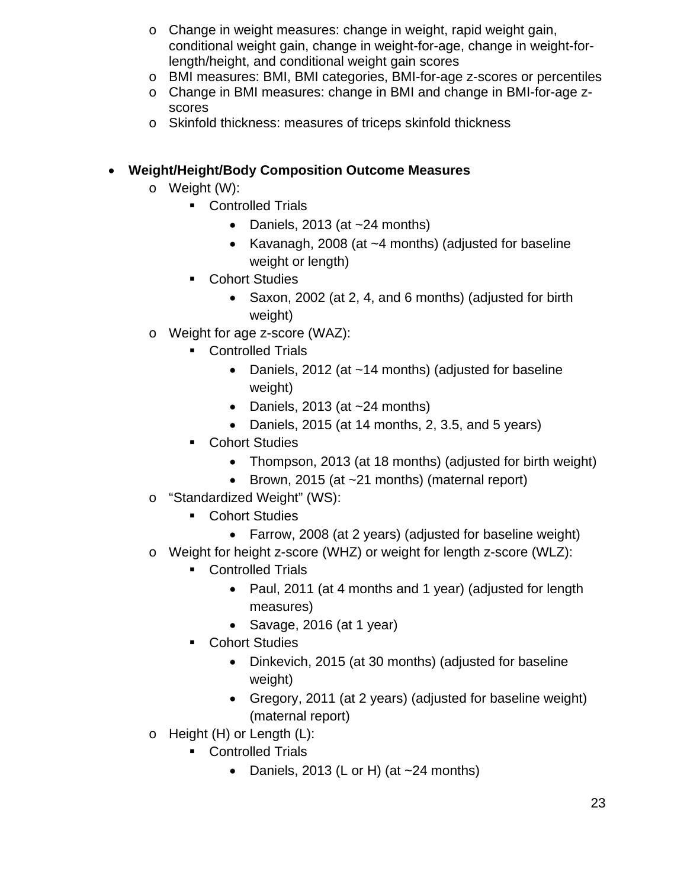- Change in weight measures: change in weight, rapid weight gain, conditional weight gain, change in weight-for-age, change in weight-for-length/height, and conditional weight gain scores
  - BMI measures: BMI, BMI categories, BMI-for-age z-scores or percentiles
  - Change in BMI measures: change in BMI and change in BMI-for-age z-scores
  - Skinfold thickness: measures of triceps skinfold thickness

- **Weight/Height/Body Composition Outcome Measures**
  - Weight (W):
    - Controlled Trials
      - Daniels, 2013 (at ~24 months)
      - Kavanagh, 2008 (at ~4 months) (adjusted for baseline weight or length)
    - Cohort Studies
      - Saxon, 2002 (at 2, 4, and 6 months) (adjusted for birth weight)
  - Weight for age z-score (WAZ):
    - Controlled Trials
      - Daniels, 2012 (at ~14 months) (adjusted for baseline weight)
      - Daniels, 2013 (at ~24 months)
      - Daniels, 2015 (at 14 months, 2, 3.5, and 5 years)
    - Cohort Studies
      - Thompson, 2013 (at 18 months) (adjusted for birth weight)
      - Brown, 2015 (at ~21 months) (maternal report)
  - "Standardized Weight" (WS):
    - Cohort Studies
      - Farrow, 2008 (at 2 years) (adjusted for baseline weight)
  - Weight for height z-score (WHZ) or weight for length z-score (WLZ):
    - Controlled Trials
      - Paul, 2011 (at 4 months and 1 year) (adjusted for length measures)
      - Savage, 2016 (at 1 year)
    - Cohort Studies
      - Dinkevich, 2015 (at 30 months) (adjusted for baseline weight)
      - Gregory, 2011 (at 2 years) (adjusted for baseline weight) (maternal report)
  - Height (H) or Length (L):
    - Controlled Trials
      - Daniels, 2013 (L or H) (at ~24 months)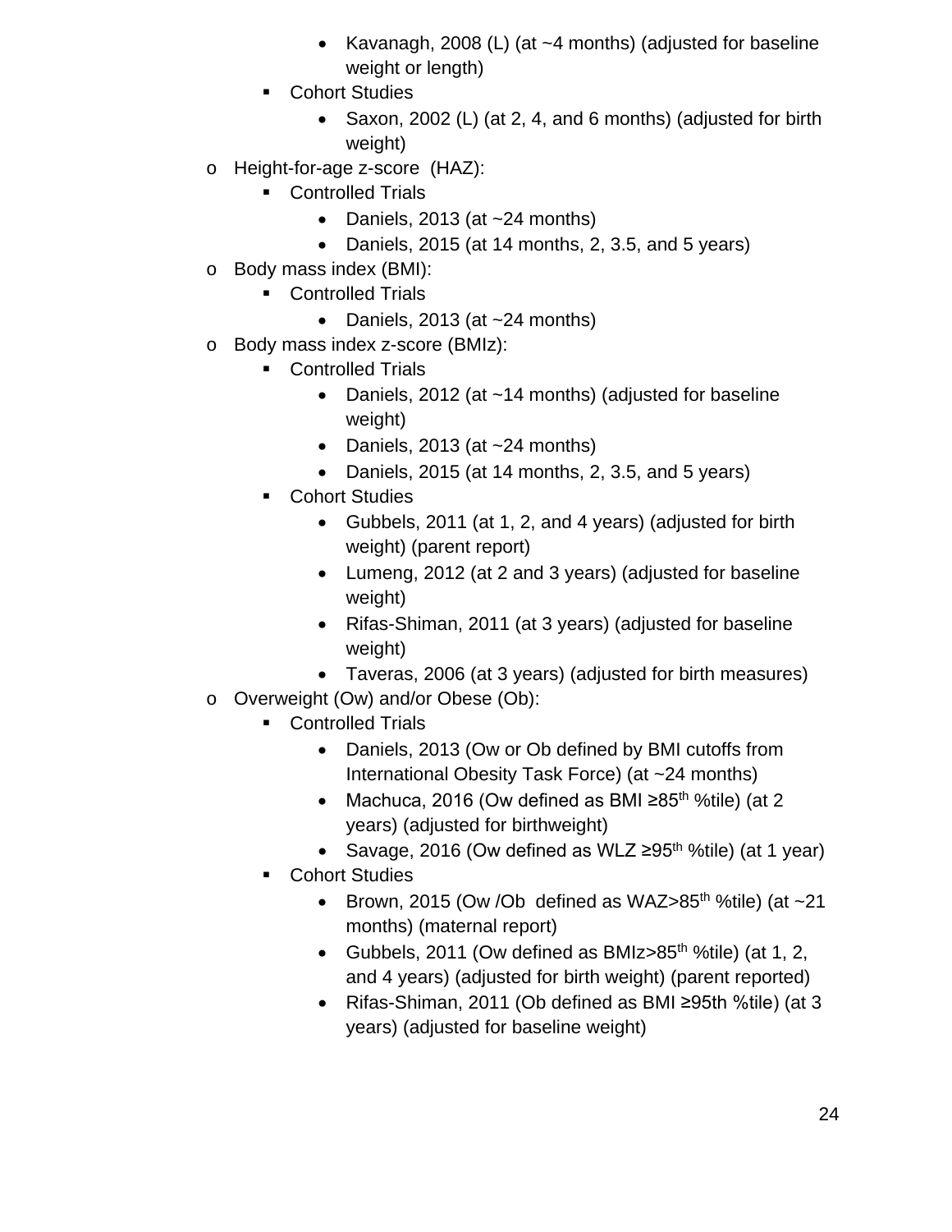- Kavanagh, 2008 (L) (at ~4 months) (adjusted for baseline weight or length)
  - Cohort Studies
    - Saxon, 2002 (L) (at 2, 4, and 6 months) (adjusted for birth weight)
- Height-for-age z-score (HAZ):
  - Controlled Trials
    - Daniels, 2013 (at ~24 months)
    - Daniels, 2015 (at 14 months, 2, 3.5, and 5 years)
- Body mass index (BMI):
  - Controlled Trials
    - Daniels, 2013 (at ~24 months)
- Body mass index z-score (BMIz):
  - Controlled Trials
    - Daniels, 2012 (at ~14 months) (adjusted for baseline weight)
    - Daniels, 2013 (at ~24 months)
    - Daniels, 2015 (at 14 months, 2, 3.5, and 5 years)
  - Cohort Studies
    - Gubbels, 2011 (at 1, 2, and 4 years) (adjusted for birth weight) (parent report)
    - Lumeng, 2012 (at 2 and 3 years) (adjusted for baseline weight)
    - Rifas-Shiman, 2011 (at 3 years) (adjusted for baseline weight)
    - Taveras, 2006 (at 3 years) (adjusted for birth measures)
- Overweight (Ow) and/or Obese (Ob):
  - Controlled Trials
    - Daniels, 2013 (Ow or Ob defined by BMI cutoffs from International Obesity Task Force) (at ~24 months)
    - Machuca, 2016 (Ow defined as BMI ≥85th %tile) (at 2 years) (adjusted for birthweight)
    - Savage, 2016 (Ow defined as WLZ ≥95th %tile) (at 1 year)
  - Cohort Studies
    - Brown, 2015 (Ow /Ob defined as WAZ>85th %tile) (at ~21 months) (maternal report)
    - Gubbels, 2011 (Ow defined as BMIz>85th %tile) (at 1, 2, and 4 years) (adjusted for birth weight) (parent reported)
    - Rifas-Shiman, 2011 (Ob defined as BMI ≥95th %tile) (at 3 years) (adjusted for baseline weight)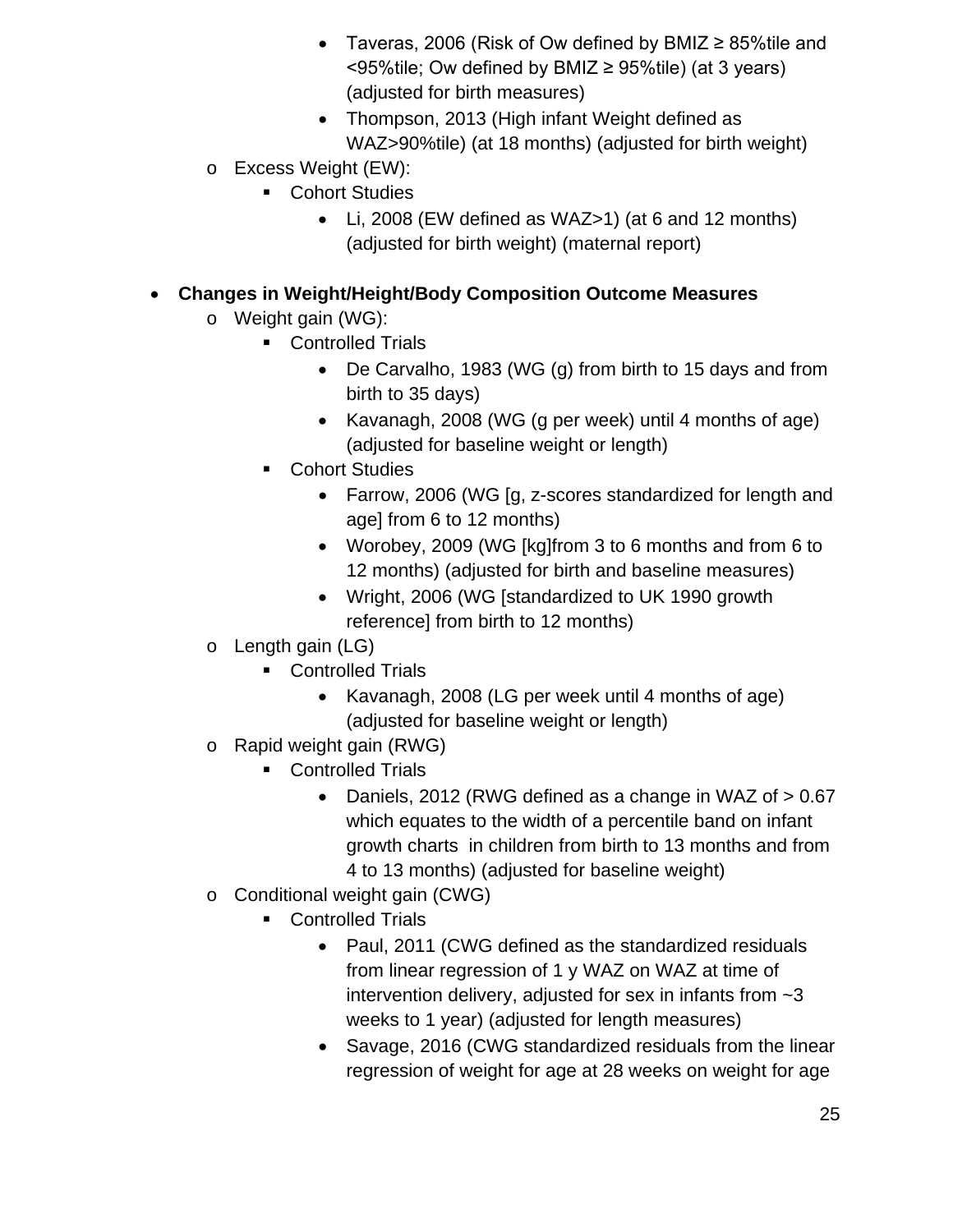- Taveras, 2006 (Risk of Ow defined by BMIZ ≥ 85%tile and <95%tile; Ow defined by BMIZ ≥ 95%tile) (at 3 years) (adjusted for birth measures)
        - Thompson, 2013 (High infant Weight defined as WAZ>90%tile) (at 18 months) (adjusted for birth weight)
  - Excess Weight (EW):
    - Cohort Studies
      - Li, 2008 (EW defined as WAZ>1) (at 6 and 12 months) (adjusted for birth weight) (maternal report)

- **Changes in Weight/Height/Body Composition Outcome Measures**
  - Weight gain (WG):
    - Controlled Trials
      - De Carvalho, 1983 (WG (g) from birth to 15 days and from birth to 35 days)
      - Kavanagh, 2008 (WG (g per week) until 4 months of age) (adjusted for baseline weight or length)
    - Cohort Studies
      - Farrow, 2006 (WG [g, z-scores standardized for length and age] from 6 to 12 months)
      - Worobey, 2009 (WG [kg]from 3 to 6 months and from 6 to 12 months) (adjusted for birth and baseline measures)
      - Wright, 2006 (WG [standardized to UK 1990 growth reference] from birth to 12 months)
  - Length gain (LG)
    - Controlled Trials
      - Kavanagh, 2008 (LG per week until 4 months of age) (adjusted for baseline weight or length)
  - Rapid weight gain (RWG)
    - Controlled Trials
      - Daniels, 2012 (RWG defined as a change in WAZ of > 0.67 which equates to the width of a percentile band on infant growth charts in children from birth to 13 months and from 4 to 13 months) (adjusted for baseline weight)
  - Conditional weight gain (CWG)
    - Controlled Trials
      - Paul, 2011 (CWG defined as the standardized residuals from linear regression of 1 y WAZ on WAZ at time of intervention delivery, adjusted for sex in infants from ~3 weeks to 1 year) (adjusted for length measures)
      - Savage, 2016 (CWG standardized residuals from the linear regression of weight for age at 28 weeks on weight for age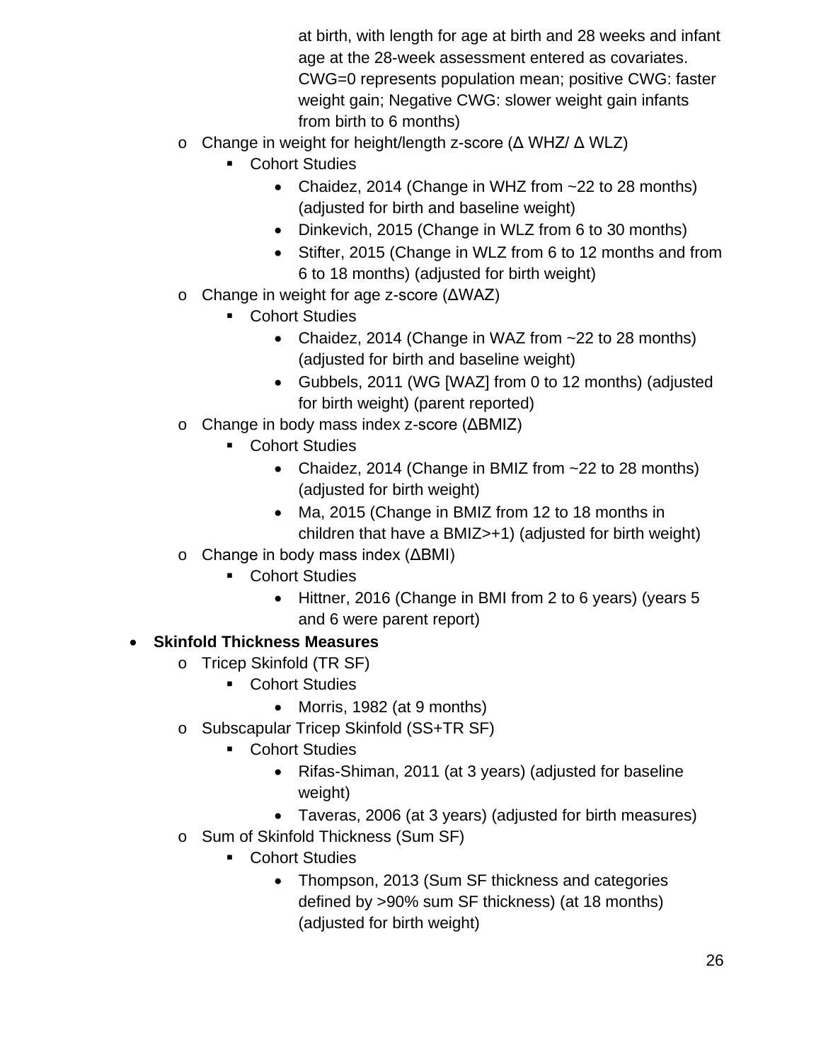at birth, with length for age at birth and 28 weeks and infant age at the 28-week assessment entered as covariates. CWG=0 represents population mean; positive CWG: faster weight gain; Negative CWG: slower weight gain infants from birth to 6 months)

- Change in weight for height/length z-score (Δ WHZ/ Δ WLZ)
    - Cohort Studies
        - Chaidez, 2014 (Change in WHZ from ~22 to 28 months) (adjusted for birth and baseline weight)
        - Dinkevich, 2015 (Change in WLZ from 6 to 30 months)
        - Stifter, 2015 (Change in WLZ from 6 to 12 months and from 6 to 18 months) (adjusted for birth weight)
- Change in weight for age z-score (ΔWAZ)
    - Cohort Studies
        - Chaidez, 2014 (Change in WAZ from ~22 to 28 months) (adjusted for birth and baseline weight)
        - Gubbels, 2011 (WG [WAZ] from 0 to 12 months) (adjusted for birth weight) (parent reported)
- Change in body mass index z-score (ΔBMIZ)
    - Cohort Studies
        - Chaidez, 2014 (Change in BMIZ from ~22 to 28 months) (adjusted for birth weight)
        - Ma, 2015 (Change in BMIZ from 12 to 18 months in children that have a BMIZ>+1) (adjusted for birth weight)
- Change in body mass index (ΔBMI)
    - Cohort Studies
        - Hittner, 2016 (Change in BMI from 2 to 6 years) (years 5 and 6 were parent report)

- **Skinfold Thickness Measures**
    - Tricep Skinfold (TR SF)
        - Cohort Studies
            - Morris, 1982 (at 9 months)
    - Subscapular Tricep Skinfold (SS+TR SF)
        - Cohort Studies
            - Rifas-Shiman, 2011 (at 3 years) (adjusted for baseline weight)
            - Taveras, 2006 (at 3 years) (adjusted for birth measures)
    - Sum of Skinfold Thickness (Sum SF)
        - Cohort Studies
            - Thompson, 2013 (Sum SF thickness and categories defined by >90% sum SF thickness) (at 18 months) (adjusted for birth weight)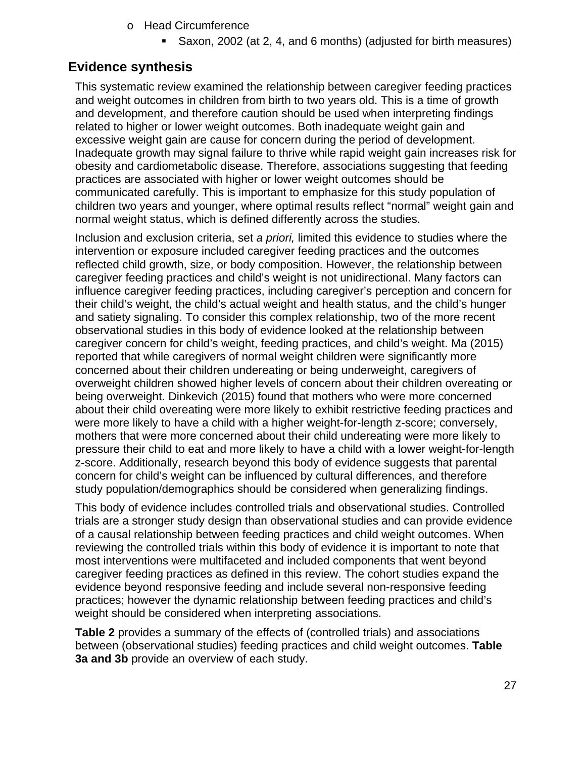- Head Circumference
  - Saxon, 2002 (at 2, 4, and 6 months) (adjusted for birth measures)

## Evidence synthesis

This systematic review examined the relationship between caregiver feeding practices and weight outcomes in children from birth to two years old. This is a time of growth and development, and therefore caution should be used when interpreting findings related to higher or lower weight outcomes. Both inadequate weight gain and excessive weight gain are cause for concern during the period of development. Inadequate growth may signal failure to thrive while rapid weight gain increases risk for obesity and cardiometabolic disease. Therefore, associations suggesting that feeding practices are associated with higher or lower weight outcomes should be communicated carefully. This is important to emphasize for this study population of children two years and younger, where optimal results reflect "normal" weight gain and normal weight status, which is defined differently across the studies.

Inclusion and exclusion criteria, set *a priori,* limited this evidence to studies where the intervention or exposure included caregiver feeding practices and the outcomes reflected child growth, size, or body composition. However, the relationship between caregiver feeding practices and child's weight is not unidirectional. Many factors can influence caregiver feeding practices, including caregiver's perception and concern for their child's weight, the child's actual weight and health status, and the child's hunger and satiety signaling. To consider this complex relationship, two of the more recent observational studies in this body of evidence looked at the relationship between caregiver concern for child's weight, feeding practices, and child's weight. Ma (2015) reported that while caregivers of normal weight children were significantly more concerned about their children undereating or being underweight, caregivers of overweight children showed higher levels of concern about their children overeating or being overweight. Dinkevich (2015) found that mothers who were more concerned about their child overeating were more likely to exhibit restrictive feeding practices and were more likely to have a child with a higher weight-for-length z-score; conversely, mothers that were more concerned about their child undereating were more likely to pressure their child to eat and more likely to have a child with a lower weight-for-length z-score. Additionally, research beyond this body of evidence suggests that parental concern for child's weight can be influenced by cultural differences, and therefore study population/demographics should be considered when generalizing findings.

This body of evidence includes controlled trials and observational studies. Controlled trials are a stronger study design than observational studies and can provide evidence of a causal relationship between feeding practices and child weight outcomes. When reviewing the controlled trials within this body of evidence it is important to note that most interventions were multifaceted and included components that went beyond caregiver feeding practices as defined in this review. The cohort studies expand the evidence beyond responsive feeding and include several non-responsive feeding practices; however the dynamic relationship between feeding practices and child's weight should be considered when interpreting associations.

**Table 2** provides a summary of the effects of (controlled trials) and associations between (observational studies) feeding practices and child weight outcomes. **Table 3a and 3b** provide an overview of each study.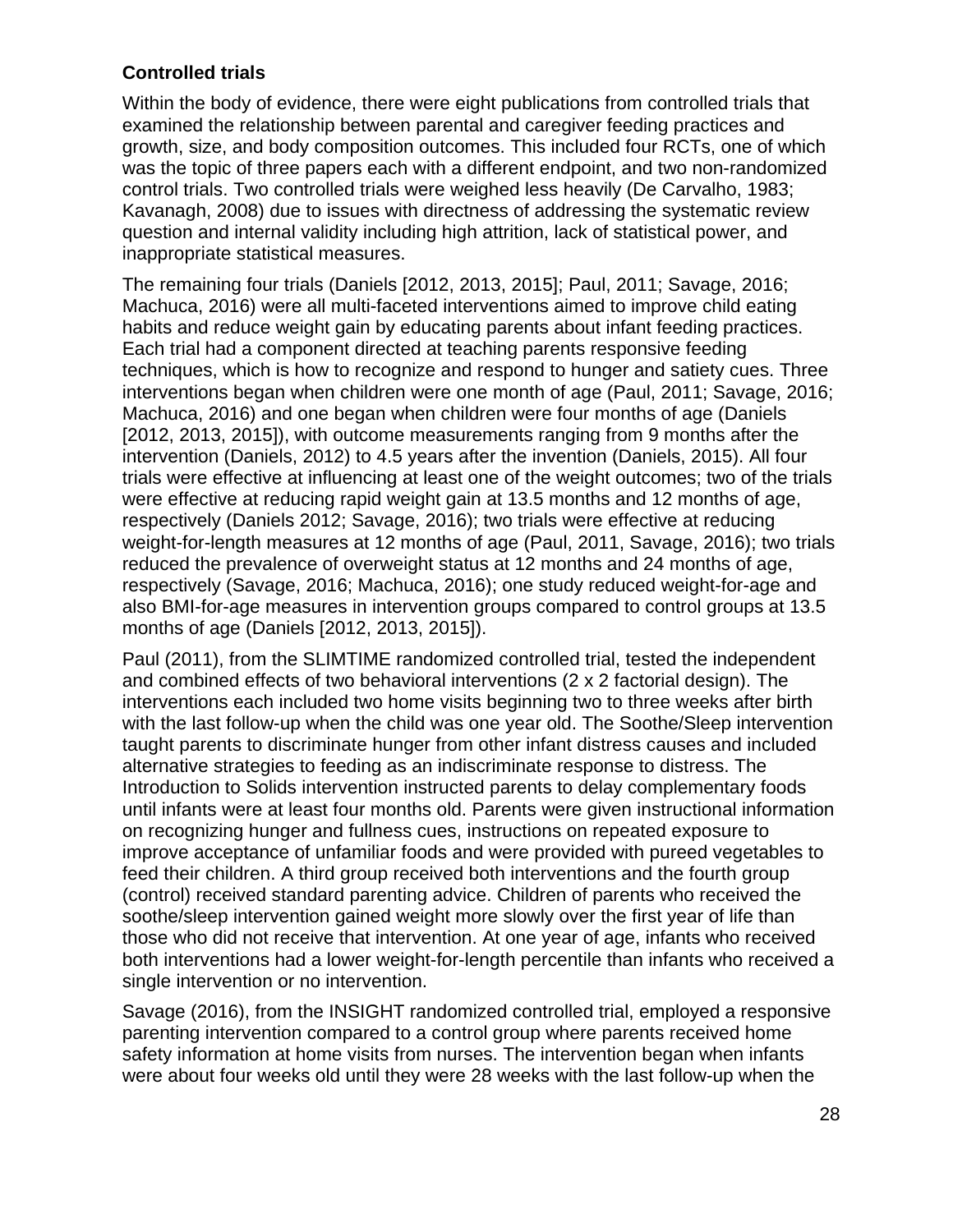**Controlled trials**

Within the body of evidence, there were eight publications from controlled trials that examined the relationship between parental and caregiver feeding practices and growth, size, and body composition outcomes. This included four RCTs, one of which was the topic of three papers each with a different endpoint, and two non-randomized control trials. Two controlled trials were weighed less heavily (De Carvalho, 1983; Kavanagh, 2008) due to issues with directness of addressing the systematic review question and internal validity including high attrition, lack of statistical power, and inappropriate statistical measures.

The remaining four trials (Daniels [2012, 2013, 2015]; Paul, 2011; Savage, 2016; Machuca, 2016) were all multi-faceted interventions aimed to improve child eating habits and reduce weight gain by educating parents about infant feeding practices. Each trial had a component directed at teaching parents responsive feeding techniques, which is how to recognize and respond to hunger and satiety cues. Three interventions began when children were one month of age (Paul, 2011; Savage, 2016; Machuca, 2016) and one began when children were four months of age (Daniels [2012, 2013, 2015]), with outcome measurements ranging from 9 months after the intervention (Daniels, 2012) to 4.5 years after the invention (Daniels, 2015). All four trials were effective at influencing at least one of the weight outcomes; two of the trials were effective at reducing rapid weight gain at 13.5 months and 12 months of age, respectively (Daniels 2012; Savage, 2016); two trials were effective at reducing weight-for-length measures at 12 months of age (Paul, 2011, Savage, 2016); two trials reduced the prevalence of overweight status at 12 months and 24 months of age, respectively (Savage, 2016; Machuca, 2016); one study reduced weight-for-age and also BMI-for-age measures in intervention groups compared to control groups at 13.5 months of age (Daniels [2012, 2013, 2015]).

Paul (2011), from the SLIMTIME randomized controlled trial, tested the independent and combined effects of two behavioral interventions (2 x 2 factorial design). The interventions each included two home visits beginning two to three weeks after birth with the last follow-up when the child was one year old. The Soothe/Sleep intervention taught parents to discriminate hunger from other infant distress causes and included alternative strategies to feeding as an indiscriminate response to distress. The Introduction to Solids intervention instructed parents to delay complementary foods until infants were at least four months old. Parents were given instructional information on recognizing hunger and fullness cues, instructions on repeated exposure to improve acceptance of unfamiliar foods and were provided with pureed vegetables to feed their children. A third group received both interventions and the fourth group (control) received standard parenting advice. Children of parents who received the soothe/sleep intervention gained weight more slowly over the first year of life than those who did not receive that intervention. At one year of age, infants who received both interventions had a lower weight-for-length percentile than infants who received a single intervention or no intervention.

Savage (2016), from the INSIGHT randomized controlled trial, employed a responsive parenting intervention compared to a control group where parents received home safety information at home visits from nurses. The intervention began when infants were about four weeks old until they were 28 weeks with the last follow-up when the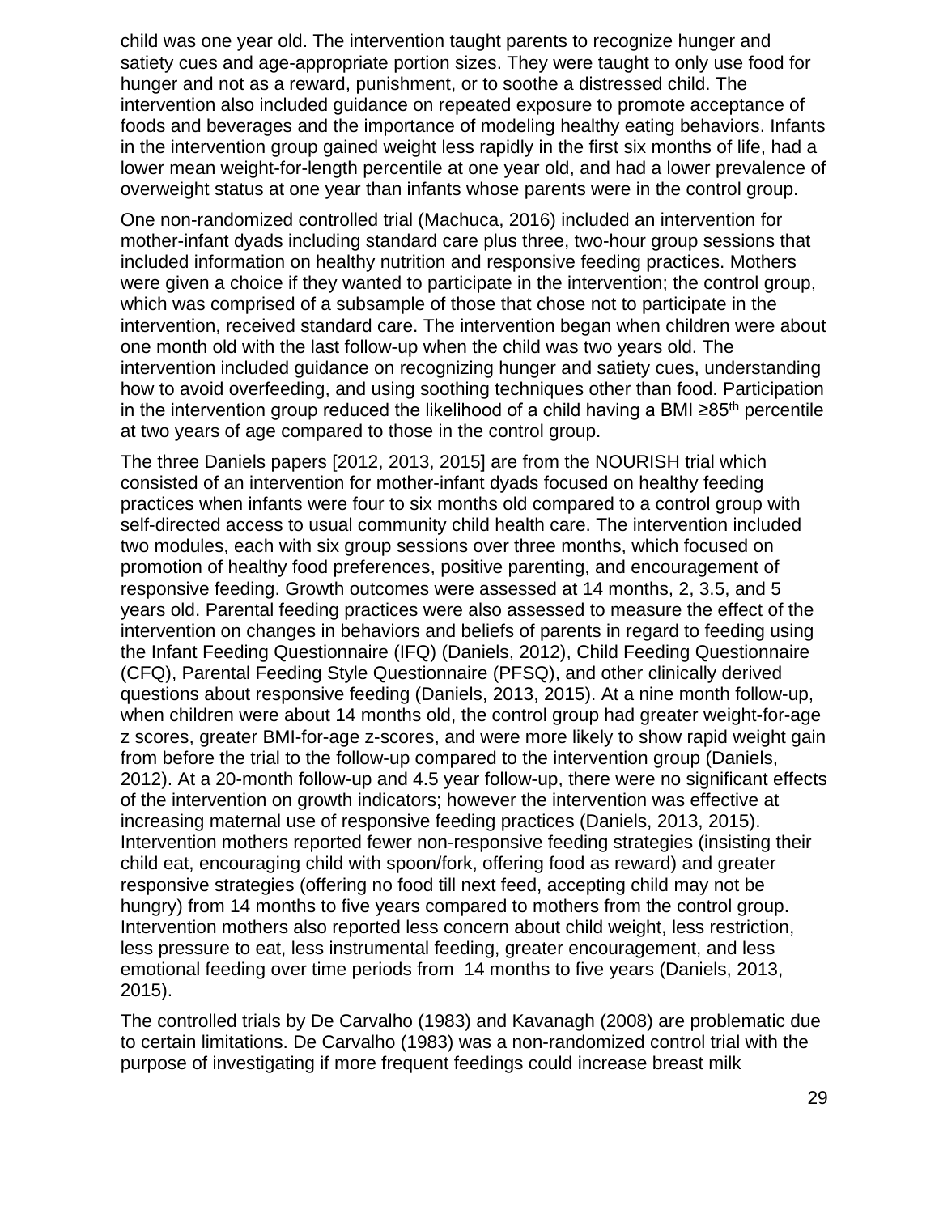child was one year old. The intervention taught parents to recognize hunger and satiety cues and age-appropriate portion sizes. They were taught to only use food for hunger and not as a reward, punishment, or to soothe a distressed child. The intervention also included guidance on repeated exposure to promote acceptance of foods and beverages and the importance of modeling healthy eating behaviors. Infants in the intervention group gained weight less rapidly in the first six months of life, had a lower mean weight-for-length percentile at one year old, and had a lower prevalence of overweight status at one year than infants whose parents were in the control group.

One non-randomized controlled trial (Machuca, 2016) included an intervention for mother-infant dyads including standard care plus three, two-hour group sessions that included information on healthy nutrition and responsive feeding practices. Mothers were given a choice if they wanted to participate in the intervention; the control group, which was comprised of a subsample of those that chose not to participate in the intervention, received standard care. The intervention began when children were about one month old with the last follow-up when the child was two years old. The intervention included guidance on recognizing hunger and satiety cues, understanding how to avoid overfeeding, and using soothing techniques other than food. Participation in the intervention group reduced the likelihood of a child having a BMI ≥85th percentile at two years of age compared to those in the control group.

The three Daniels papers [2012, 2013, 2015] are from the NOURISH trial which consisted of an intervention for mother-infant dyads focused on healthy feeding practices when infants were four to six months old compared to a control group with self-directed access to usual community child health care. The intervention included two modules, each with six group sessions over three months, which focused on promotion of healthy food preferences, positive parenting, and encouragement of responsive feeding. Growth outcomes were assessed at 14 months, 2, 3.5, and 5 years old. Parental feeding practices were also assessed to measure the effect of the intervention on changes in behaviors and beliefs of parents in regard to feeding using the Infant Feeding Questionnaire (IFQ) (Daniels, 2012), Child Feeding Questionnaire (CFQ), Parental Feeding Style Questionnaire (PFSQ), and other clinically derived questions about responsive feeding (Daniels, 2013, 2015). At a nine month follow-up, when children were about 14 months old, the control group had greater weight-for-age z scores, greater BMI-for-age z-scores, and were more likely to show rapid weight gain from before the trial to the follow-up compared to the intervention group (Daniels, 2012). At a 20-month follow-up and 4.5 year follow-up, there were no significant effects of the intervention on growth indicators; however the intervention was effective at increasing maternal use of responsive feeding practices (Daniels, 2013, 2015). Intervention mothers reported fewer non-responsive feeding strategies (insisting their child eat, encouraging child with spoon/fork, offering food as reward) and greater responsive strategies (offering no food till next feed, accepting child may not be hungry) from 14 months to five years compared to mothers from the control group. Intervention mothers also reported less concern about child weight, less restriction, less pressure to eat, less instrumental feeding, greater encouragement, and less emotional feeding over time periods from 14 months to five years (Daniels, 2013, 2015).

The controlled trials by De Carvalho (1983) and Kavanagh (2008) are problematic due to certain limitations. De Carvalho (1983) was a non-randomized control trial with the purpose of investigating if more frequent feedings could increase breast milk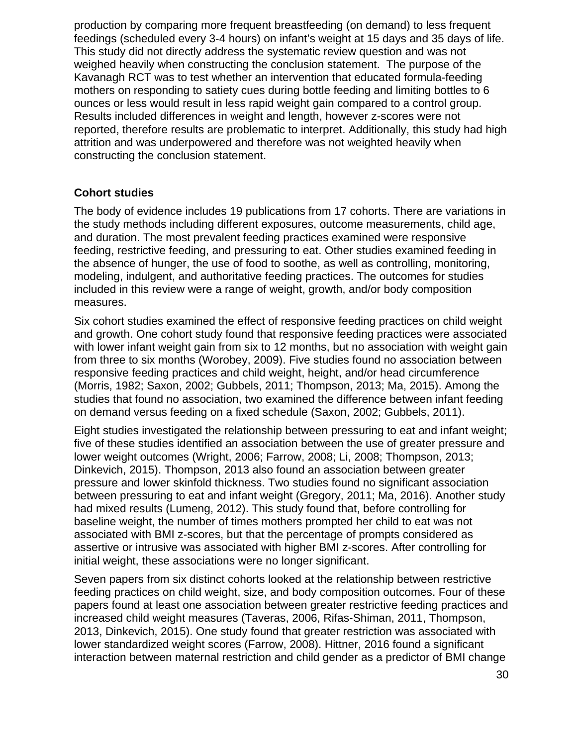production by comparing more frequent breastfeeding (on demand) to less frequent feedings (scheduled every 3-4 hours) on infant's weight at 15 days and 35 days of life. This study did not directly address the systematic review question and was not weighed heavily when constructing the conclusion statement. The purpose of the Kavanagh RCT was to test whether an intervention that educated formula-feeding mothers on responding to satiety cues during bottle feeding and limiting bottles to 6 ounces or less would result in less rapid weight gain compared to a control group. Results included differences in weight and length, however z-scores were not reported, therefore results are problematic to interpret. Additionally, this study had high attrition and was underpowered and therefore was not weighted heavily when constructing the conclusion statement.

**Cohort studies**

The body of evidence includes 19 publications from 17 cohorts. There are variations in the study methods including different exposures, outcome measurements, child age, and duration. The most prevalent feeding practices examined were responsive feeding, restrictive feeding, and pressuring to eat. Other studies examined feeding in the absence of hunger, the use of food to soothe, as well as controlling, monitoring, modeling, indulgent, and authoritative feeding practices. The outcomes for studies included in this review were a range of weight, growth, and/or body composition measures.

Six cohort studies examined the effect of responsive feeding practices on child weight and growth. One cohort study found that responsive feeding practices were associated with lower infant weight gain from six to 12 months, but no association with weight gain from three to six months (Worobey, 2009). Five studies found no association between responsive feeding practices and child weight, height, and/or head circumference (Morris, 1982; Saxon, 2002; Gubbels, 2011; Thompson, 2013; Ma, 2015). Among the studies that found no association, two examined the difference between infant feeding on demand versus feeding on a fixed schedule (Saxon, 2002; Gubbels, 2011).

Eight studies investigated the relationship between pressuring to eat and infant weight; five of these studies identified an association between the use of greater pressure and lower weight outcomes (Wright, 2006; Farrow, 2008; Li, 2008; Thompson, 2013; Dinkevich, 2015). Thompson, 2013 also found an association between greater pressure and lower skinfold thickness. Two studies found no significant association between pressuring to eat and infant weight (Gregory, 2011; Ma, 2016). Another study had mixed results (Lumeng, 2012). This study found that, before controlling for baseline weight, the number of times mothers prompted her child to eat was not associated with BMI z-scores, but that the percentage of prompts considered as assertive or intrusive was associated with higher BMI z-scores. After controlling for initial weight, these associations were no longer significant.

Seven papers from six distinct cohorts looked at the relationship between restrictive feeding practices on child weight, size, and body composition outcomes. Four of these papers found at least one association between greater restrictive feeding practices and increased child weight measures (Taveras, 2006, Rifas-Shiman, 2011, Thompson, 2013, Dinkevich, 2015). One study found that greater restriction was associated with lower standardized weight scores (Farrow, 2008). Hittner, 2016 found a significant interaction between maternal restriction and child gender as a predictor of BMI change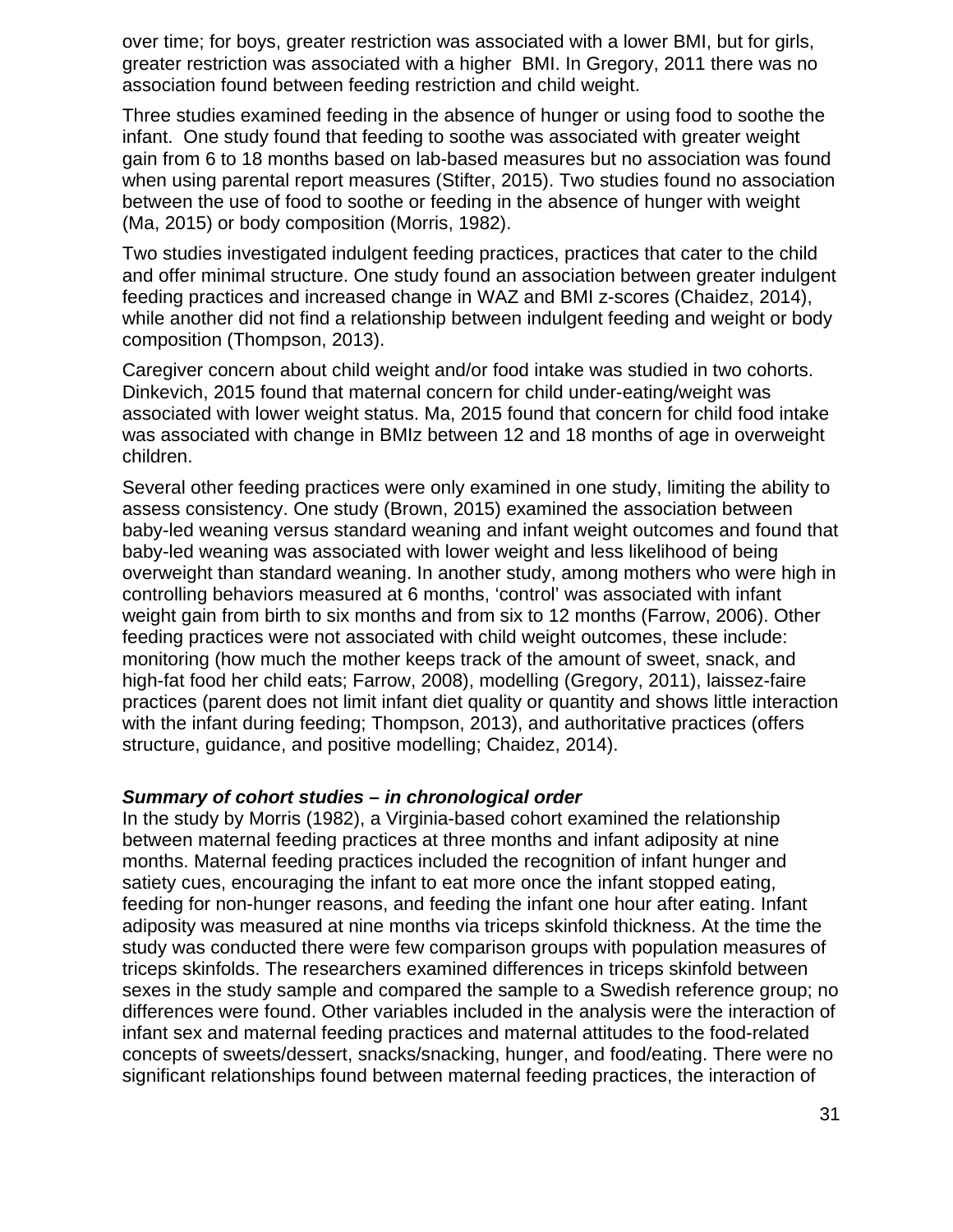over time; for boys, greater restriction was associated with a lower BMI, but for girls, greater restriction was associated with a higher BMI. In Gregory, 2011 there was no association found between feeding restriction and child weight.

Three studies examined feeding in the absence of hunger or using food to soothe the infant. One study found that feeding to soothe was associated with greater weight gain from 6 to 18 months based on lab-based measures but no association was found when using parental report measures (Stifter, 2015). Two studies found no association between the use of food to soothe or feeding in the absence of hunger with weight (Ma, 2015) or body composition (Morris, 1982).

Two studies investigated indulgent feeding practices, practices that cater to the child and offer minimal structure. One study found an association between greater indulgent feeding practices and increased change in WAZ and BMI z-scores (Chaidez, 2014), while another did not find a relationship between indulgent feeding and weight or body composition (Thompson, 2013).

Caregiver concern about child weight and/or food intake was studied in two cohorts. Dinkevich, 2015 found that maternal concern for child under-eating/weight was associated with lower weight status. Ma, 2015 found that concern for child food intake was associated with change in BMIz between 12 and 18 months of age in overweight children.

Several other feeding practices were only examined in one study, limiting the ability to assess consistency. One study (Brown, 2015) examined the association between baby-led weaning versus standard weaning and infant weight outcomes and found that baby-led weaning was associated with lower weight and less likelihood of being overweight than standard weaning. In another study, among mothers who were high in controlling behaviors measured at 6 months, 'control' was associated with infant weight gain from birth to six months and from six to 12 months (Farrow, 2006). Other feeding practices were not associated with child weight outcomes, these include: monitoring (how much the mother keeps track of the amount of sweet, snack, and high-fat food her child eats; Farrow, 2008), modelling (Gregory, 2011), laissez-faire practices (parent does not limit infant diet quality or quantity and shows little interaction with the infant during feeding; Thompson, 2013), and authoritative practices (offers structure, guidance, and positive modelling; Chaidez, 2014).

***Summary of cohort studies – in chronological order***

In the study by Morris (1982), a Virginia-based cohort examined the relationship between maternal feeding practices at three months and infant adiposity at nine months. Maternal feeding practices included the recognition of infant hunger and satiety cues, encouraging the infant to eat more once the infant stopped eating, feeding for non-hunger reasons, and feeding the infant one hour after eating. Infant adiposity was measured at nine months via triceps skinfold thickness. At the time the study was conducted there were few comparison groups with population measures of triceps skinfolds. The researchers examined differences in triceps skinfold between sexes in the study sample and compared the sample to a Swedish reference group; no differences were found. Other variables included in the analysis were the interaction of infant sex and maternal feeding practices and maternal attitudes to the food-related concepts of sweets/dessert, snacks/snacking, hunger, and food/eating. There were no significant relationships found between maternal feeding practices, the interaction of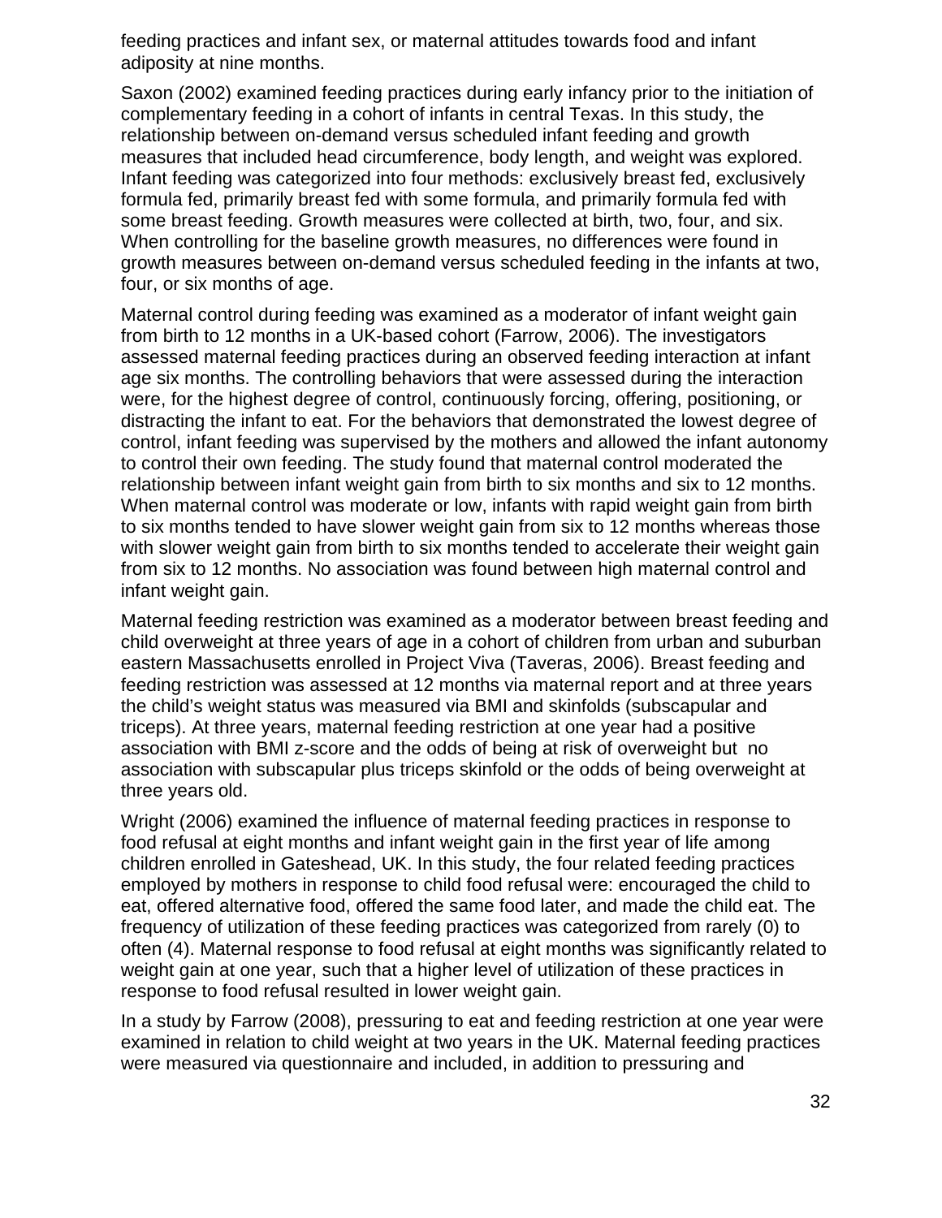feeding practices and infant sex, or maternal attitudes towards food and infant adiposity at nine months.

Saxon (2002) examined feeding practices during early infancy prior to the initiation of complementary feeding in a cohort of infants in central Texas. In this study, the relationship between on-demand versus scheduled infant feeding and growth measures that included head circumference, body length, and weight was explored. Infant feeding was categorized into four methods: exclusively breast fed, exclusively formula fed, primarily breast fed with some formula, and primarily formula fed with some breast feeding. Growth measures were collected at birth, two, four, and six. When controlling for the baseline growth measures, no differences were found in growth measures between on-demand versus scheduled feeding in the infants at two, four, or six months of age.

Maternal control during feeding was examined as a moderator of infant weight gain from birth to 12 months in a UK-based cohort (Farrow, 2006). The investigators assessed maternal feeding practices during an observed feeding interaction at infant age six months. The controlling behaviors that were assessed during the interaction were, for the highest degree of control, continuously forcing, offering, positioning, or distracting the infant to eat. For the behaviors that demonstrated the lowest degree of control, infant feeding was supervised by the mothers and allowed the infant autonomy to control their own feeding. The study found that maternal control moderated the relationship between infant weight gain from birth to six months and six to 12 months. When maternal control was moderate or low, infants with rapid weight gain from birth to six months tended to have slower weight gain from six to 12 months whereas those with slower weight gain from birth to six months tended to accelerate their weight gain from six to 12 months. No association was found between high maternal control and infant weight gain.

Maternal feeding restriction was examined as a moderator between breast feeding and child overweight at three years of age in a cohort of children from urban and suburban eastern Massachusetts enrolled in Project Viva (Taveras, 2006). Breast feeding and feeding restriction was assessed at 12 months via maternal report and at three years the child's weight status was measured via BMI and skinfolds (subscapular and triceps). At three years, maternal feeding restriction at one year had a positive association with BMI z-score and the odds of being at risk of overweight but  no association with subscapular plus triceps skinfold or the odds of being overweight at three years old.

Wright (2006) examined the influence of maternal feeding practices in response to food refusal at eight months and infant weight gain in the first year of life among children enrolled in Gateshead, UK. In this study, the four related feeding practices employed by mothers in response to child food refusal were: encouraged the child to eat, offered alternative food, offered the same food later, and made the child eat. The frequency of utilization of these feeding practices was categorized from rarely (0) to often (4). Maternal response to food refusal at eight months was significantly related to weight gain at one year, such that a higher level of utilization of these practices in response to food refusal resulted in lower weight gain.

In a study by Farrow (2008), pressuring to eat and feeding restriction at one year were examined in relation to child weight at two years in the UK. Maternal feeding practices were measured via questionnaire and included, in addition to pressuring and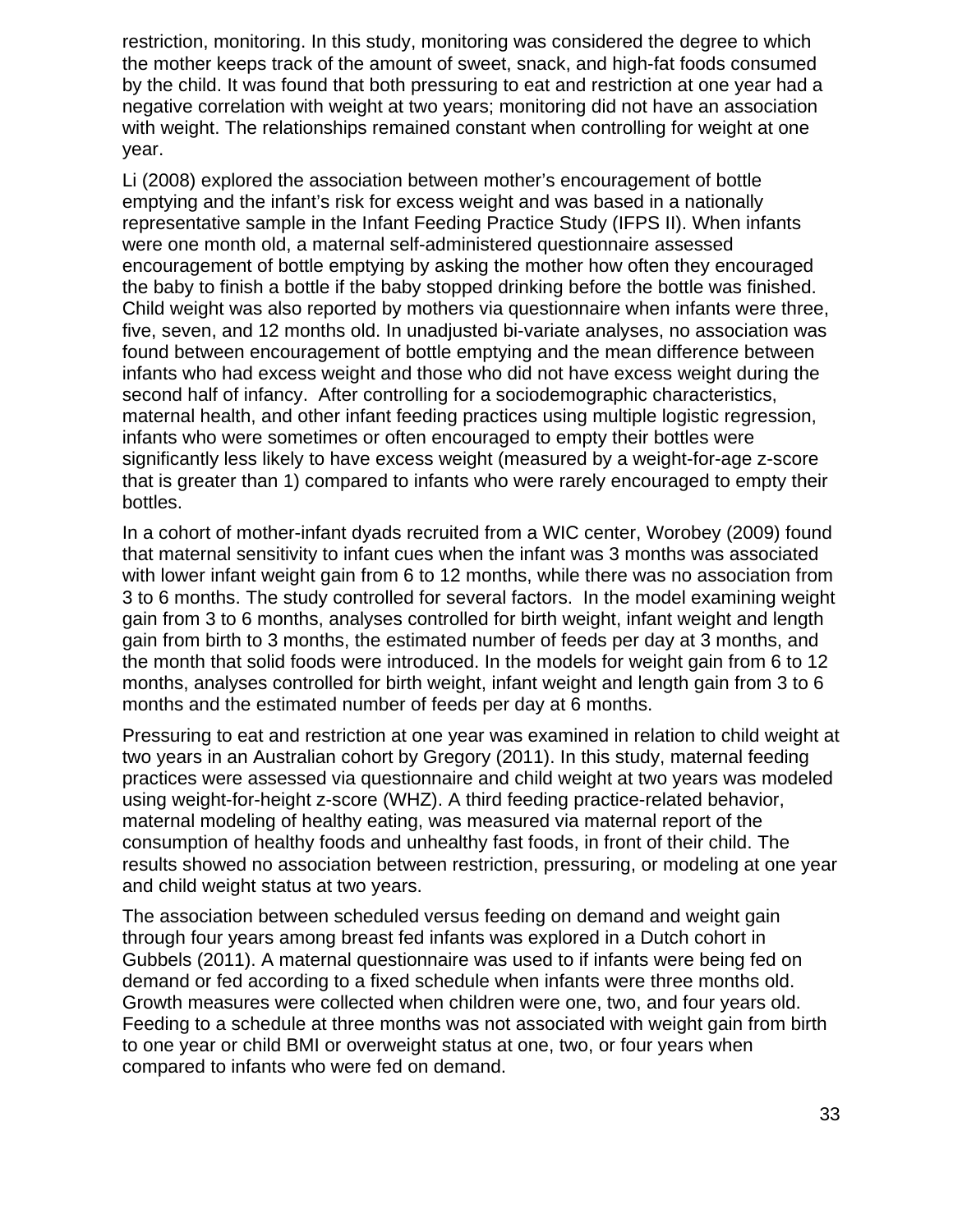restriction, monitoring. In this study, monitoring was considered the degree to which the mother keeps track of the amount of sweet, snack, and high-fat foods consumed by the child. It was found that both pressuring to eat and restriction at one year had a negative correlation with weight at two years; monitoring did not have an association with weight. The relationships remained constant when controlling for weight at one year.

Li (2008) explored the association between mother's encouragement of bottle emptying and the infant's risk for excess weight and was based in a nationally representative sample in the Infant Feeding Practice Study (IFPS II). When infants were one month old, a maternal self-administered questionnaire assessed encouragement of bottle emptying by asking the mother how often they encouraged the baby to finish a bottle if the baby stopped drinking before the bottle was finished. Child weight was also reported by mothers via questionnaire when infants were three, five, seven, and 12 months old. In unadjusted bi-variate analyses, no association was found between encouragement of bottle emptying and the mean difference between infants who had excess weight and those who did not have excess weight during the second half of infancy. After controlling for a sociodemographic characteristics, maternal health, and other infant feeding practices using multiple logistic regression, infants who were sometimes or often encouraged to empty their bottles were significantly less likely to have excess weight (measured by a weight-for-age z-score that is greater than 1) compared to infants who were rarely encouraged to empty their bottles.

In a cohort of mother-infant dyads recruited from a WIC center, Worobey (2009) found that maternal sensitivity to infant cues when the infant was 3 months was associated with lower infant weight gain from 6 to 12 months, while there was no association from 3 to 6 months. The study controlled for several factors. In the model examining weight gain from 3 to 6 months, analyses controlled for birth weight, infant weight and length gain from birth to 3 months, the estimated number of feeds per day at 3 months, and the month that solid foods were introduced. In the models for weight gain from 6 to 12 months, analyses controlled for birth weight, infant weight and length gain from 3 to 6 months and the estimated number of feeds per day at 6 months.

Pressuring to eat and restriction at one year was examined in relation to child weight at two years in an Australian cohort by Gregory (2011). In this study, maternal feeding practices were assessed via questionnaire and child weight at two years was modeled using weight-for-height z-score (WHZ). A third feeding practice-related behavior, maternal modeling of healthy eating, was measured via maternal report of the consumption of healthy foods and unhealthy fast foods, in front of their child. The results showed no association between restriction, pressuring, or modeling at one year and child weight status at two years.

The association between scheduled versus feeding on demand and weight gain through four years among breast fed infants was explored in a Dutch cohort in Gubbels (2011). A maternal questionnaire was used to if infants were being fed on demand or fed according to a fixed schedule when infants were three months old. Growth measures were collected when children were one, two, and four years old. Feeding to a schedule at three months was not associated with weight gain from birth to one year or child BMI or overweight status at one, two, or four years when compared to infants who were fed on demand.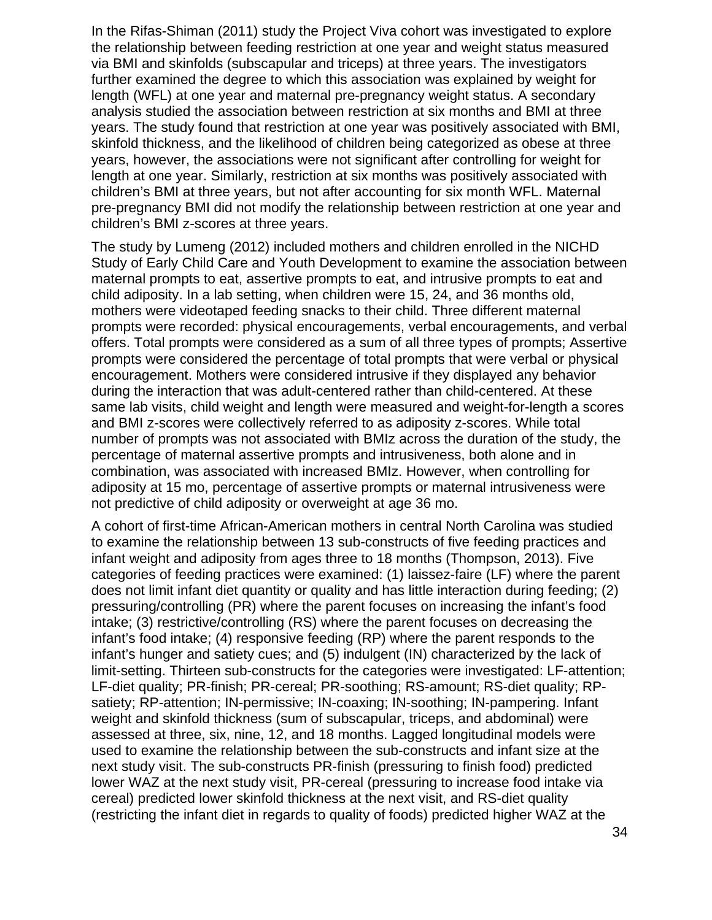In the Rifas-Shiman (2011) study the Project Viva cohort was investigated to explore the relationship between feeding restriction at one year and weight status measured via BMI and skinfolds (subscapular and triceps) at three years. The investigators further examined the degree to which this association was explained by weight for length (WFL) at one year and maternal pre-pregnancy weight status. A secondary analysis studied the association between restriction at six months and BMI at three years. The study found that restriction at one year was positively associated with BMI, skinfold thickness, and the likelihood of children being categorized as obese at three years, however, the associations were not significant after controlling for weight for length at one year. Similarly, restriction at six months was positively associated with children's BMI at three years, but not after accounting for six month WFL. Maternal pre-pregnancy BMI did not modify the relationship between restriction at one year and children's BMI z-scores at three years.

The study by Lumeng (2012) included mothers and children enrolled in the NICHD Study of Early Child Care and Youth Development to examine the association between maternal prompts to eat, assertive prompts to eat, and intrusive prompts to eat and child adiposity. In a lab setting, when children were 15, 24, and 36 months old, mothers were videotaped feeding snacks to their child. Three different maternal prompts were recorded: physical encouragements, verbal encouragements, and verbal offers. Total prompts were considered as a sum of all three types of prompts; Assertive prompts were considered the percentage of total prompts that were verbal or physical encouragement. Mothers were considered intrusive if they displayed any behavior during the interaction that was adult-centered rather than child-centered. At these same lab visits, child weight and length were measured and weight-for-length a scores and BMI z-scores were collectively referred to as adiposity z-scores. While total number of prompts was not associated with BMIz across the duration of the study, the percentage of maternal assertive prompts and intrusiveness, both alone and in combination, was associated with increased BMIz. However, when controlling for adiposity at 15 mo, percentage of assertive prompts or maternal intrusiveness were not predictive of child adiposity or overweight at age 36 mo.

A cohort of first-time African-American mothers in central North Carolina was studied to examine the relationship between 13 sub-constructs of five feeding practices and infant weight and adiposity from ages three to 18 months (Thompson, 2013). Five categories of feeding practices were examined: (1) laissez-faire (LF) where the parent does not limit infant diet quantity or quality and has little interaction during feeding; (2) pressuring/controlling (PR) where the parent focuses on increasing the infant's food intake; (3) restrictive/controlling (RS) where the parent focuses on decreasing the infant's food intake; (4) responsive feeding (RP) where the parent responds to the infant's hunger and satiety cues; and (5) indulgent (IN) characterized by the lack of limit-setting. Thirteen sub-constructs for the categories were investigated: LF-attention; LF-diet quality; PR-finish; PR-cereal; PR-soothing; RS-amount; RS-diet quality; RP-satiety; RP-attention; IN-permissive; IN-coaxing; IN-soothing; IN-pampering. Infant weight and skinfold thickness (sum of subscapular, triceps, and abdominal) were assessed at three, six, nine, 12, and 18 months. Lagged longitudinal models were used to examine the relationship between the sub-constructs and infant size at the next study visit. The sub-constructs PR-finish (pressuring to finish food) predicted lower WAZ at the next study visit, PR-cereal (pressuring to increase food intake via cereal) predicted lower skinfold thickness at the next visit, and RS-diet quality (restricting the infant diet in regards to quality of foods) predicted higher WAZ at the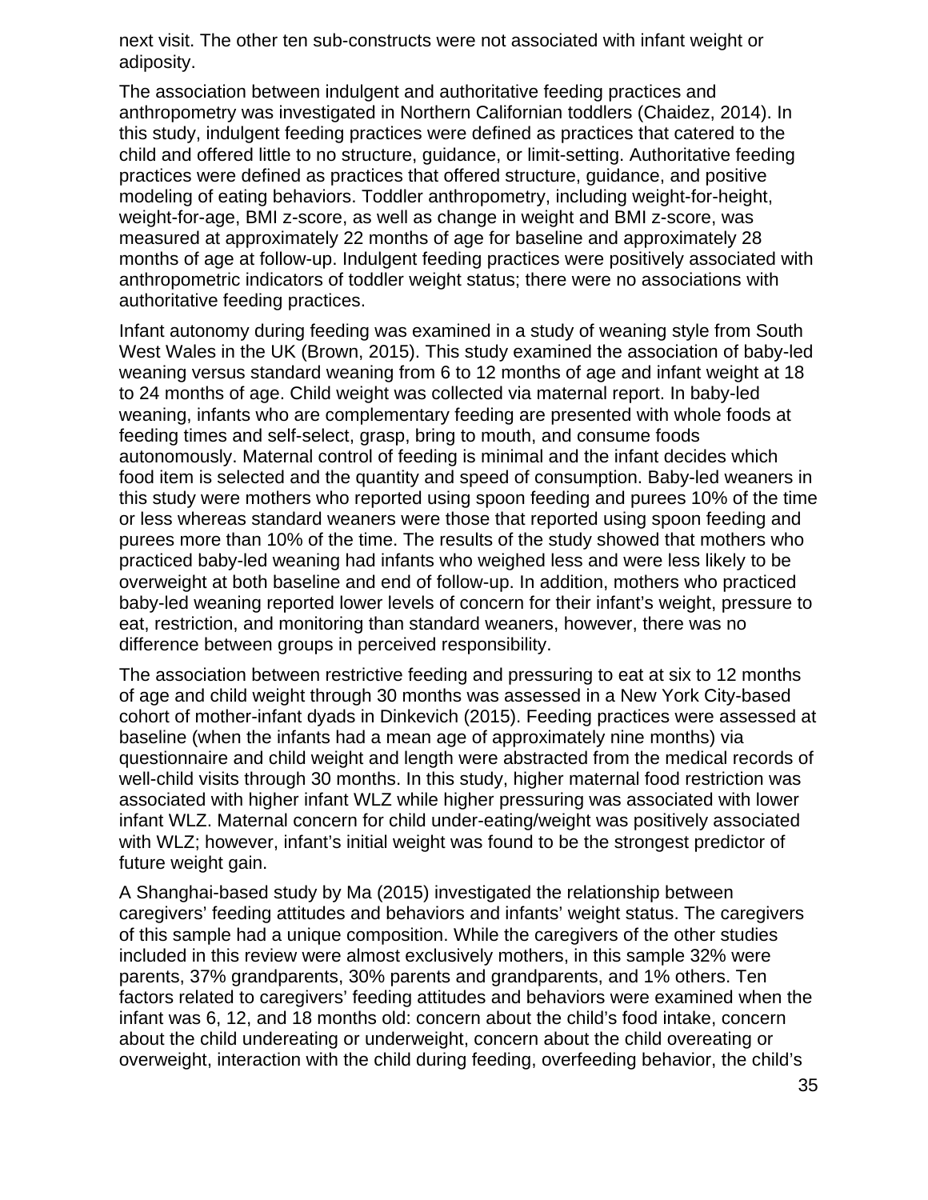next visit. The other ten sub-constructs were not associated with infant weight or adiposity.

The association between indulgent and authoritative feeding practices and anthropometry was investigated in Northern Californian toddlers (Chaidez, 2014). In this study, indulgent feeding practices were defined as practices that catered to the child and offered little to no structure, guidance, or limit-setting. Authoritative feeding practices were defined as practices that offered structure, guidance, and positive modeling of eating behaviors. Toddler anthropometry, including weight-for-height, weight-for-age, BMI z-score, as well as change in weight and BMI z-score, was measured at approximately 22 months of age for baseline and approximately 28 months of age at follow-up. Indulgent feeding practices were positively associated with anthropometric indicators of toddler weight status; there were no associations with authoritative feeding practices.

Infant autonomy during feeding was examined in a study of weaning style from South West Wales in the UK (Brown, 2015). This study examined the association of baby-led weaning versus standard weaning from 6 to 12 months of age and infant weight at 18 to 24 months of age. Child weight was collected via maternal report. In baby-led weaning, infants who are complementary feeding are presented with whole foods at feeding times and self-select, grasp, bring to mouth, and consume foods autonomously. Maternal control of feeding is minimal and the infant decides which food item is selected and the quantity and speed of consumption. Baby-led weaners in this study were mothers who reported using spoon feeding and purees 10% of the time or less whereas standard weaners were those that reported using spoon feeding and purees more than 10% of the time. The results of the study showed that mothers who practiced baby-led weaning had infants who weighed less and were less likely to be overweight at both baseline and end of follow-up. In addition, mothers who practiced baby-led weaning reported lower levels of concern for their infant's weight, pressure to eat, restriction, and monitoring than standard weaners, however, there was no difference between groups in perceived responsibility.

The association between restrictive feeding and pressuring to eat at six to 12 months of age and child weight through 30 months was assessed in a New York City-based cohort of mother-infant dyads in Dinkevich (2015). Feeding practices were assessed at baseline (when the infants had a mean age of approximately nine months) via questionnaire and child weight and length were abstracted from the medical records of well-child visits through 30 months. In this study, higher maternal food restriction was associated with higher infant WLZ while higher pressuring was associated with lower infant WLZ. Maternal concern for child under-eating/weight was positively associated with WLZ; however, infant's initial weight was found to be the strongest predictor of future weight gain.

A Shanghai-based study by Ma (2015) investigated the relationship between caregivers' feeding attitudes and behaviors and infants' weight status. The caregivers of this sample had a unique composition. While the caregivers of the other studies included in this review were almost exclusively mothers, in this sample 32% were parents, 37% grandparents, 30% parents and grandparents, and 1% others. Ten factors related to caregivers' feeding attitudes and behaviors were examined when the infant was 6, 12, and 18 months old: concern about the child's food intake, concern about the child undereating or underweight, concern about the child overeating or overweight, interaction with the child during feeding, overfeeding behavior, the child's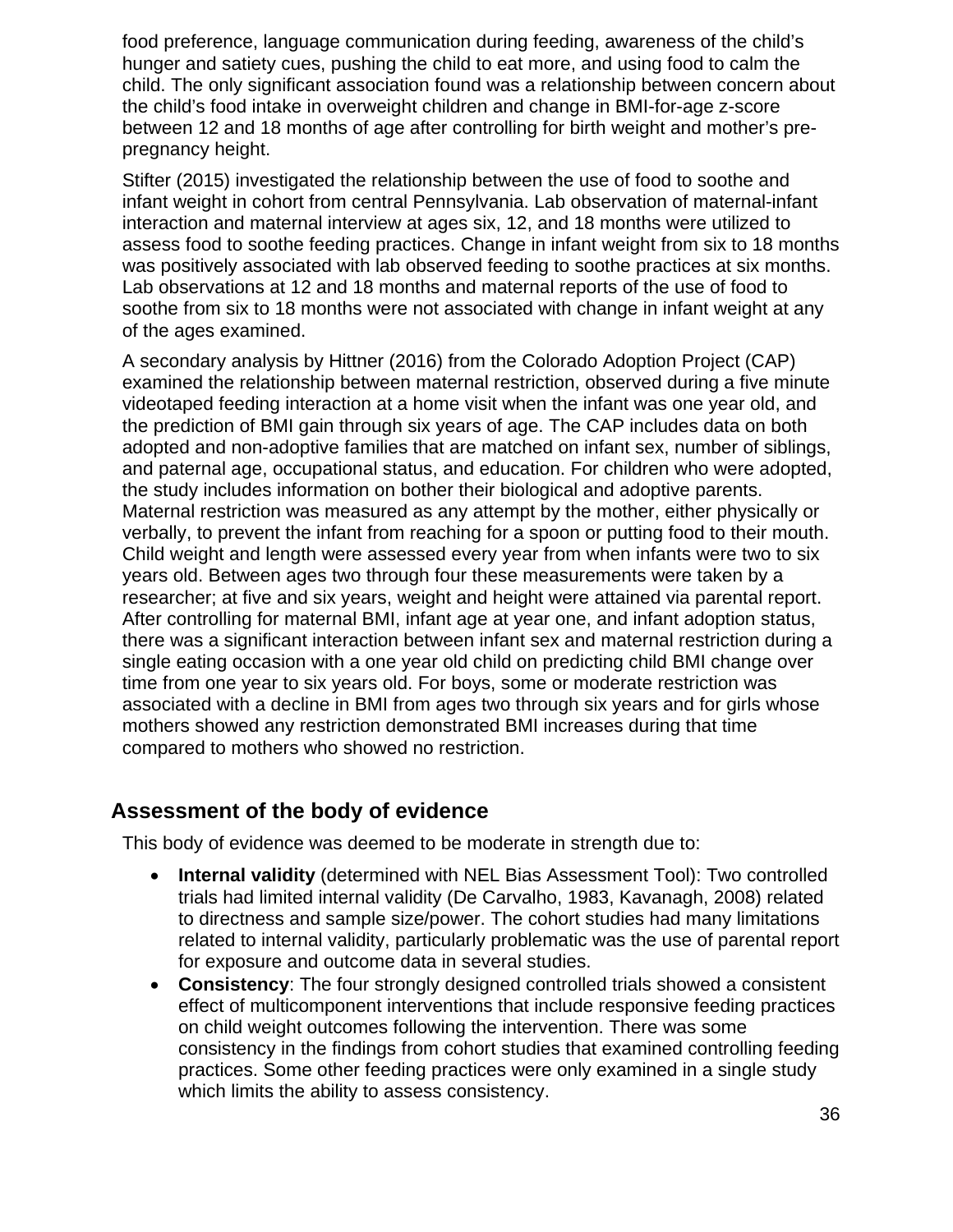food preference, language communication during feeding, awareness of the child's hunger and satiety cues, pushing the child to eat more, and using food to calm the child. The only significant association found was a relationship between concern about the child's food intake in overweight children and change in BMI-for-age z-score between 12 and 18 months of age after controlling for birth weight and mother's pre-pregnancy height.

Stifter (2015) investigated the relationship between the use of food to soothe and infant weight in cohort from central Pennsylvania. Lab observation of maternal-infant interaction and maternal interview at ages six, 12, and 18 months were utilized to assess food to soothe feeding practices. Change in infant weight from six to 18 months was positively associated with lab observed feeding to soothe practices at six months. Lab observations at 12 and 18 months and maternal reports of the use of food to soothe from six to 18 months were not associated with change in infant weight at any of the ages examined.

A secondary analysis by Hittner (2016) from the Colorado Adoption Project (CAP) examined the relationship between maternal restriction, observed during a five minute videotaped feeding interaction at a home visit when the infant was one year old, and the prediction of BMI gain through six years of age. The CAP includes data on both adopted and non-adoptive families that are matched on infant sex, number of siblings, and paternal age, occupational status, and education. For children who were adopted, the study includes information on bother their biological and adoptive parents. Maternal restriction was measured as any attempt by the mother, either physically or verbally, to prevent the infant from reaching for a spoon or putting food to their mouth. Child weight and length were assessed every year from when infants were two to six years old. Between ages two through four these measurements were taken by a researcher; at five and six years, weight and height were attained via parental report. After controlling for maternal BMI, infant age at year one, and infant adoption status, there was a significant interaction between infant sex and maternal restriction during a single eating occasion with a one year old child on predicting child BMI change over time from one year to six years old. For boys, some or moderate restriction was associated with a decline in BMI from ages two through six years and for girls whose mothers showed any restriction demonstrated BMI increases during that time compared to mothers who showed no restriction.

## Assessment of the body of evidence

This body of evidence was deemed to be moderate in strength due to:

- **Internal validity** (determined with NEL Bias Assessment Tool): Two controlled trials had limited internal validity (De Carvalho, 1983, Kavanagh, 2008) related to directness and sample size/power. The cohort studies had many limitations related to internal validity, particularly problematic was the use of parental report for exposure and outcome data in several studies.
- **Consistency**: The four strongly designed controlled trials showed a consistent effect of multicomponent interventions that include responsive feeding practices on child weight outcomes following the intervention. There was some consistency in the findings from cohort studies that examined controlling feeding practices. Some other feeding practices were only examined in a single study which limits the ability to assess consistency.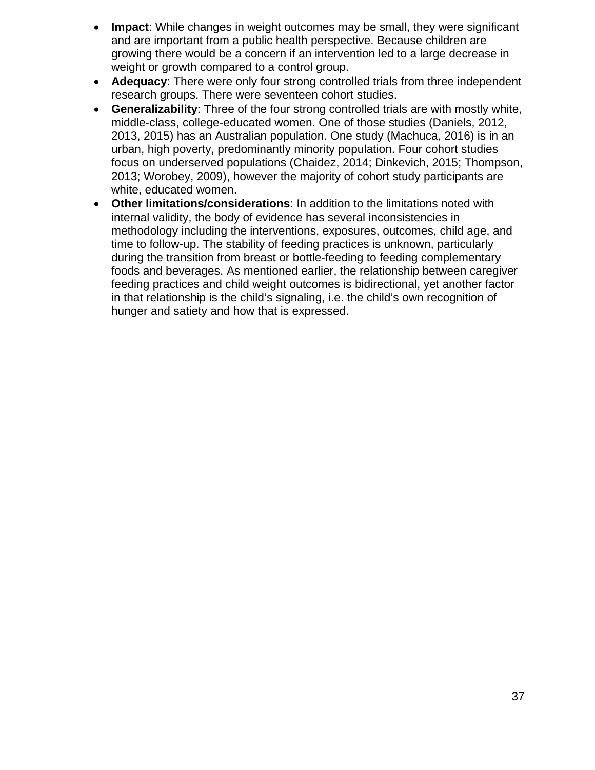- **Impact**: While changes in weight outcomes may be small, they were significant and are important from a public health perspective. Because children are growing there would be a concern if an intervention led to a large decrease in weight or growth compared to a control group.
- **Adequacy**: There were only four strong controlled trials from three independent research groups. There were seventeen cohort studies.
- **Generalizability**: Three of the four strong controlled trials are with mostly white, middle-class, college-educated women. One of those studies (Daniels, 2012, 2013, 2015) has an Australian population. One study (Machuca, 2016) is in an urban, high poverty, predominantly minority population. Four cohort studies focus on underserved populations (Chaidez, 2014; Dinkevich, 2015; Thompson, 2013; Worobey, 2009), however the majority of cohort study participants are white, educated women.
- **Other limitations/considerations**: In addition to the limitations noted with internal validity, the body of evidence has several inconsistencies in methodology including the interventions, exposures, outcomes, child age, and time to follow-up. The stability of feeding practices is unknown, particularly during the transition from breast or bottle-feeding to feeding complementary foods and beverages. As mentioned earlier, the relationship between caregiver feeding practices and child weight outcomes is bidirectional, yet another factor in that relationship is the child's signaling, i.e. the child's own recognition of hunger and satiety and how that is expressed.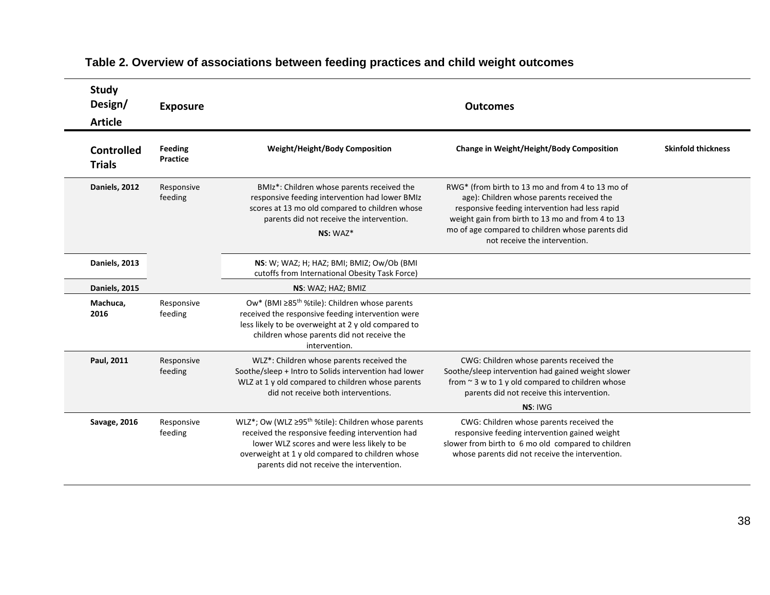**Table 2. Overview of associations between feeding practices and child weight outcomes**

| Study Design/ Article | Exposure | Outcomes | | |
|---|---|---|---|---|
| **Controlled Trials** | **Feeding Practice** | **Weight/Height/Body Composition** | **Change in Weight/Height/Body Composition** | **Skinfold thickness** |
| **Daniels, 2012** | Responsive feeding | BMIz*: Children whose parents received the responsive feeding intervention had lower BMIz scores at 13 mo old compared to children whose parents did not receive the intervention. **NS:** WAZ* | RWG* (from birth to 13 mo and from 4 to 13 mo of age): Children whose parents received the responsive feeding intervention had less rapid weight gain from birth to 13 mo and from 4 to 13 mo of age compared to children whose parents did not receive the intervention. | |
| **Daniels, 2013** | | **NS**: W; WAZ; H; HAZ; BMI; BMIZ; Ow/Ob (BMI cutoffs from International Obesity Task Force) | | |
| **Daniels, 2015** | | **NS**: WAZ; HAZ; BMIZ | | |
| **Machuca, 2016** | Responsive feeding | Ow* (BMI ≥85th %tile): Children whose parents received the responsive feeding intervention were less likely to be overweight at 2 y old compared to children whose parents did not receive the intervention. | | |
| **Paul, 2011** | Responsive feeding | WLZ*: Children whose parents received the Soothe/sleep + Intro to Solids intervention had lower WLZ at 1 y old compared to children whose parents did not receive both interventions. | CWG: Children whose parents received the Soothe/sleep intervention had gained weight slower from ~ 3 w to 1 y old compared to children whose parents did not receive this intervention. **NS**: IWG | |
| **Savage, 2016** | Responsive feeding | WLZ*; Ow (WLZ ≥95th %tile): Children whose parents received the responsive feeding intervention had lower WLZ scores and were less likely to be overweight at 1 y old compared to children whose parents did not receive the intervention. | CWG: Children whose parents received the responsive feeding intervention gained weight slower from birth to 6 mo old compared to children whose parents did not receive the intervention. | |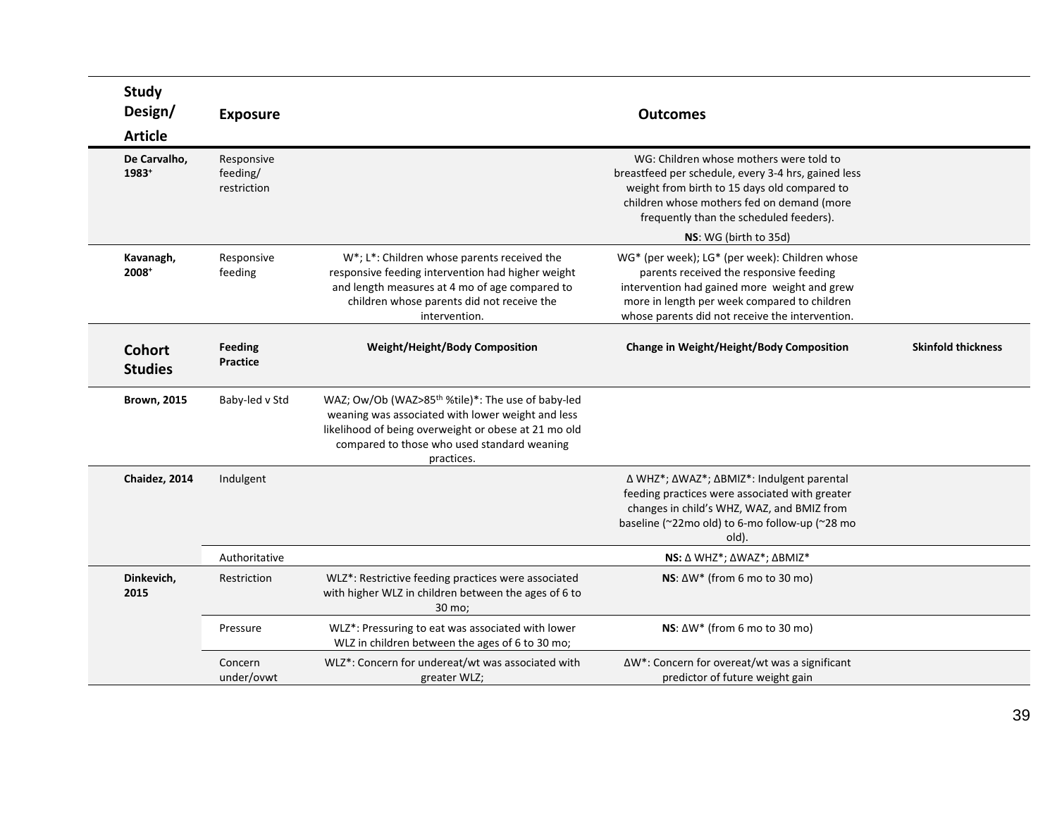| Study Design/ Article | Exposure | | Outcomes | |
|---|---|---|---|---|
| **De Carvalho, 1983[+]** | Responsive feeding/ restriction | | WG: Children whose mothers were told to breastfeed per schedule, every 3-4 hrs, gained less weight from birth to 15 days old compared to children whose mothers fed on demand (more frequently than the scheduled feeders). **NS**: WG (birth to 35d) | |
| **Kavanagh, 2008[+]** | Responsive feeding | W*; L*: Children whose parents received the responsive feeding intervention had higher weight and length measures at 4 mo of age compared to children whose parents did not receive the intervention. | WG* (per week); LG* (per week): Children whose parents received the responsive feeding intervention had gained more weight and grew more in length per week compared to children whose parents did not receive the intervention. | |
| **Cohort Studies** | **Feeding Practice** | **Weight/Height/Body Composition** | **Change in Weight/Height/Body Composition** | **Skinfold thickness** |
| **Brown, 2015** | Baby-led v Std | WAZ; Ow/Ob (WAZ>85[th] %tile)*: The use of baby-led weaning was associated with lower weight and less likelihood of being overweight or obese at 21 mo old compared to those who used standard weaning practices. | | |
| **Chaidez, 2014** | Indulgent | | Δ WHZ*; ΔWAZ*; ΔBMIZ*: Indulgent parental feeding practices were associated with greater changes in child's WHZ, WAZ, and BMIZ from baseline (~22mo old) to 6-mo follow-up (~28 mo old). | |
| | Authoritative | | **NS:** Δ WHZ*; ΔWAZ*; ΔBMIZ* | |
| **Dinkevich, 2015** | Restriction | WLZ*: Restrictive feeding practices were associated with higher WLZ in children between the ages of 6 to 30 mo; | **NS**: ΔW* (from 6 mo to 30 mo) | |
| | Pressure | WLZ*: Pressuring to eat was associated with lower WLZ in children between the ages of 6 to 30 mo; | **NS**: ΔW* (from 6 mo to 30 mo) | |
| | Concern under/ovwt | WLZ*: Concern for undereat/wt was associated with greater WLZ; | ΔW*: Concern for overeat/wt was a significant predictor of future weight gain | |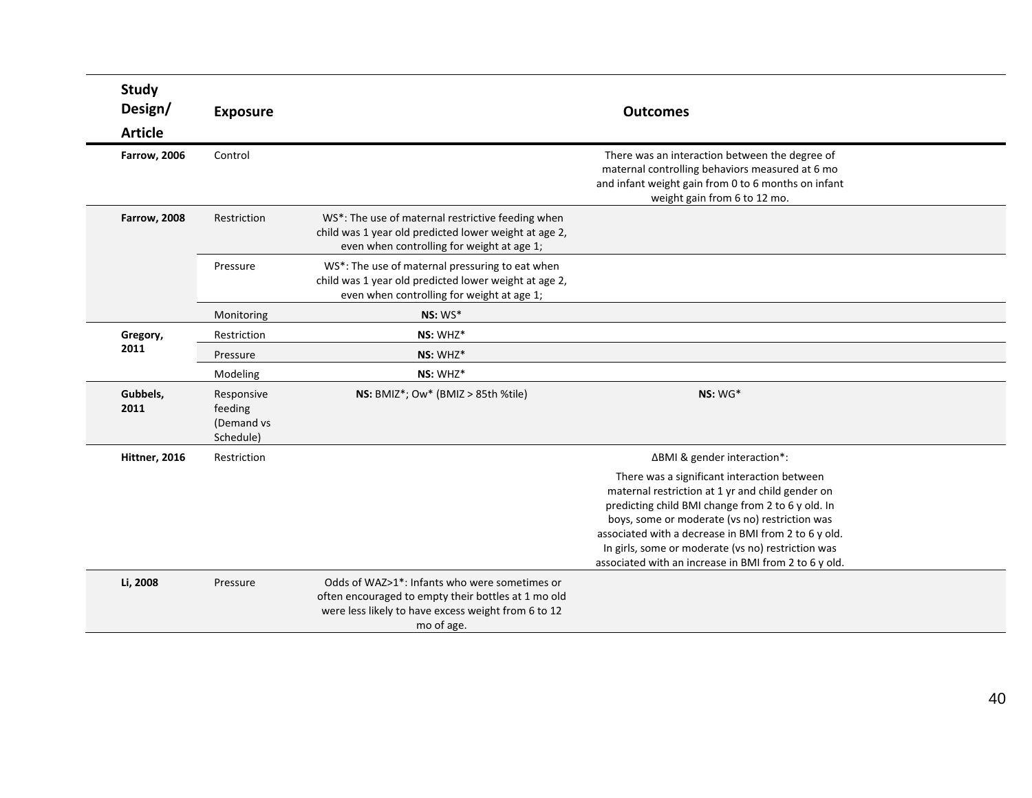| Study Design/ Article | Exposure | | Outcomes | |
|---|---|---|---|---|
| **Farrow, 2006** | Control | | There was an interaction between the degree of maternal controlling behaviors measured at 6 mo and infant weight gain from 0 to 6 months on infant weight gain from 6 to 12 mo. | |
| **Farrow, 2008** | Restriction | WS*: The use of maternal restrictive feeding when child was 1 year old predicted lower weight at age 2, even when controlling for weight at age 1; | | |
| | Pressure | WS*: The use of maternal pressuring to eat when child was 1 year old predicted lower weight at age 2, even when controlling for weight at age 1; | | |
| | Monitoring | **NS:** WS* | | |
| **Gregory, 2011** | Restriction | **NS:** WHZ* | | |
| | Pressure | **NS:** WHZ* | | |
| | Modeling | **NS:** WHZ* | | |
| **Gubbels, 2011** | Responsive feeding (Demand vs Schedule) | **NS:** BMIZ*; Ow* (BMIZ > 85th %tile) | **NS:** WG* | |
| **Hittner, 2016** | Restriction | | ΔBMI & gender interaction*: There was a significant interaction between maternal restriction at 1 yr and child gender on predicting child BMI change from 2 to 6 y old. In boys, some or moderate (vs no) restriction was associated with a decrease in BMI from 2 to 6 y old. In girls, some or moderate (vs no) restriction was associated with an increase in BMI from 2 to 6 y old. | |
| **Li, 2008** | Pressure | Odds of WAZ>1*: Infants who were sometimes or often encouraged to empty their bottles at 1 mo old were less likely to have excess weight from 6 to 12 mo of age. | | |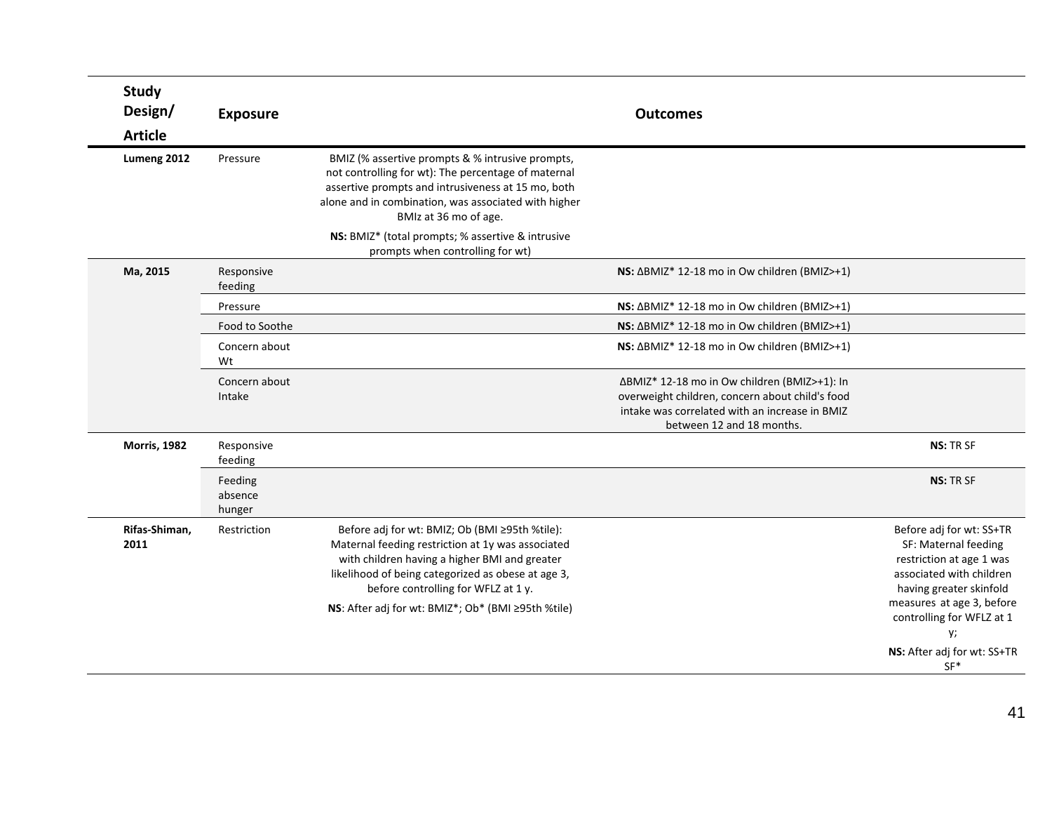| Study Design/ Article | Exposure | Outcomes | | |
|---|---|---|---|---|
| **Lumeng 2012** | Pressure | BMIZ (% assertive prompts & % intrusive prompts, not controlling for wt): The percentage of maternal assertive prompts and intrusiveness at 15 mo, both alone and in combination, was associated with higher BMIz at 36 mo of age. **NS:** BMIZ* (total prompts; % assertive & intrusive prompts when controlling for wt) | | |
| **Ma, 2015** | Responsive feeding | | **NS:** ΔBMIZ* 12-18 mo in Ow children (BMIZ>+1) | |
| | Pressure | | **NS:** ΔBMIZ* 12-18 mo in Ow children (BMIZ>+1) | |
| | Food to Soothe | | **NS:** ΔBMIZ* 12-18 mo in Ow children (BMIZ>+1) | |
| | Concern about Wt | | **NS:** ΔBMIZ* 12-18 mo in Ow children (BMIZ>+1) | |
| | Concern about Intake | | ΔBMIZ* 12-18 mo in Ow children (BMIZ>+1): In overweight children, concern about child's food intake was correlated with an increase in BMIZ between 12 and 18 months. | |
| **Morris, 1982** | Responsive feeding | | | **NS:** TR SF |
| | Feeding absence hunger | | | **NS:** TR SF |
| **Rifas-Shiman, 2011** | Restriction | Before adj for wt: BMIZ; Ob (BMI ≥95th %tile): Maternal feeding restriction at 1y was associated with children having a higher BMI and greater likelihood of being categorized as obese at age 3, before controlling for WFLZ at 1 y. **NS**: After adj for wt: BMIZ*; Ob* (BMI ≥95th %tile) | | Before adj for wt: SS+TR SF: Maternal feeding restriction at age 1 was associated with children having greater skinfold measures at age 3, before controlling for WFLZ at 1 y; **NS:** After adj for wt: SS+TR SF* |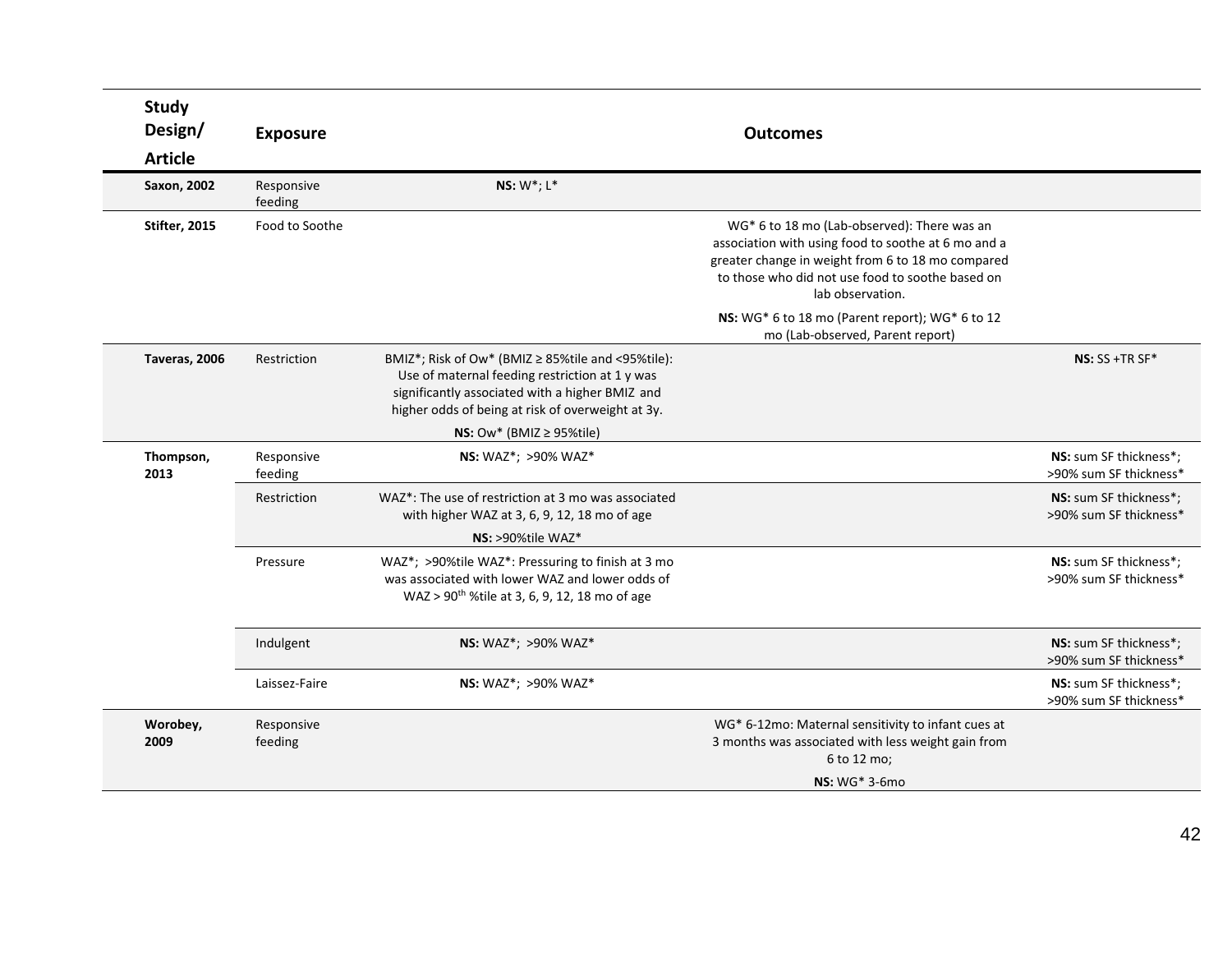| Study Design/ Article | Exposure | Outcomes | | |
|---|---|---|---|---|
| **Saxon, 2002** | Responsive feeding | **NS:** W*; L* | | |
| **Stifter, 2015** | Food to Soothe | | WG* 6 to 18 mo (Lab-observed): There was an association with using food to soothe at 6 mo and a greater change in weight from 6 to 18 mo compared to those who did not use food to soothe based on lab observation.<br>**NS:** WG* 6 to 18 mo (Parent report); WG* 6 to 12 mo (Lab-observed, Parent report) | |
| **Taveras, 2006** | Restriction | BMIZ*; Risk of Ow* (BMIZ ≥ 85%tile and <95%tile): Use of maternal feeding restriction at 1 y was significantly associated with a higher BMIZ and higher odds of being at risk of overweight at 3y.<br>**NS:** Ow* (BMIZ ≥ 95%tile) | | **NS:** SS +TR SF* |
| **Thompson, 2013** | Responsive feeding | **NS:** WAZ*; >90% WAZ* | | **NS:** sum SF thickness*; >90% sum SF thickness* |
| | Restriction | WAZ*: The use of restriction at 3 mo was associated with higher WAZ at 3, 6, 9, 12, 18 mo of age<br>**NS:** >90%tile WAZ* | | **NS:** sum SF thickness*; >90% sum SF thickness* |
| | Pressure | WAZ*; >90%tile WAZ*: Pressuring to finish at 3 mo was associated with lower WAZ and lower odds of WAZ > 90th %tile at 3, 6, 9, 12, 18 mo of age | | **NS:** sum SF thickness*; >90% sum SF thickness* |
| | Indulgent | **NS:** WAZ*; >90% WAZ* | | **NS:** sum SF thickness*; >90% sum SF thickness* |
| | Laissez-Faire | **NS:** WAZ*; >90% WAZ* | | **NS:** sum SF thickness*; >90% sum SF thickness* |
| **Worobey, 2009** | Responsive feeding | | WG* 6-12mo: Maternal sensitivity to infant cues at 3 months was associated with less weight gain from 6 to 12 mo;<br>**NS:** WG* 3-6mo | |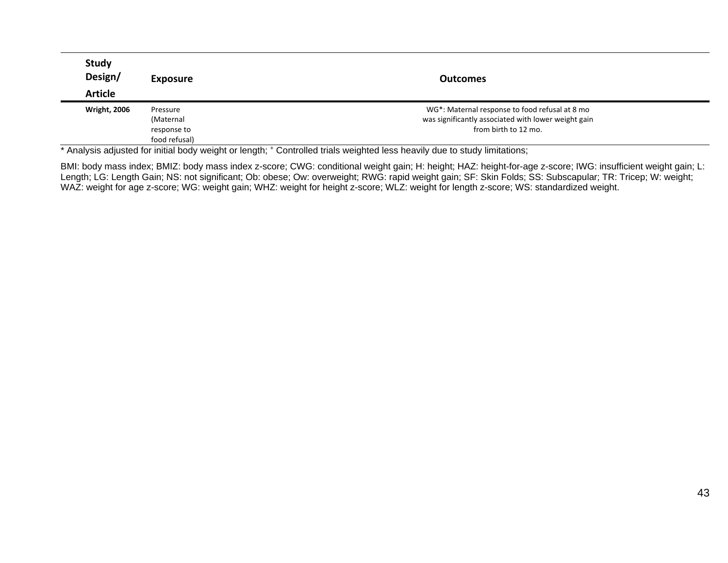| Study Design/ Article | Exposure | Outcomes |
|---|---|---|
| **Wright, 2006** | Pressure (Maternal response to food refusal) | WG*: Maternal response to food refusal at 8 mo was significantly associated with lower weight gain from birth to 12 mo. |

* Analysis adjusted for initial body weight or length; ⁺ Controlled trials weighted less heavily due to study limitations;

BMI: body mass index; BMIZ: body mass index z-score; CWG: conditional weight gain; H: height; HAZ: height-for-age z-score; IWG: insufficient weight gain; L: Length; LG: Length Gain; NS: not significant; Ob: obese; Ow: overweight; RWG: rapid weight gain; SF: Skin Folds; SS: Subscapular; TR: Tricep; W: weight; WAZ: weight for age z-score; WG: weight gain; WHZ: weight for height z-score; WLZ: weight for length z-score; WS: standardized weight.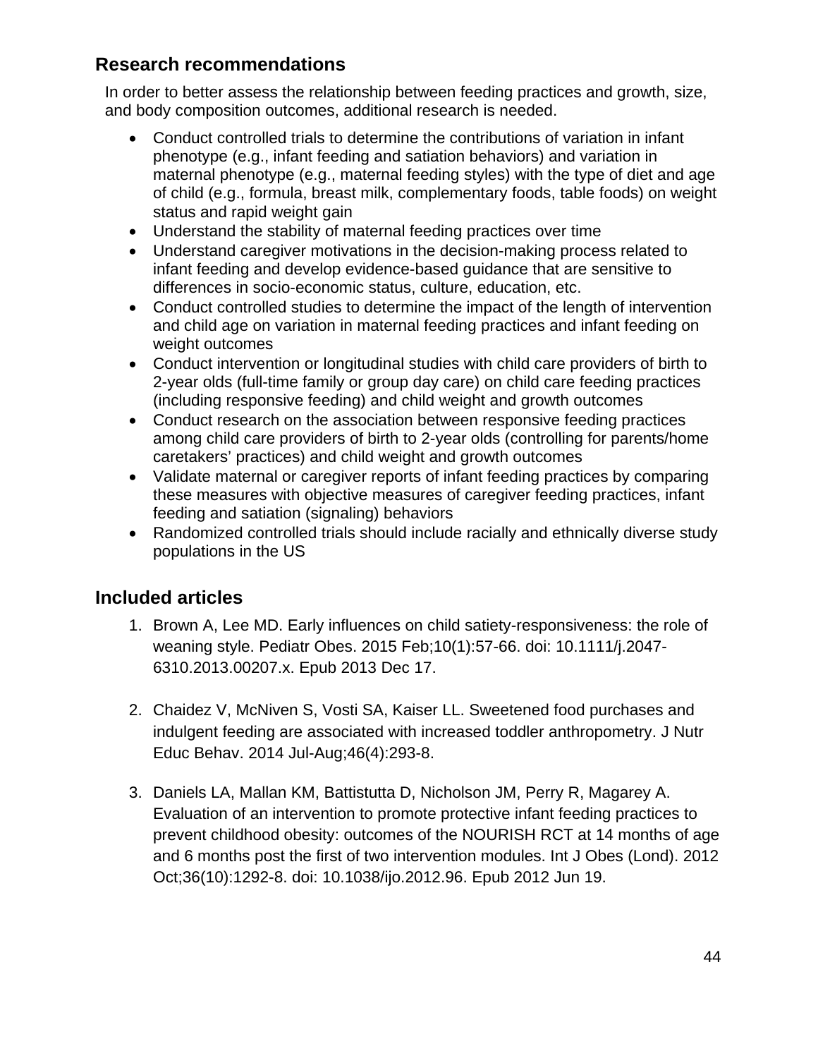## Research recommendations

In order to better assess the relationship between feeding practices and growth, size, and body composition outcomes, additional research is needed.

- Conduct controlled trials to determine the contributions of variation in infant phenotype (e.g., infant feeding and satiation behaviors) and variation in maternal phenotype (e.g., maternal feeding styles) with the type of diet and age of child (e.g., formula, breast milk, complementary foods, table foods) on weight status and rapid weight gain
- Understand the stability of maternal feeding practices over time
- Understand caregiver motivations in the decision-making process related to infant feeding and develop evidence-based guidance that are sensitive to differences in socio-economic status, culture, education, etc.
- Conduct controlled studies to determine the impact of the length of intervention and child age on variation in maternal feeding practices and infant feeding on weight outcomes
- Conduct intervention or longitudinal studies with child care providers of birth to 2-year olds (full-time family or group day care) on child care feeding practices (including responsive feeding) and child weight and growth outcomes
- Conduct research on the association between responsive feeding practices among child care providers of birth to 2-year olds (controlling for parents/home caretakers' practices) and child weight and growth outcomes
- Validate maternal or caregiver reports of infant feeding practices by comparing these measures with objective measures of caregiver feeding practices, infant feeding and satiation (signaling) behaviors
- Randomized controlled trials should include racially and ethnically diverse study populations in the US

## Included articles

1. Brown A, Lee MD. Early influences on child satiety-responsiveness: the role of weaning style. Pediatr Obes. 2015 Feb;10(1):57-66. doi: 10.1111/j.2047-6310.2013.00207.x. Epub 2013 Dec 17.

2. Chaidez V, McNiven S, Vosti SA, Kaiser LL. Sweetened food purchases and indulgent feeding are associated with increased toddler anthropometry. J Nutr Educ Behav. 2014 Jul-Aug;46(4):293-8.

3. Daniels LA, Mallan KM, Battistutta D, Nicholson JM, Perry R, Magarey A. Evaluation of an intervention to promote protective infant feeding practices to prevent childhood obesity: outcomes of the NOURISH RCT at 14 months of age and 6 months post the first of two intervention modules. Int J Obes (Lond). 2012 Oct;36(10):1292-8. doi: 10.1038/ijo.2012.96. Epub 2012 Jun 19.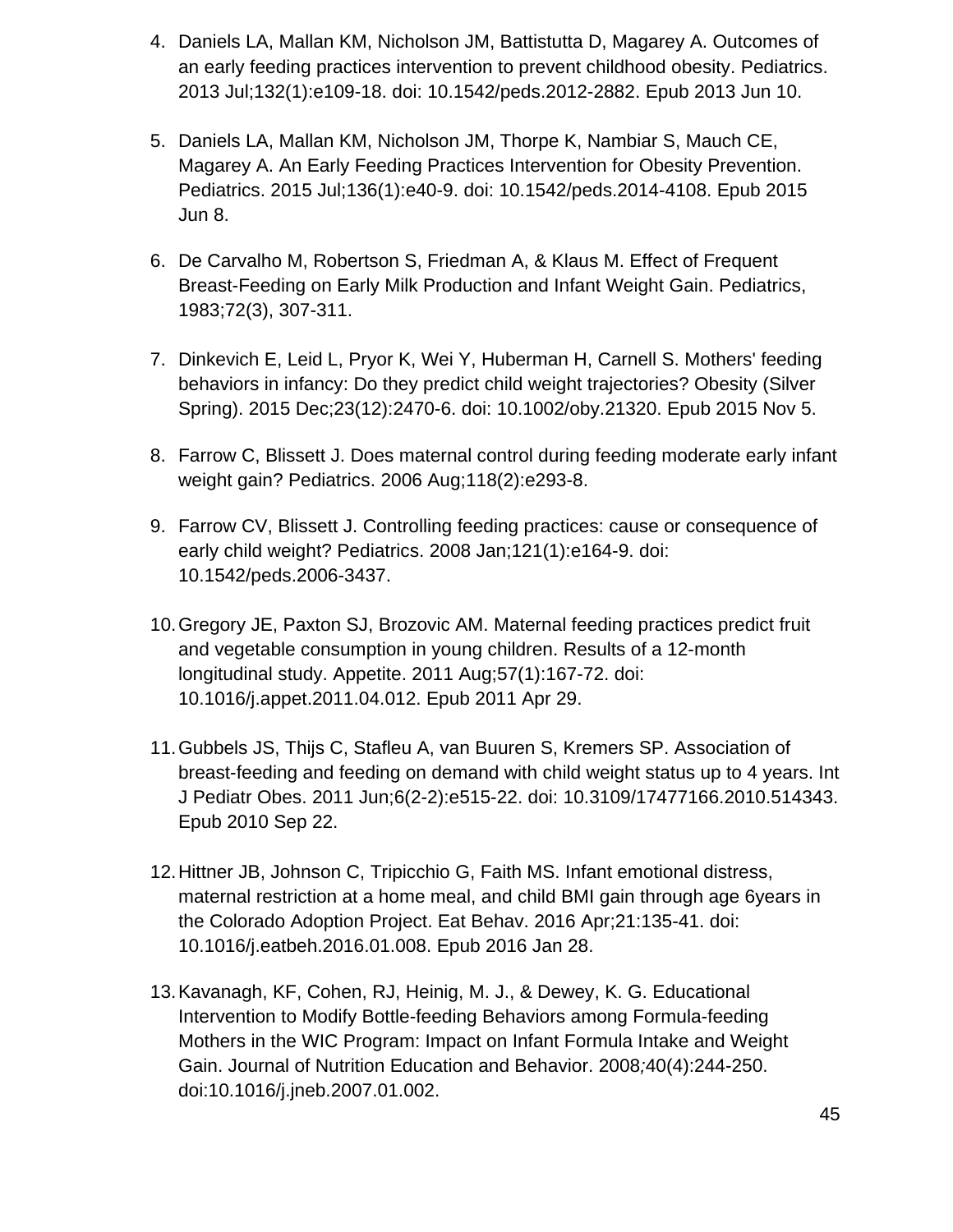4. Daniels LA, Mallan KM, Nicholson JM, Battistutta D, Magarey A. Outcomes of an early feeding practices intervention to prevent childhood obesity. Pediatrics. 2013 Jul;132(1):e109-18. doi: 10.1542/peds.2012-2882. Epub 2013 Jun 10.

5. Daniels LA, Mallan KM, Nicholson JM, Thorpe K, Nambiar S, Mauch CE, Magarey A. An Early Feeding Practices Intervention for Obesity Prevention. Pediatrics. 2015 Jul;136(1):e40-9. doi: 10.1542/peds.2014-4108. Epub 2015 Jun 8.

6. De Carvalho M, Robertson S, Friedman A, & Klaus M. Effect of Frequent Breast-Feeding on Early Milk Production and Infant Weight Gain. Pediatrics, 1983;72(3), 307-311.

7. Dinkevich E, Leid L, Pryor K, Wei Y, Huberman H, Carnell S. Mothers' feeding behaviors in infancy: Do they predict child weight trajectories? Obesity (Silver Spring). 2015 Dec;23(12):2470-6. doi: 10.1002/oby.21320. Epub 2015 Nov 5.

8. Farrow C, Blissett J. Does maternal control during feeding moderate early infant weight gain? Pediatrics. 2006 Aug;118(2):e293-8.

9. Farrow CV, Blissett J. Controlling feeding practices: cause or consequence of early child weight? Pediatrics. 2008 Jan;121(1):e164-9. doi: 10.1542/peds.2006-3437.

10. Gregory JE, Paxton SJ, Brozovic AM. Maternal feeding practices predict fruit and vegetable consumption in young children. Results of a 12-month longitudinal study. Appetite. 2011 Aug;57(1):167-72. doi: 10.1016/j.appet.2011.04.012. Epub 2011 Apr 29.

11. Gubbels JS, Thijs C, Stafleu A, van Buuren S, Kremers SP. Association of breast-feeding and feeding on demand with child weight status up to 4 years. Int J Pediatr Obes. 2011 Jun;6(2-2):e515-22. doi: 10.3109/17477166.2010.514343. Epub 2010 Sep 22.

12. Hittner JB, Johnson C, Tripicchio G, Faith MS. Infant emotional distress, maternal restriction at a home meal, and child BMI gain through age 6years in the Colorado Adoption Project. Eat Behav. 2016 Apr;21:135-41. doi: 10.1016/j.eatbeh.2016.01.008. Epub 2016 Jan 28.

13. Kavanagh, KF, Cohen, RJ, Heinig, M. J., & Dewey, K. G. Educational Intervention to Modify Bottle-feeding Behaviors among Formula-feeding Mothers in the WIC Program: Impact on Infant Formula Intake and Weight Gain. Journal of Nutrition Education and Behavior. 2008;40(4):244-250. doi:10.1016/j.jneb.2007.01.002.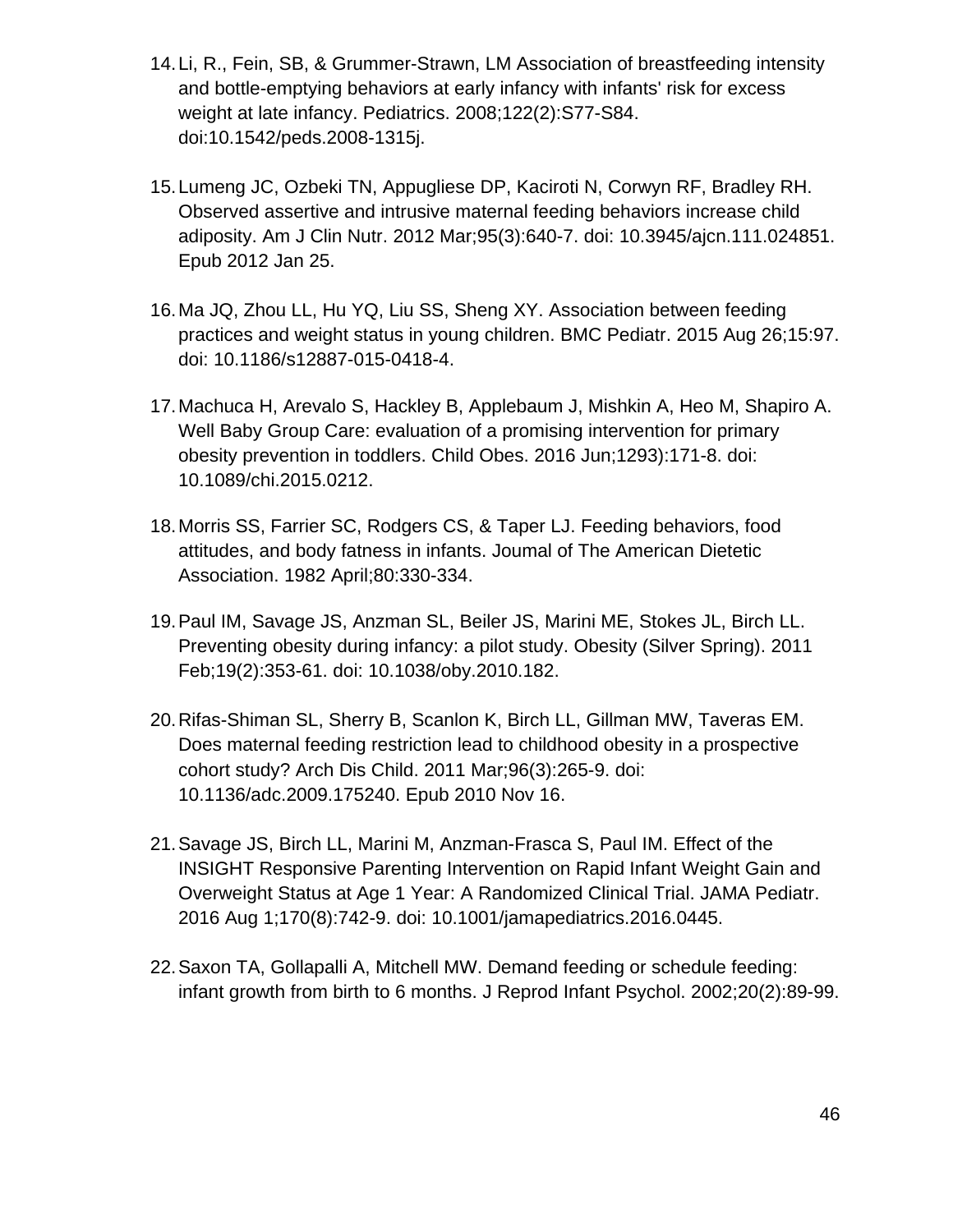14. Li, R., Fein, SB, & Grummer-Strawn, LM Association of breastfeeding intensity and bottle-emptying behaviors at early infancy with infants' risk for excess weight at late infancy. Pediatrics. 2008;122(2):S77-S84. doi:10.1542/peds.2008-1315j.

15. Lumeng JC, Ozbeki TN, Appugliese DP, Kaciroti N, Corwyn RF, Bradley RH. Observed assertive and intrusive maternal feeding behaviors increase child adiposity. Am J Clin Nutr. 2012 Mar;95(3):640-7. doi: 10.3945/ajcn.111.024851. Epub 2012 Jan 25.

16. Ma JQ, Zhou LL, Hu YQ, Liu SS, Sheng XY. Association between feeding practices and weight status in young children. BMC Pediatr. 2015 Aug 26;15:97. doi: 10.1186/s12887-015-0418-4.

17. Machuca H, Arevalo S, Hackley B, Applebaum J, Mishkin A, Heo M, Shapiro A. Well Baby Group Care: evaluation of a promising intervention for primary obesity prevention in toddlers. Child Obes. 2016 Jun;1293):171-8. doi: 10.1089/chi.2015.0212.

18. Morris SS, Farrier SC, Rodgers CS, & Taper LJ. Feeding behaviors, food attitudes, and body fatness in infants. Joumal of The American Dietetic Association. 1982 April;80:330-334.

19. Paul IM, Savage JS, Anzman SL, Beiler JS, Marini ME, Stokes JL, Birch LL. Preventing obesity during infancy: a pilot study. Obesity (Silver Spring). 2011 Feb;19(2):353-61. doi: 10.1038/oby.2010.182.

20. Rifas-Shiman SL, Sherry B, Scanlon K, Birch LL, Gillman MW, Taveras EM. Does maternal feeding restriction lead to childhood obesity in a prospective cohort study? Arch Dis Child. 2011 Mar;96(3):265-9. doi: 10.1136/adc.2009.175240. Epub 2010 Nov 16.

21. Savage JS, Birch LL, Marini M, Anzman-Frasca S, Paul IM. Effect of the INSIGHT Responsive Parenting Intervention on Rapid Infant Weight Gain and Overweight Status at Age 1 Year: A Randomized Clinical Trial. JAMA Pediatr. 2016 Aug 1;170(8):742-9. doi: 10.1001/jamapediatrics.2016.0445.

22. Saxon TA, Gollapalli A, Mitchell MW. Demand feeding or schedule feeding: infant growth from birth to 6 months. J Reprod Infant Psychol. 2002;20(2):89-99.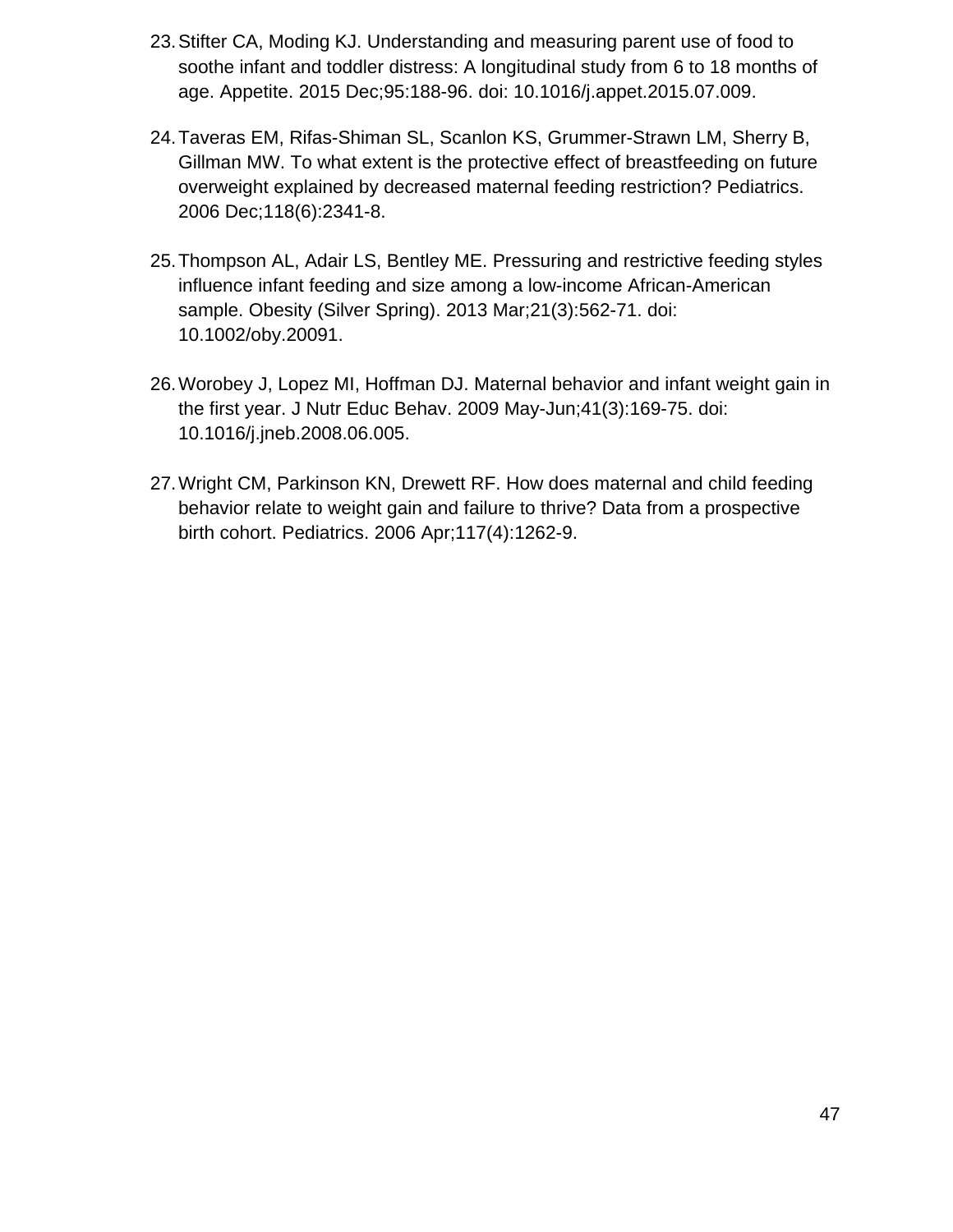23. Stifter CA, Moding KJ. Understanding and measuring parent use of food to soothe infant and toddler distress: A longitudinal study from 6 to 18 months of age. Appetite. 2015 Dec;95:188-96. doi: 10.1016/j.appet.2015.07.009.

24. Taveras EM, Rifas-Shiman SL, Scanlon KS, Grummer-Strawn LM, Sherry B, Gillman MW. To what extent is the protective effect of breastfeeding on future overweight explained by decreased maternal feeding restriction? Pediatrics. 2006 Dec;118(6):2341-8.

25. Thompson AL, Adair LS, Bentley ME. Pressuring and restrictive feeding styles influence infant feeding and size among a low-income African-American sample. Obesity (Silver Spring). 2013 Mar;21(3):562-71. doi: 10.1002/oby.20091.

26. Worobey J, Lopez MI, Hoffman DJ. Maternal behavior and infant weight gain in the first year. J Nutr Educ Behav. 2009 May-Jun;41(3):169-75. doi: 10.1016/j.jneb.2008.06.005.

27. Wright CM, Parkinson KN, Drewett RF. How does maternal and child feeding behavior relate to weight gain and failure to thrive? Data from a prospective birth cohort. Pediatrics. 2006 Apr;117(4):1262-9.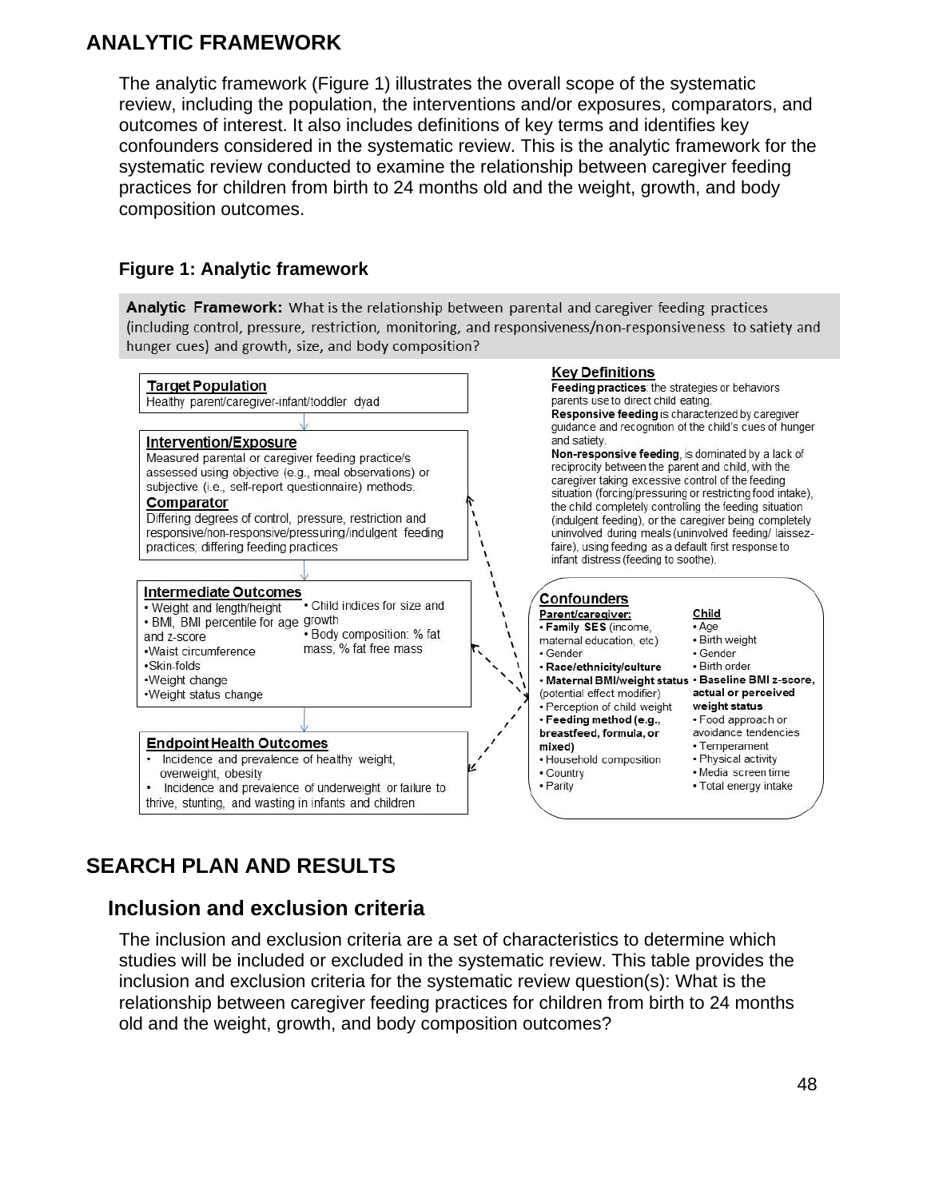## ANALYTIC FRAMEWORK

The analytic framework (Figure 1) illustrates the overall scope of the systematic review, including the population, the interventions and/or exposures, comparators, and outcomes of interest. It also includes definitions of key terms and identifies key confounders considered in the systematic review. This is the analytic framework for the systematic review conducted to examine the relationship between caregiver feeding practices for children from birth to 24 months old and the weight, growth, and body composition outcomes.

**Figure 1: Analytic framework**

**Analytic Framework:** What is the relationship between parental and caregiver feeding practices (including control, pressure, restriction, monitoring, and responsiveness/non-responsiveness to satiety and hunger cues) and growth, size, and body composition?

**Target Population**
Healthy parent/caregiver-infant/toddler dyad

**Intervention/Exposure**
Measured parental or caregiver feeding practice/s assessed using objective (e.g., meal observations) or subjective (i.e., self-report questionnaire) methods.

**Comparator**
Differing degrees of control, pressure, restriction and responsive/non-responsive/pressuring/indulgent feeding practices; differing feeding practices

**Intermediate Outcomes**
- Weight and length/height
- BMI, BMI percentile for age and z-score
- Waist circumference
- Skin-folds
- Weight change
- Weight status change
- Child indices for size and growth
- Body composition: % fat mass, % fat free mass

**Endpoint Health Outcomes**
- Incidence and prevalence of healthy weight, overweight, obesity
- Incidence and prevalence of underweight or failure to thrive, stunting, and wasting in infants and children

**Key Definitions**
**Feeding practices**: the strategies or behaviors parents use to direct child eating.
**Responsive feeding** is characterized by caregiver guidance and recognition of the child's cues of hunger and satiety.
**Non-responsive feeding**, is dominated by a lack of reciprocity between the parent and child, with the caregiver taking excessive control of the feeding situation (forcing/pressuring or restricting food intake), the child completely controlling the feeding situation (indulgent feeding), or the caregiver being completely uninvolved during meals (uninvolved feeding/ laissez-faire), using feeding as a default first response to infant distress (feeding to soothe).

**Confounders**

Parent/caregiver:
- **Family SES** (income, maternal education, etc)
- Gender
- **Race/ethnicity/culture**
- **Maternal BMI/weight status** (potential effect modifier)
- Perception of child weight
- **Feeding method (e.g., breastfeed, formula, or mixed)**
- Household composition
- Country
- Parity

Child:
- Age
- Birth weight
- Gender
- Birth order
- **Baseline BMI z-score, actual or perceived weight status**
- Food approach or avoidance tendencies
- Temperament
- Physical activity
- Media screen time
- Total energy intake

## SEARCH PLAN AND RESULTS

### Inclusion and exclusion criteria

The inclusion and exclusion criteria are a set of characteristics to determine which studies will be included or excluded in the systematic review. This table provides the inclusion and exclusion criteria for the systematic review question(s): What is the relationship between caregiver feeding practices for children from birth to 24 months old and the weight, growth, and body composition outcomes?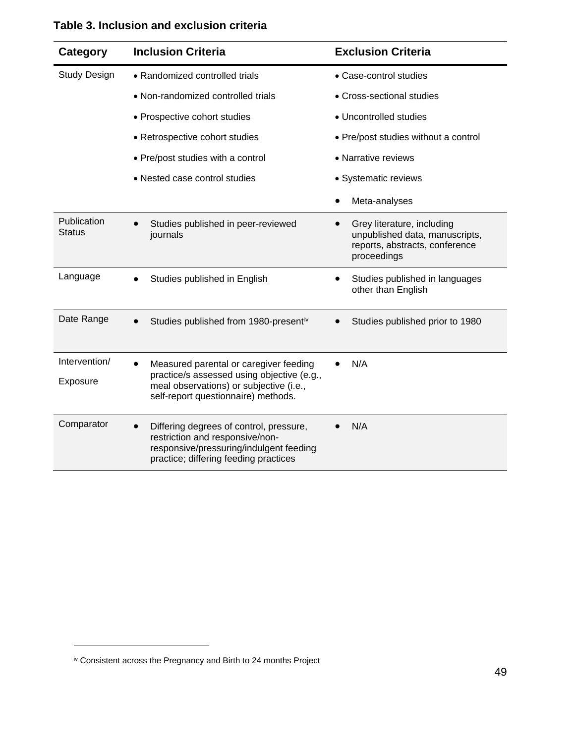**Table 3. Inclusion and exclusion criteria**

| Category | Inclusion Criteria | Exclusion Criteria |
|---|---|---|
| Study Design | • Randomized controlled trials<br>• Non-randomized controlled trials<br>• Prospective cohort studies<br>• Retrospective cohort studies<br>• Pre/post studies with a control<br>• Nested case control studies | • Case-control studies<br>• Cross-sectional studies<br>• Uncontrolled studies<br>• Pre/post studies without a control<br>• Narrative reviews<br>• Systematic reviews<br>• Meta-analyses |
| Publication Status | • Studies published in peer-reviewed journals | • Grey literature, including unpublished data, manuscripts, reports, abstracts, conference proceedings |
| Language | • Studies published in English | • Studies published in languages other than English |
| Date Range | • Studies published from 1980-present[iv] | • Studies published prior to 1980 |
| Intervention/ Exposure | • Measured parental or caregiver feeding practice/s assessed using objective (e.g., meal observations) or subjective (i.e., self-report questionnaire) methods. | • N/A |
| Comparator | • Differing degrees of control, pressure, restriction and responsive/non-responsive/pressuring/indulgent feeding practice; differing feeding practices | • N/A |

[iv] Consistent across the Pregnancy and Birth to 24 months Project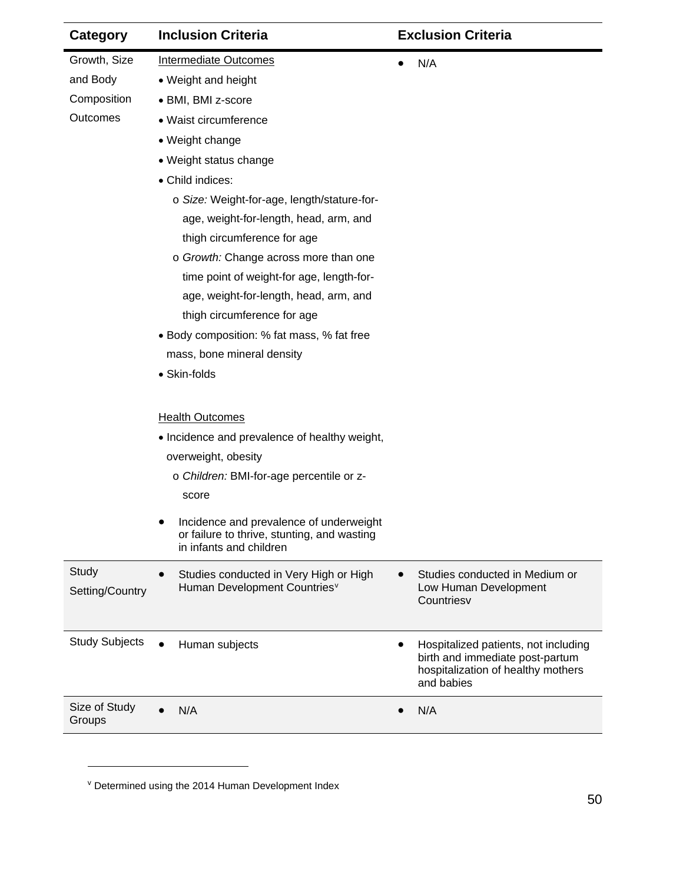| Category | Inclusion Criteria | Exclusion Criteria |
|---|---|---|
| Growth, Size and Body Composition Outcomes | Intermediate Outcomes<br>• Weight and height<br>• BMI, BMI z-score<br>• Waist circumference<br>• Weight change<br>• Weight status change<br>• Child indices:<br>o *Size:* Weight-for-age, length/stature-for-age, weight-for-length, head, arm, and thigh circumference for age<br>o *Growth:* Change across more than one time point of weight-for age, length-for-age, weight-for-length, head, arm, and thigh circumference for age<br>• Body composition: % fat mass, % fat free mass, bone mineral density<br>• Skin-folds<br><br>Health Outcomes<br>• Incidence and prevalence of healthy weight, overweight, obesity<br>o *Children:* BMI-for-age percentile or z-score<br>• Incidence and prevalence of underweight or failure to thrive, stunting, and wasting in infants and children | • N/A |
| Study Setting/Country | • Studies conducted in Very High or High Human Development Countries[v] | • Studies conducted in Medium or Low Human Development Countriesv |
| Study Subjects | • Human subjects | • Hospitalized patients, not including birth and immediate post-partum hospitalization of healthy mothers and babies |
| Size of Study Groups | • N/A | • N/A |

[v] Determined using the 2014 Human Development Index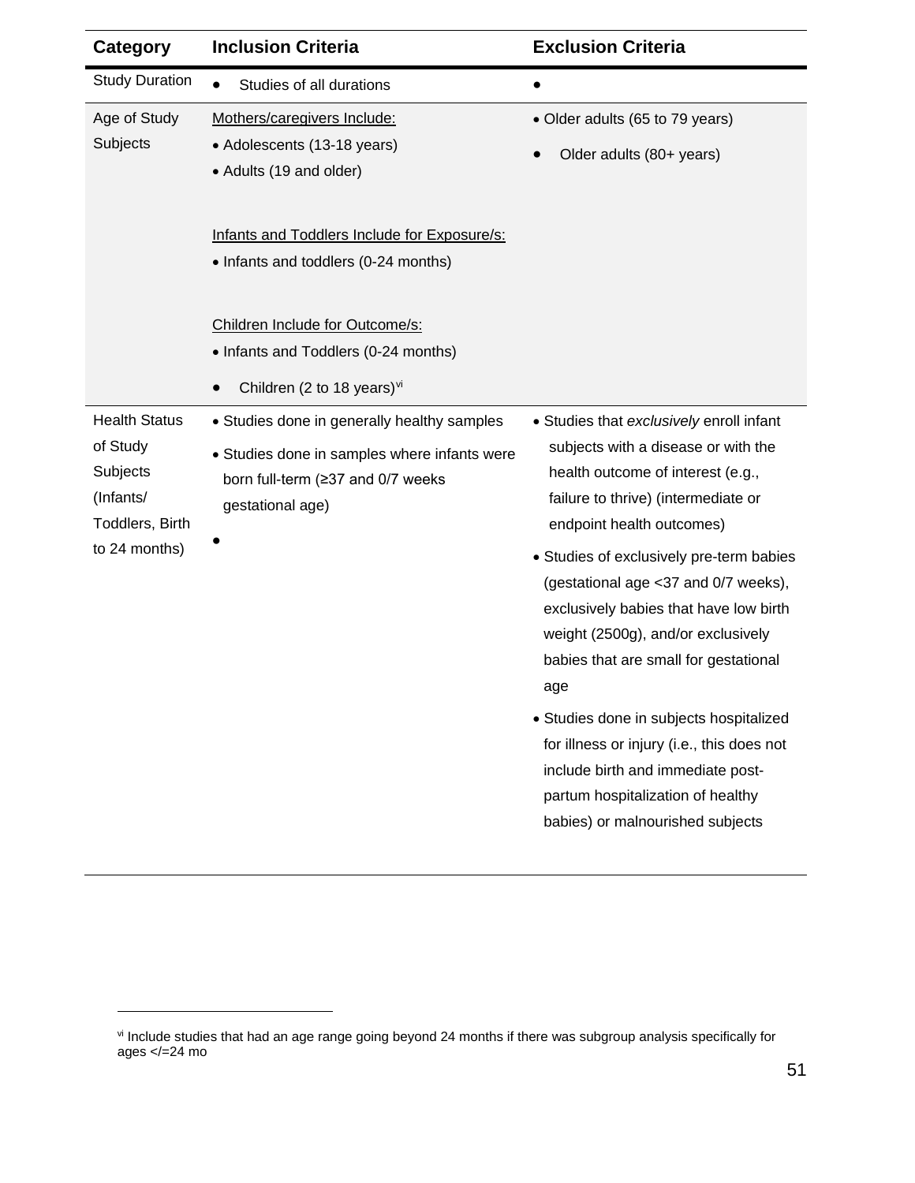| Category | Inclusion Criteria | Exclusion Criteria |
|---|---|---|
| Study Duration | • Studies of all durations | • |
| Age of Study Subjects | Mothers/caregivers Include:<br>• Adolescents (13-18 years)<br>• Adults (19 and older)<br><br>Infants and Toddlers Include for Exposure/s:<br>• Infants and toddlers (0-24 months)<br><br>Children Include for Outcome/s:<br>• Infants and Toddlers (0-24 months)<br>• Children (2 to 18 years)[vi] | • Older adults (65 to 79 years)<br>• Older adults (80+ years) |
| Health Status of Study Subjects (Infants/ Toddlers, Birth to 24 months) | • Studies done in generally healthy samples<br>• Studies done in samples where infants were born full-term (≥37 and 0/7 weeks gestational age)<br>• | • Studies that *exclusively* enroll infant subjects with a disease or with the health outcome of interest (e.g., failure to thrive) (intermediate or endpoint health outcomes)<br>• Studies of exclusively pre-term babies (gestational age <37 and 0/7 weeks), exclusively babies that have low birth weight (2500g), and/or exclusively babies that are small for gestational age<br>• Studies done in subjects hospitalized for illness or injury (i.e., this does not include birth and immediate post-partum hospitalization of healthy babies) or malnourished subjects |

[vi] Include studies that had an age range going beyond 24 months if there was subgroup analysis specifically for ages </=24 mo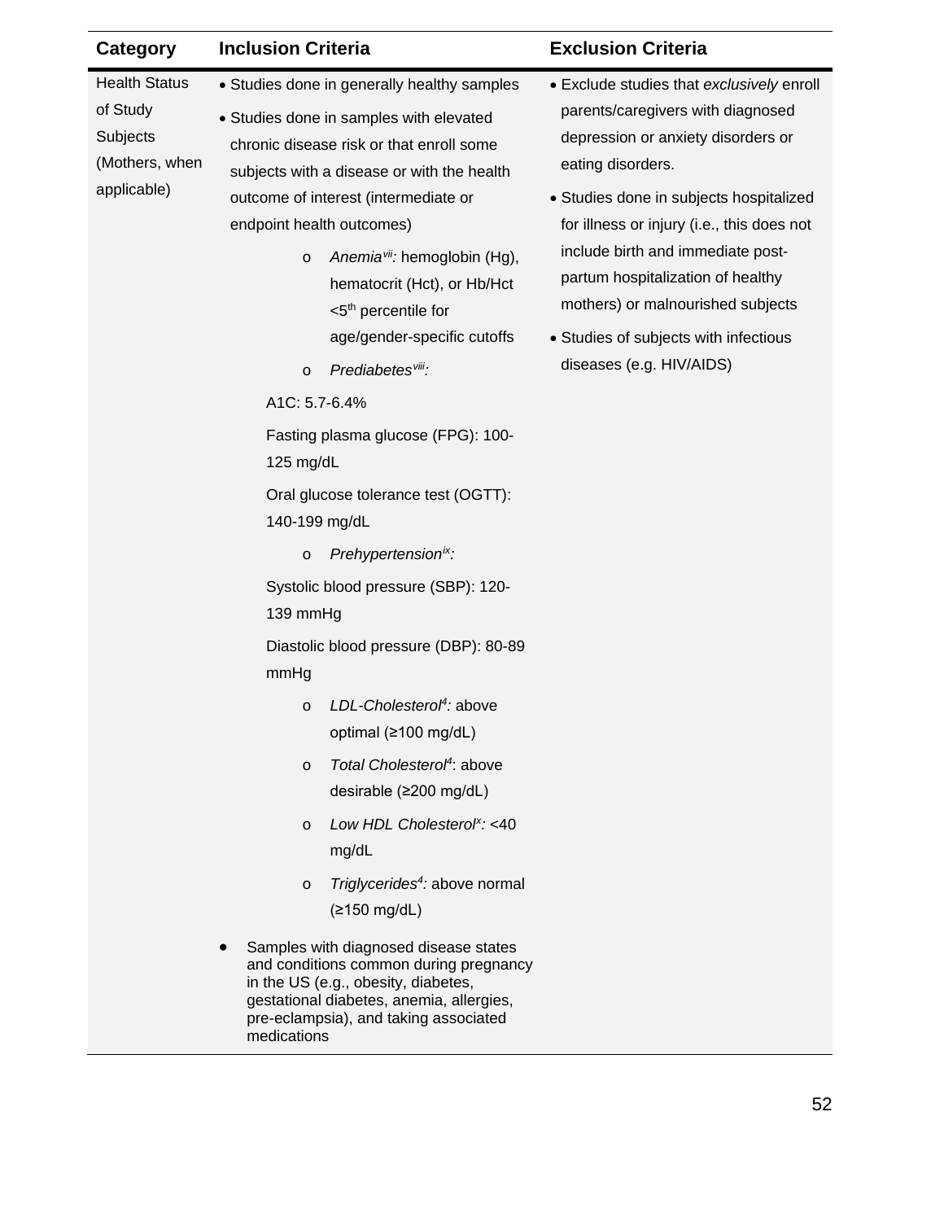| Category | Inclusion Criteria | Exclusion Criteria |
| --- | --- | --- |
| Health Status of Study Subjects (Mothers, when applicable) | • Studies done in generally healthy samples<br>• Studies done in samples with elevated chronic disease risk or that enroll some subjects with a disease or with the health outcome of interest (intermediate or endpoint health outcomes)<br>  o *Anemia*[vii]: hemoglobin (Hg), hematocrit (Hct), or Hb/Hct <5th percentile for age/gender-specific cutoffs<br>  o *Prediabetes*[viii]:<br>  A1C: 5.7-6.4%<br>  Fasting plasma glucose (FPG): 100-125 mg/dL<br>  Oral glucose tolerance test (OGTT): 140-199 mg/dL<br>  o *Prehypertension*[ix]:<br>  Systolic blood pressure (SBP): 120-139 mmHg<br>  Diastolic blood pressure (DBP): 80-89 mmHg<br>  o *LDL-Cholesterol*[4]: above optimal (≥100 mg/dL)<br>  o *Total Cholesterol*[4]: above desirable (≥200 mg/dL)<br>  o *Low HDL Cholesterol*[x]: <40 mg/dL<br>  o *Triglycerides*[4]: above normal (≥150 mg/dL)<br>• Samples with diagnosed disease states and conditions common during pregnancy in the US (e.g., obesity, diabetes, gestational diabetes, anemia, allergies, pre-eclampsia), and taking associated medications | • Exclude studies that *exclusively* enroll parents/caregivers with diagnosed depression or anxiety disorders or eating disorders.<br>• Studies done in subjects hospitalized for illness or injury (i.e., this does not include birth and immediate post-partum hospitalization of healthy mothers) or malnourished subjects<br>• Studies of subjects with infectious diseases (e.g. HIV/AIDS) |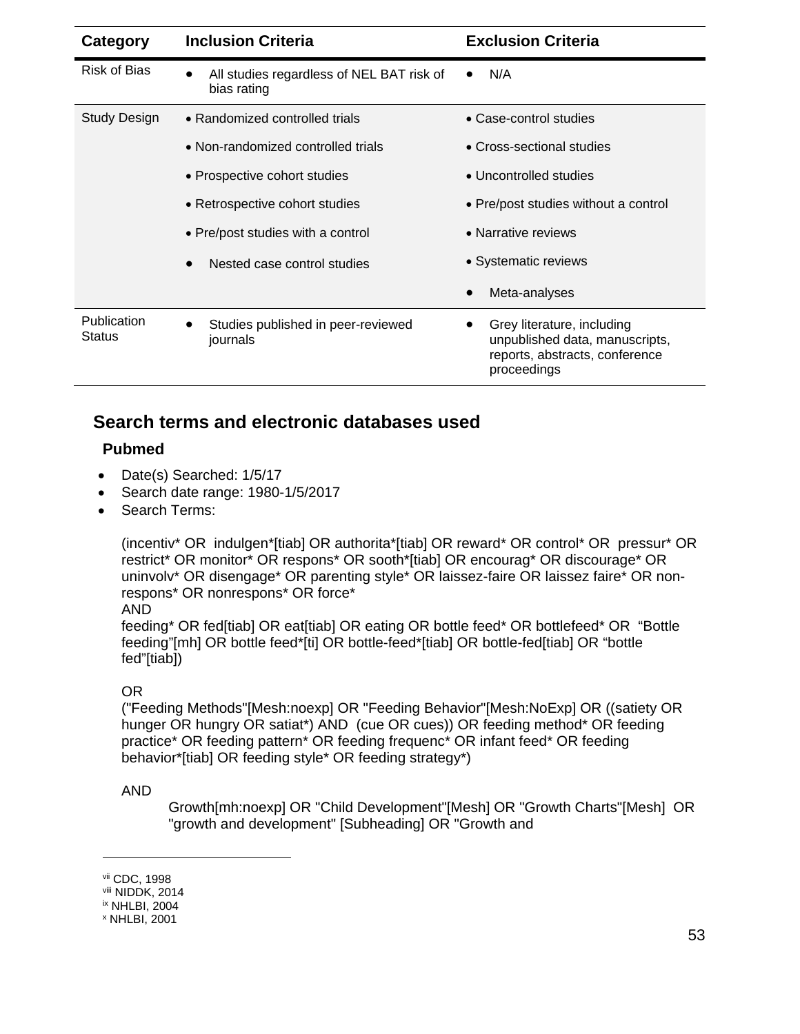| Category | Inclusion Criteria | Exclusion Criteria |
|---|---|---|
| Risk of Bias | • All studies regardless of NEL BAT risk of bias rating | • N/A |
| Study Design | • Randomized controlled trials<br>• Non-randomized controlled trials<br>• Prospective cohort studies<br>• Retrospective cohort studies<br>• Pre/post studies with a control<br>• Nested case control studies | • Case-control studies<br>• Cross-sectional studies<br>• Uncontrolled studies<br>• Pre/post studies without a control<br>• Narrative reviews<br>• Systematic reviews<br>• Meta-analyses |
| Publication Status | • Studies published in peer-reviewed journals | • Grey literature, including unpublished data, manuscripts, reports, abstracts, conference proceedings |

## Search terms and electronic databases used

### Pubmed

- Date(s) Searched: 1/5/17
- Search date range: 1980-1/5/2017
- Search Terms:

(incentiv* OR indulgen*[tiab] OR authorita*[tiab] OR reward* OR control* OR pressur* OR restrict* OR monitor* OR respons* OR sooth*[tiab] OR encourag* OR discourage* OR uninvolv* OR disengage* OR parenting style* OR laissez-faire OR laissez faire* OR non-respons* OR nonrespons* OR force*
AND
feeding* OR fed[tiab] OR eat[tiab] OR eating OR bottle feed* OR bottlefeed* OR "Bottle feeding"[mh] OR bottle feed*[ti] OR bottle-feed*[tiab] OR bottle-fed[tiab] OR "bottle fed"[tiab])

OR
("Feeding Methods"[Mesh:noexp] OR "Feeding Behavior"[Mesh:NoExp] OR ((satiety OR hunger OR hungry OR satiat*) AND (cue OR cues)) OR feeding method* OR feeding practice* OR feeding pattern* OR feeding frequenc* OR infant feed* OR feeding behavior*[tiab] OR feeding style* OR feeding strategy*)

AND
Growth[mh:noexp] OR "Child Development"[Mesh] OR "Growth Charts"[Mesh] OR "growth and development" [Subheading] OR "Growth and

[vii] CDC, 1998
[viii] NIDDK, 2014
[ix] NHLBI, 2004
[x] NHLBI, 2001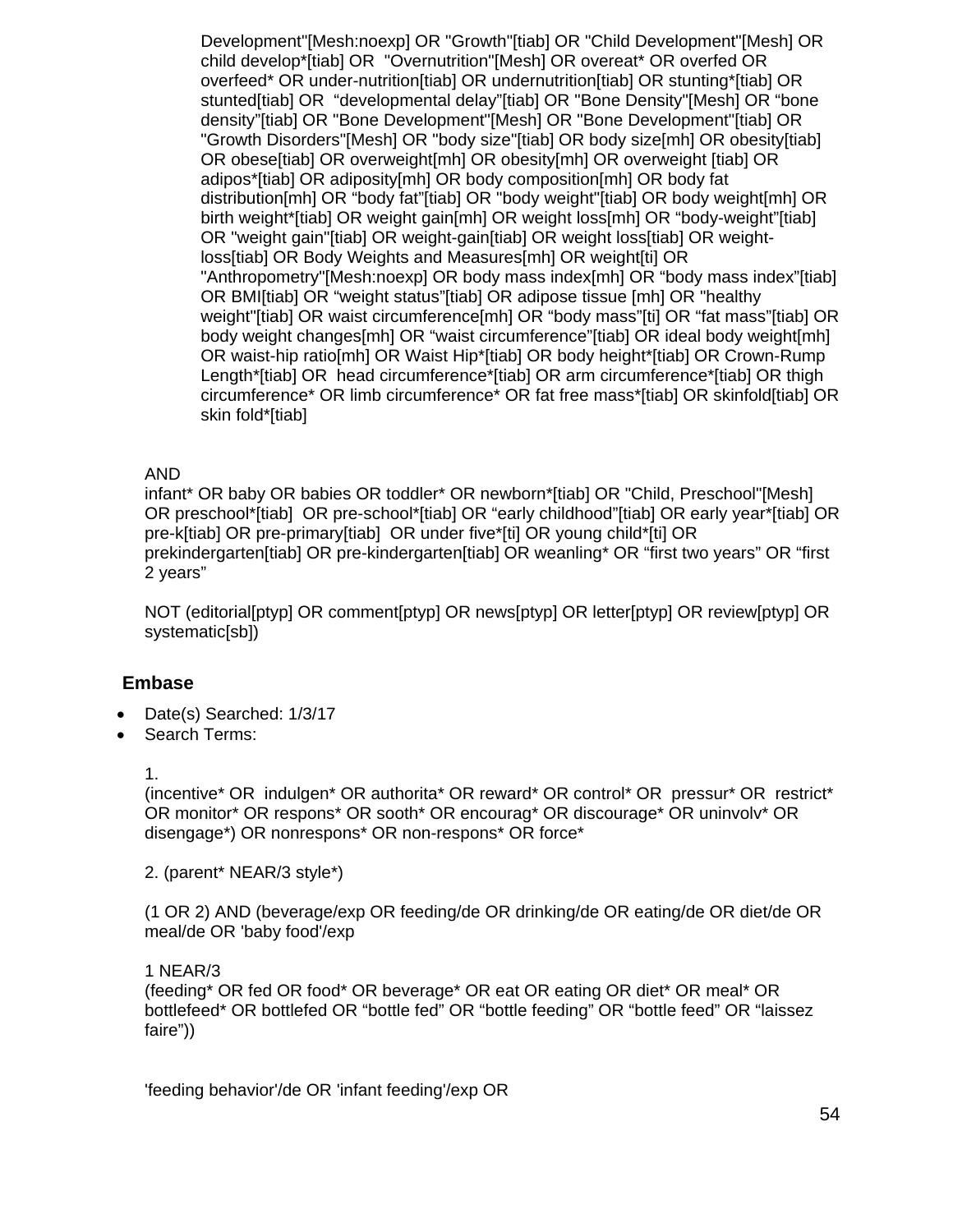Development"[Mesh:noexp] OR "Growth"[tiab] OR "Child Development"[Mesh] OR child develop*[tiab] OR "Overnutrition"[Mesh] OR overeat* OR overfed OR overfeed* OR under-nutrition[tiab] OR undernutrition[tiab] OR stunting*[tiab] OR stunted[tiab] OR "developmental delay"[tiab] OR "Bone Density"[Mesh] OR "bone density"[tiab] OR "Bone Development"[Mesh] OR "Bone Development"[tiab] OR "Growth Disorders"[Mesh] OR "body size"[tiab] OR body size[mh] OR obesity[tiab] OR obese[tiab] OR overweight[mh] OR obesity[mh] OR overweight [tiab] OR adipos*[tiab] OR adiposity[mh] OR body composition[mh] OR body fat distribution[mh] OR "body fat"[tiab] OR "body weight"[tiab] OR body weight[mh] OR birth weight*[tiab] OR weight gain[mh] OR weight loss[mh] OR "body-weight"[tiab] OR "weight gain"[tiab] OR weight-gain[tiab] OR weight loss[tiab] OR weight-loss[tiab] OR Body Weights and Measures[mh] OR weight[ti] OR "Anthropometry"[Mesh:noexp] OR body mass index[mh] OR "body mass index"[tiab] OR BMI[tiab] OR "weight status"[tiab] OR adipose tissue [mh] OR "healthy weight"[tiab] OR waist circumference[mh] OR "body mass"[ti] OR "fat mass"[tiab] OR body weight changes[mh] OR "waist circumference"[tiab] OR ideal body weight[mh] OR waist-hip ratio[mh] OR Waist Hip*[tiab] OR body height*[tiab] OR Crown-Rump Length*[tiab] OR head circumference*[tiab] OR arm circumference*[tiab] OR thigh circumference* OR limb circumference* OR fat free mass*[tiab] OR skinfold[tiab] OR skin fold*[tiab]

AND
infant* OR baby OR babies OR toddler* OR newborn*[tiab] OR "Child, Preschool"[Mesh] OR preschool*[tiab] OR pre-school*[tiab] OR "early childhood"[tiab] OR early year*[tiab] OR pre-k[tiab] OR pre-primary[tiab] OR under five*[ti] OR young child*[ti] OR prekindergarten[tiab] OR pre-kindergarten[tiab] OR weanling* OR "first two years" OR "first 2 years"

NOT (editorial[ptyp] OR comment[ptyp] OR news[ptyp] OR letter[ptyp] OR review[ptyp] OR systematic[sb])

## Embase

- Date(s) Searched: 1/3/17
- Search Terms:

1.
(incentive* OR indulgen* OR authorita* OR reward* OR control* OR pressur* OR restrict* OR monitor* OR respons* OR sooth* OR encourag* OR discourage* OR uninvolv* OR disengage*) OR nonrespons* OR non-respons* OR force*

2. (parent* NEAR/3 style*)

(1 OR 2) AND (beverage/exp OR feeding/de OR drinking/de OR eating/de OR diet/de OR meal/de OR 'baby food'/exp

1 NEAR/3
(feeding* OR fed OR food* OR beverage* OR eat OR eating OR diet* OR meal* OR bottlefeed* OR bottlefed OR "bottle fed" OR "bottle feeding" OR "bottle feed" OR "laissez faire"))

'feeding behavior'/de OR 'infant feeding'/exp OR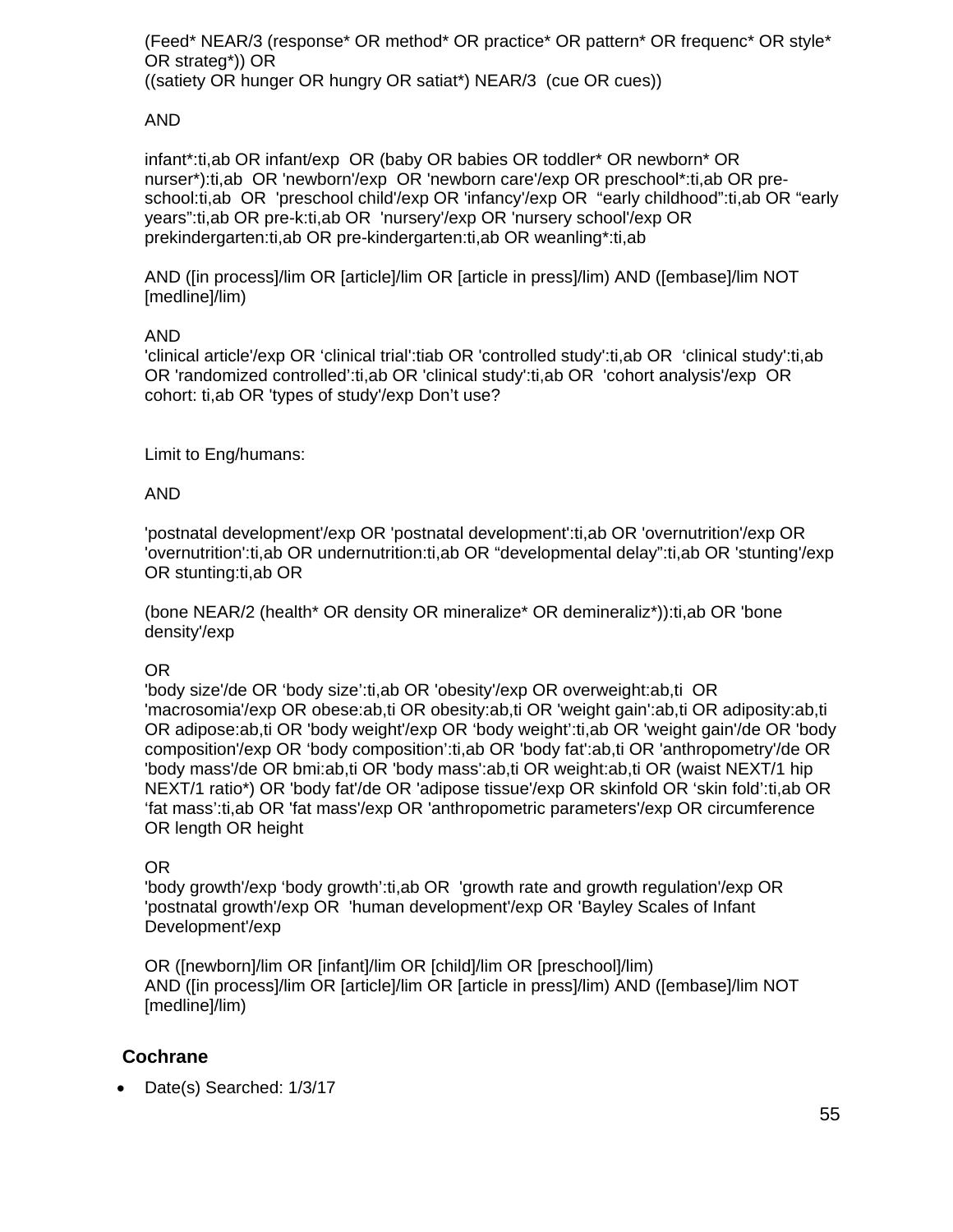(Feed* NEAR/3 (response* OR method* OR practice* OR pattern* OR frequenc* OR style* OR strateg*)) OR
((satiety OR hunger OR hungry OR satiat*) NEAR/3 (cue OR cues))

AND

infant*:ti,ab OR infant/exp OR (baby OR babies OR toddler* OR newborn* OR nurser*):ti,ab OR 'newborn'/exp OR 'newborn care'/exp OR preschool*:ti,ab OR pre-school:ti,ab OR 'preschool child'/exp OR 'infancy'/exp OR "early childhood":ti,ab OR "early years":ti,ab OR pre-k:ti,ab OR 'nursery'/exp OR 'nursery school'/exp OR prekindergarten:ti,ab OR pre-kindergarten:ti,ab OR weanling*:ti,ab

AND ([in process]/lim OR [article]/lim OR [article in press]/lim) AND ([embase]/lim NOT [medline]/lim)

AND
'clinical article'/exp OR 'clinical trial':tiab OR 'controlled study':ti,ab OR 'clinical study':ti,ab OR 'randomized controlled':ti,ab OR 'clinical study':ti,ab OR 'cohort analysis'/exp OR cohort: ti,ab OR 'types of study'/exp Don't use?

Limit to Eng/humans:

AND

'postnatal development'/exp OR 'postnatal development':ti,ab OR 'overnutrition'/exp OR 'overnutrition':ti,ab OR undernutrition:ti,ab OR "developmental delay":ti,ab OR 'stunting'/exp OR stunting:ti,ab OR

(bone NEAR/2 (health* OR density OR mineralize* OR demineraliz*)):ti,ab OR 'bone density'/exp

OR
'body size'/de OR 'body size':ti,ab OR 'obesity'/exp OR overweight:ab,ti OR 'macrosomia'/exp OR obese:ab,ti OR obesity:ab,ti OR 'weight gain':ab,ti OR adiposity:ab,ti OR adipose:ab,ti OR 'body weight'/exp OR 'body weight':ti,ab OR 'weight gain'/de OR 'body composition'/exp OR 'body composition':ti,ab OR 'body fat':ab,ti OR 'anthropometry'/de OR 'body mass'/de OR bmi:ab,ti OR 'body mass':ab,ti OR weight:ab,ti OR (waist NEXT/1 hip NEXT/1 ratio*) OR 'body fat'/de OR 'adipose tissue'/exp OR skinfold OR 'skin fold':ti,ab OR 'fat mass':ti,ab OR 'fat mass'/exp OR 'anthropometric parameters'/exp OR circumference OR length OR height

OR
'body growth'/exp 'body growth':ti,ab OR 'growth rate and growth regulation'/exp OR 'postnatal growth'/exp OR 'human development'/exp OR 'Bayley Scales of Infant Development'/exp

OR ([newborn]/lim OR [infant]/lim OR [child]/lim OR [preschool]/lim)
AND ([in process]/lim OR [article]/lim OR [article in press]/lim) AND ([embase]/lim NOT [medline]/lim)

### Cochrane

- Date(s) Searched: 1/3/17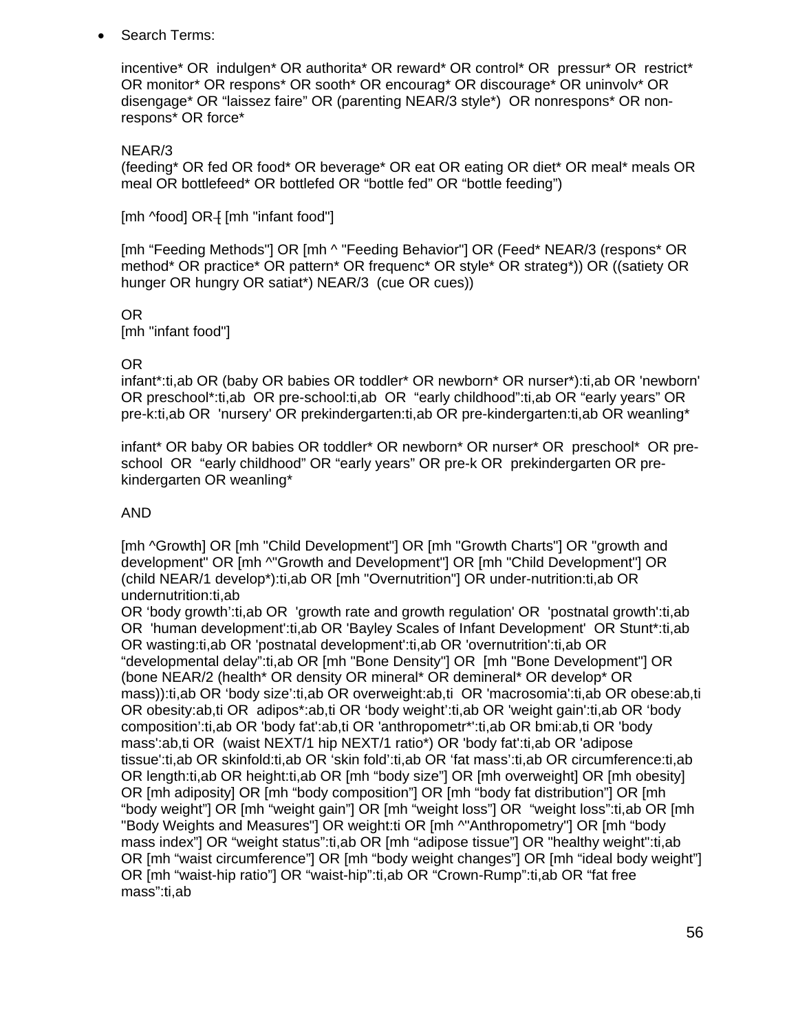- Search Terms:

  incentive* OR indulgen* OR authorita* OR reward* OR control* OR pressur* OR restrict* OR monitor* OR respons* OR sooth* OR encourag* OR discourage* OR uninvolv* OR disengage* OR "laissez faire" OR (parenting NEAR/3 style*) OR nonrespons* OR non-respons* OR force*

  NEAR/3
  (feeding* OR fed OR food* OR beverage* OR eat OR eating OR diet* OR meal* meals OR meal OR bottlefeed* OR bottlefed OR "bottle fed" OR "bottle feeding")

  [mh ^food] OR [ [mh "infant food"]

  [mh "Feeding Methods"] OR [mh ^ "Feeding Behavior"] OR (Feed* NEAR/3 (respons* OR method* OR practice* OR pattern* OR frequenc* OR style* OR strateg*)) OR ((satiety OR hunger OR hungry OR satiat*) NEAR/3 (cue OR cues))

  OR
  [mh "infant food"]

  OR
  infant*:ti,ab OR (baby OR babies OR toddler* OR newborn* OR nurser*):ti,ab OR 'newborn' OR preschool*:ti,ab OR pre-school:ti,ab OR "early childhood":ti,ab OR "early years" OR pre-k:ti,ab OR 'nursery' OR prekindergarten:ti,ab OR pre-kindergarten:ti,ab OR weanling*

  infant* OR baby OR babies OR toddler* OR newborn* OR nurser* OR preschool* OR pre-school OR "early childhood" OR "early years" OR pre-k OR prekindergarten OR pre-kindergarten OR weanling*

  AND

  [mh ^Growth] OR [mh "Child Development"] OR [mh "Growth Charts"] OR "growth and development" OR [mh ^"Growth and Development"] OR [mh "Child Development"] OR (child NEAR/1 develop*):ti,ab OR [mh "Overnutrition"] OR under-nutrition:ti,ab OR undernutrition:ti,ab
  OR 'body growth':ti,ab OR 'growth rate and growth regulation' OR 'postnatal growth':ti,ab OR 'human development':ti,ab OR 'Bayley Scales of Infant Development' OR Stunt*:ti,ab OR wasting:ti,ab OR 'postnatal development':ti,ab OR 'overnutrition':ti,ab OR "developmental delay":ti,ab OR [mh "Bone Density"] OR [mh "Bone Development"] OR (bone NEAR/2 (health* OR density OR mineral* OR demineral* OR develop* OR mass)):ti,ab OR 'body size':ti,ab OR overweight:ab,ti OR 'macrosomia':ti,ab OR obese:ab,ti OR obesity:ab,ti OR adipos*:ab,ti OR 'body weight':ti,ab OR 'weight gain':ti,ab OR 'body composition':ti,ab OR 'body fat':ab,ti OR 'anthropometr*':ti,ab OR bmi:ab,ti OR 'body mass':ab,ti OR (waist NEXT/1 hip NEXT/1 ratio*) OR 'body fat':ti,ab OR 'adipose tissue':ti,ab OR skinfold:ti,ab OR 'skin fold':ti,ab OR 'fat mass':ti,ab OR circumference:ti,ab OR length:ti,ab OR height:ti,ab OR [mh "body size"] OR [mh overweight] OR [mh obesity] OR [mh adiposity] OR [mh "body composition"] OR [mh "body fat distribution"] OR [mh "body weight"] OR [mh "weight gain"] OR [mh "weight loss"] OR "weight loss":ti,ab OR [mh "Body Weights and Measures"] OR weight:ti OR [mh ^"Anthropometry"] OR [mh "body mass index"] OR "weight status":ti,ab OR [mh "adipose tissue"] OR "healthy weight":ti,ab OR [mh "waist circumference"] OR [mh "body weight changes"] OR [mh "ideal body weight"] OR [mh "waist-hip ratio"] OR "waist-hip":ti,ab OR "Crown-Rump":ti,ab OR "fat free mass":ti,ab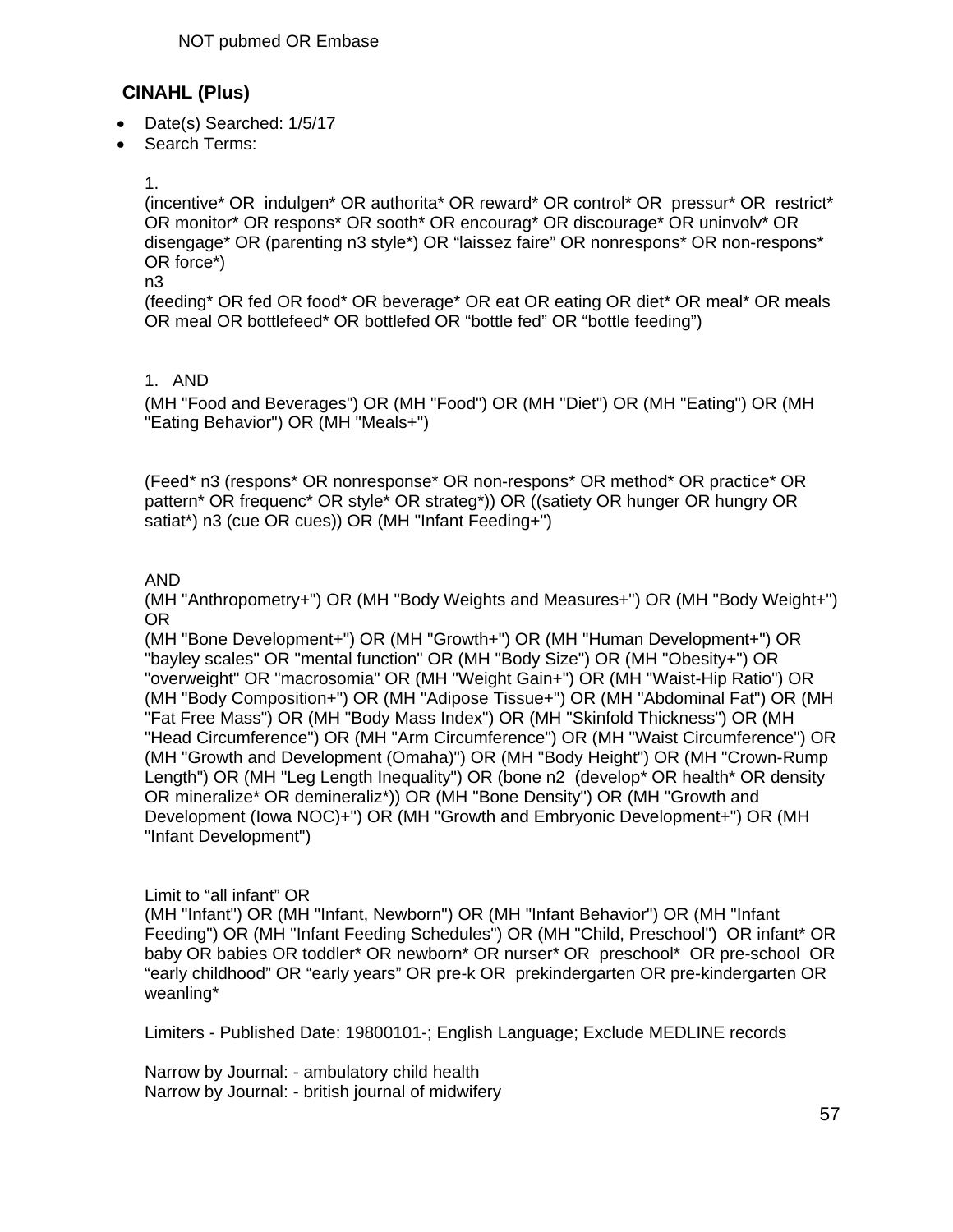NOT pubmed OR Embase

### CINAHL (Plus)

- Date(s) Searched: 1/5/17
- Search Terms:

1.
(incentive* OR indulgen* OR authorita* OR reward* OR control* OR pressur* OR restrict* OR monitor* OR respons* OR sooth* OR encourag* OR discourage* OR uninvolv* OR disengage* OR (parenting n3 style*) OR "laissez faire" OR nonrespons* OR non-respons* OR force*)
n3
(feeding* OR fed OR food* OR beverage* OR eat OR eating OR diet* OR meal* OR meals OR meal OR bottlefeed* OR bottlefed OR "bottle fed" OR "bottle feeding")

1. AND

(MH "Food and Beverages") OR (MH "Food") OR (MH "Diet") OR (MH "Eating") OR (MH "Eating Behavior") OR (MH "Meals+")

(Feed* n3 (respons* OR nonresponse* OR non-respons* OR method* OR practice* OR pattern* OR frequenc* OR style* OR strateg*)) OR ((satiety OR hunger OR hungry OR satiat*) n3 (cue OR cues)) OR (MH "Infant Feeding+")

AND
(MH "Anthropometry+") OR (MH "Body Weights and Measures+") OR (MH "Body Weight+") OR
(MH "Bone Development+") OR (MH "Growth+") OR (MH "Human Development+") OR "bayley scales" OR "mental function" OR (MH "Body Size") OR (MH "Obesity+") OR "overweight" OR "macrosomia" OR (MH "Weight Gain+") OR (MH "Waist-Hip Ratio") OR (MH "Body Composition+") OR (MH "Adipose Tissue+") OR (MH "Abdominal Fat") OR (MH "Fat Free Mass") OR (MH "Body Mass Index") OR (MH "Skinfold Thickness") OR (MH "Head Circumference") OR (MH "Arm Circumference") OR (MH "Waist Circumference") OR (MH "Growth and Development (Omaha)") OR (MH "Body Height") OR (MH "Crown-Rump Length") OR (MH "Leg Length Inequality") OR (bone n2 (develop* OR health* OR density OR mineralize* OR demineraliz*)) OR (MH "Bone Density") OR (MH "Growth and Development (Iowa NOC)+") OR (MH "Growth and Embryonic Development+") OR (MH "Infant Development")

Limit to "all infant" OR
(MH "Infant") OR (MH "Infant, Newborn") OR (MH "Infant Behavior") OR (MH "Infant Feeding") OR (MH "Infant Feeding Schedules") OR (MH "Child, Preschool") OR infant* OR baby OR babies OR toddler* OR newborn* OR nurser* OR preschool* OR pre-school OR "early childhood" OR "early years" OR pre-k OR prekindergarten OR pre-kindergarten OR weanling*

Limiters - Published Date: 19800101-; English Language; Exclude MEDLINE records

Narrow by Journal: - ambulatory child health
Narrow by Journal: - british journal of midwifery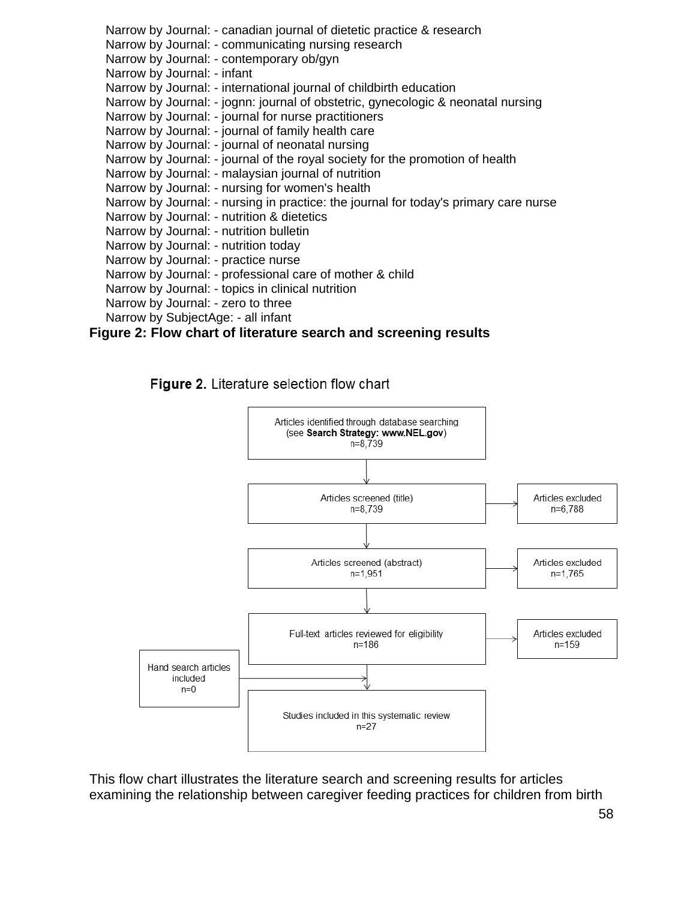Narrow by Journal: - canadian journal of dietetic practice & research
Narrow by Journal: - communicating nursing research
Narrow by Journal: - contemporary ob/gyn
Narrow by Journal: - infant
Narrow by Journal: - international journal of childbirth education
Narrow by Journal: - jognn: journal of obstetric, gynecologic & neonatal nursing
Narrow by Journal: - journal for nurse practitioners
Narrow by Journal: - journal of family health care
Narrow by Journal: - journal of neonatal nursing
Narrow by Journal: - journal of the royal society for the promotion of health
Narrow by Journal: - malaysian journal of nutrition
Narrow by Journal: - nursing for women's health
Narrow by Journal: - nursing in practice: the journal for today's primary care nurse
Narrow by Journal: - nutrition & dietetics
Narrow by Journal: - nutrition bulletin
Narrow by Journal: - nutrition today
Narrow by Journal: - practice nurse
Narrow by Journal: - professional care of mother & child
Narrow by Journal: - topics in clinical nutrition
Narrow by Journal: - zero to three
Narrow by SubjectAge: - all infant

**Figure 2: Flow chart of literature search and screening results**

**Figure 2.** Literature selection flow chart

- Articles identified through database searching (see **Search Strategy: www.NEL.gov**) n=8,739
- Articles screened (title) n=8,739 → Articles excluded n=6,788
- Articles screened (abstract) n=1,951 → Articles excluded n=1,765
- Full-text articles reviewed for eligibility n=186 → Articles excluded n=159
- Hand search articles included n=0
- Studies included in this systematic review n=27

This flow chart illustrates the literature search and screening results for articles examining the relationship between caregiver feeding practices for children from birth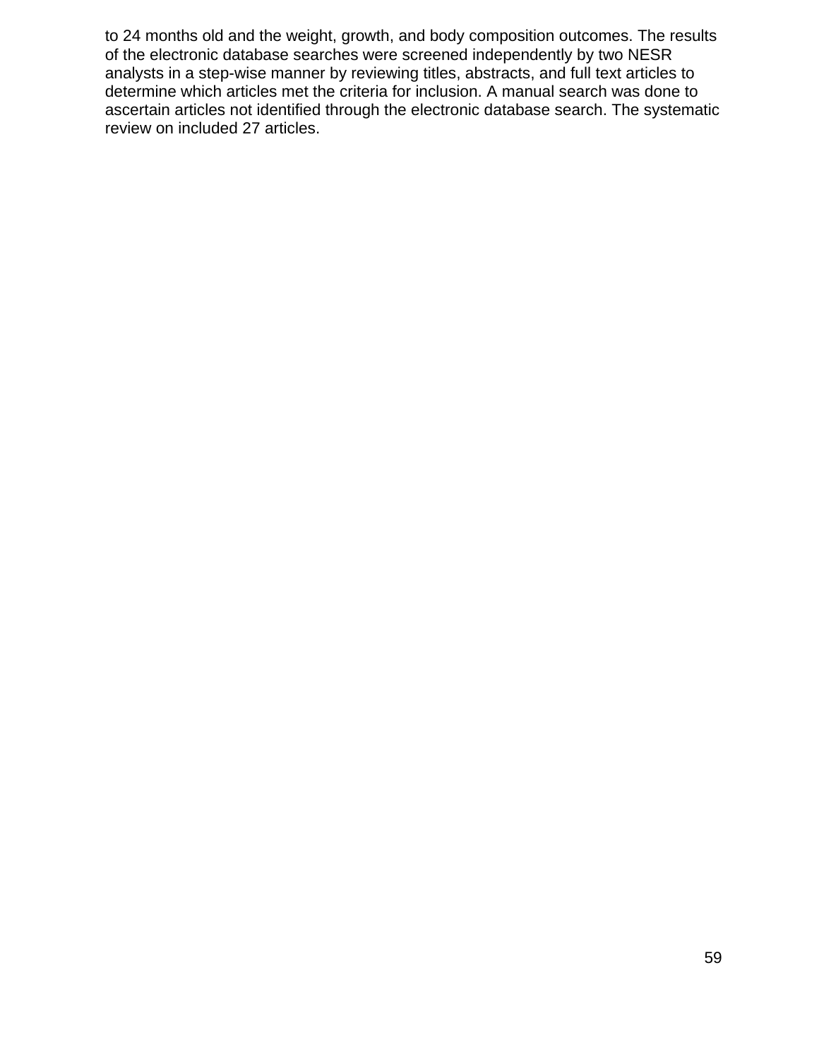to 24 months old and the weight, growth, and body composition outcomes. The results of the electronic database searches were screened independently by two NESR analysts in a step-wise manner by reviewing titles, abstracts, and full text articles to determine which articles met the criteria for inclusion. A manual search was done to ascertain articles not identified through the electronic database search. The systematic review on included 27 articles.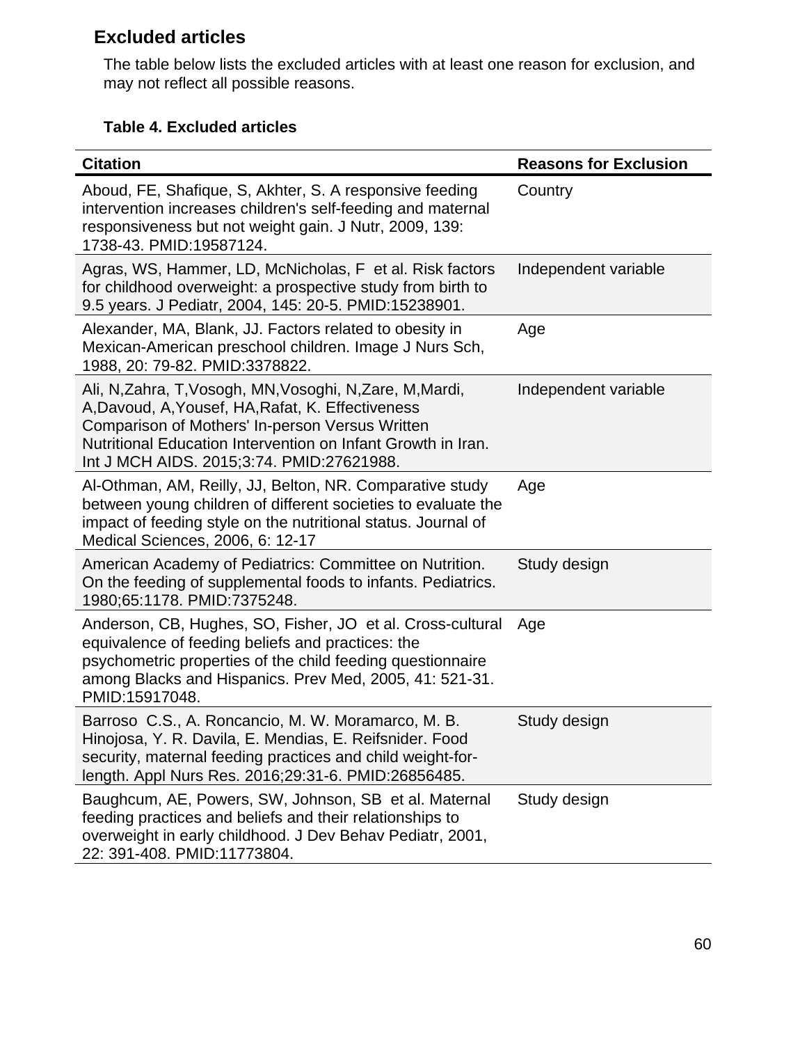## Excluded articles

The table below lists the excluded articles with at least one reason for exclusion, and may not reflect all possible reasons.

**Table 4. Excluded articles**

| Citation | Reasons for Exclusion |
|---|---|
| Aboud, FE, Shafique, S, Akhter, S. A responsive feeding intervention increases children's self-feeding and maternal responsiveness but not weight gain. J Nutr, 2009, 139: 1738-43. PMID:19587124. | Country |
| Agras, WS, Hammer, LD, McNicholas, F et al. Risk factors for childhood overweight: a prospective study from birth to 9.5 years. J Pediatr, 2004, 145: 20-5. PMID:15238901. | Independent variable |
| Alexander, MA, Blank, JJ. Factors related to obesity in Mexican-American preschool children. Image J Nurs Sch, 1988, 20: 79-82. PMID:3378822. | Age |
| Ali, N,Zahra, T,Vosogh, MN,Vosoghi, N,Zare, M,Mardi, A,Davoud, A,Yousef, HA,Rafat, K. Effectiveness Comparison of Mothers' In-person Versus Written Nutritional Education Intervention on Infant Growth in Iran. Int J MCH AIDS. 2015;3:74. PMID:27621988. | Independent variable |
| Al-Othman, AM, Reilly, JJ, Belton, NR. Comparative study between young children of different societies to evaluate the impact of feeding style on the nutritional status. Journal of Medical Sciences, 2006, 6: 12-17 | Age |
| American Academy of Pediatrics: Committee on Nutrition. On the feeding of supplemental foods to infants. Pediatrics. 1980;65:1178. PMID:7375248. | Study design |
| Anderson, CB, Hughes, SO, Fisher, JO et al. Cross-cultural equivalence of feeding beliefs and practices: the psychometric properties of the child feeding questionnaire among Blacks and Hispanics. Prev Med, 2005, 41: 521-31. PMID:15917048. | Age |
| Barroso C.S., A. Roncancio, M. W. Moramarco, M. B. Hinojosa, Y. R. Davila, E. Mendias, E. Reifsnider. Food security, maternal feeding practices and child weight-for-length. Appl Nurs Res. 2016;29:31-6. PMID:26856485. | Study design |
| Baughcum, AE, Powers, SW, Johnson, SB et al. Maternal feeding practices and beliefs and their relationships to overweight in early childhood. J Dev Behav Pediatr, 2001, 22: 391-408. PMID:11773804. | Study design |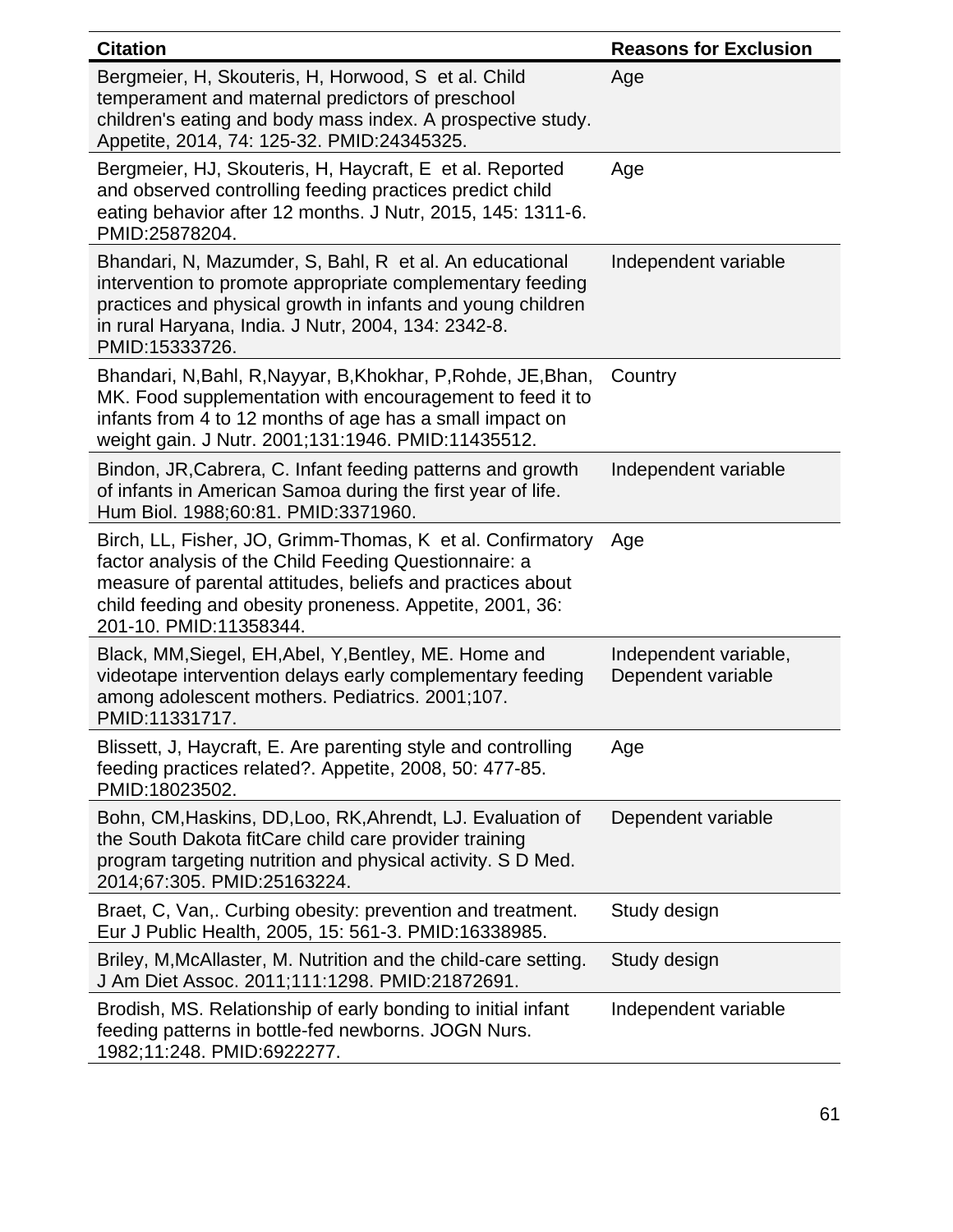| Citation | Reasons for Exclusion |
|---|---|
| Bergmeier, H, Skouteris, H, Horwood, S  et al. Child temperament and maternal predictors of preschool children's eating and body mass index. A prospective study. Appetite, 2014, 74: 125-32. PMID:24345325. | Age |
| Bergmeier, HJ, Skouteris, H, Haycraft, E  et al. Reported and observed controlling feeding practices predict child eating behavior after 12 months. J Nutr, 2015, 145: 1311-6. PMID:25878204. | Age |
| Bhandari, N, Mazumder, S, Bahl, R  et al. An educational intervention to promote appropriate complementary feeding practices and physical growth in infants and young children in rural Haryana, India. J Nutr, 2004, 134: 2342-8. PMID:15333726. | Independent variable |
| Bhandari, N,Bahl, R,Nayyar, B,Khokhar, P,Rohde, JE,Bhan, MK. Food supplementation with encouragement to feed it to infants from 4 to 12 months of age has a small impact on weight gain. J Nutr. 2001;131:1946. PMID:11435512. | Country |
| Bindon, JR,Cabrera, C. Infant feeding patterns and growth of infants in American Samoa during the first year of life. Hum Biol. 1988;60:81. PMID:3371960. | Independent variable |
| Birch, LL, Fisher, JO, Grimm-Thomas, K  et al. Confirmatory factor analysis of the Child Feeding Questionnaire: a measure of parental attitudes, beliefs and practices about child feeding and obesity proneness. Appetite, 2001, 36: 201-10. PMID:11358344. | Age |
| Black, MM,Siegel, EH,Abel, Y,Bentley, ME. Home and videotape intervention delays early complementary feeding among adolescent mothers. Pediatrics. 2001;107. PMID:11331717. | Independent variable, Dependent variable |
| Blissett, J, Haycraft, E. Are parenting style and controlling feeding practices related?. Appetite, 2008, 50: 477-85. PMID:18023502. | Age |
| Bohn, CM,Haskins, DD,Loo, RK,Ahrendt, LJ. Evaluation of the South Dakota fitCare child care provider training program targeting nutrition and physical activity. S D Med. 2014;67:305. PMID:25163224. | Dependent variable |
| Braet, C, Van,. Curbing obesity: prevention and treatment. Eur J Public Health, 2005, 15: 561-3. PMID:16338985. | Study design |
| Briley, M,McAllaster, M. Nutrition and the child-care setting. J Am Diet Assoc. 2011;111:1298. PMID:21872691. | Study design |
| Brodish, MS. Relationship of early bonding to initial infant feeding patterns in bottle-fed newborns. JOGN Nurs. 1982;11:248. PMID:6922277. | Independent variable |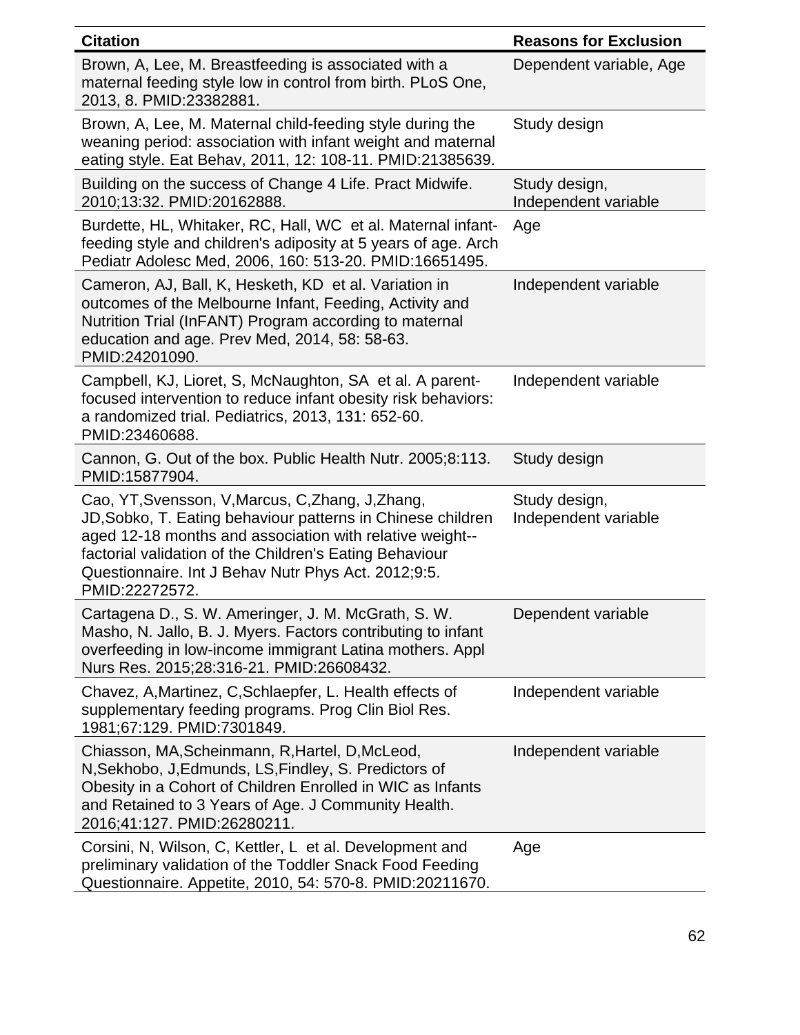| Citation | Reasons for Exclusion |
|---|---|
| Brown, A, Lee, M. Breastfeeding is associated with a maternal feeding style low in control from birth. PLoS One, 2013, 8. PMID:23382881. | Dependent variable, Age |
| Brown, A, Lee, M. Maternal child-feeding style during the weaning period: association with infant weight and maternal eating style. Eat Behav, 2011, 12: 108-11. PMID:21385639. | Study design |
| Building on the success of Change 4 Life. Pract Midwife. 2010;13:32. PMID:20162888. | Study design, Independent variable |
| Burdette, HL, Whitaker, RC, Hall, WC et al. Maternal infant-feeding style and children's adiposity at 5 years of age. Arch Pediatr Adolesc Med, 2006, 160: 513-20. PMID:16651495. | Age |
| Cameron, AJ, Ball, K, Hesketh, KD et al. Variation in outcomes of the Melbourne Infant, Feeding, Activity and Nutrition Trial (InFANT) Program according to maternal education and age. Prev Med, 2014, 58: 58-63. PMID:24201090. | Independent variable |
| Campbell, KJ, Lioret, S, McNaughton, SA et al. A parent-focused intervention to reduce infant obesity risk behaviors: a randomized trial. Pediatrics, 2013, 131: 652-60. PMID:23460688. | Independent variable |
| Cannon, G. Out of the box. Public Health Nutr. 2005;8:113. PMID:15877904. | Study design |
| Cao, YT,Svensson, V,Marcus, C,Zhang, J,Zhang, JD,Sobko, T. Eating behaviour patterns in Chinese children aged 12-18 months and association with relative weight--factorial validation of the Children's Eating Behaviour Questionnaire. Int J Behav Nutr Phys Act. 2012;9:5. PMID:22272572. | Study design, Independent variable |
| Cartagena D., S. W. Ameringer, J. M. McGrath, S. W. Masho, N. Jallo, B. J. Myers. Factors contributing to infant overfeeding in low-income immigrant Latina mothers. Appl Nurs Res. 2015;28:316-21. PMID:26608432. | Dependent variable |
| Chavez, A,Martinez, C,Schlaepfer, L. Health effects of supplementary feeding programs. Prog Clin Biol Res. 1981;67:129. PMID:7301849. | Independent variable |
| Chiasson, MA,Scheinmann, R,Hartel, D,McLeod, N,Sekhobo, J,Edmunds, LS,Findley, S. Predictors of Obesity in a Cohort of Children Enrolled in WIC as Infants and Retained to 3 Years of Age. J Community Health. 2016;41:127. PMID:26280211. | Independent variable |
| Corsini, N, Wilson, C, Kettler, L et al. Development and preliminary validation of the Toddler Snack Food Feeding Questionnaire. Appetite, 2010, 54: 570-8. PMID:20211670. | Age |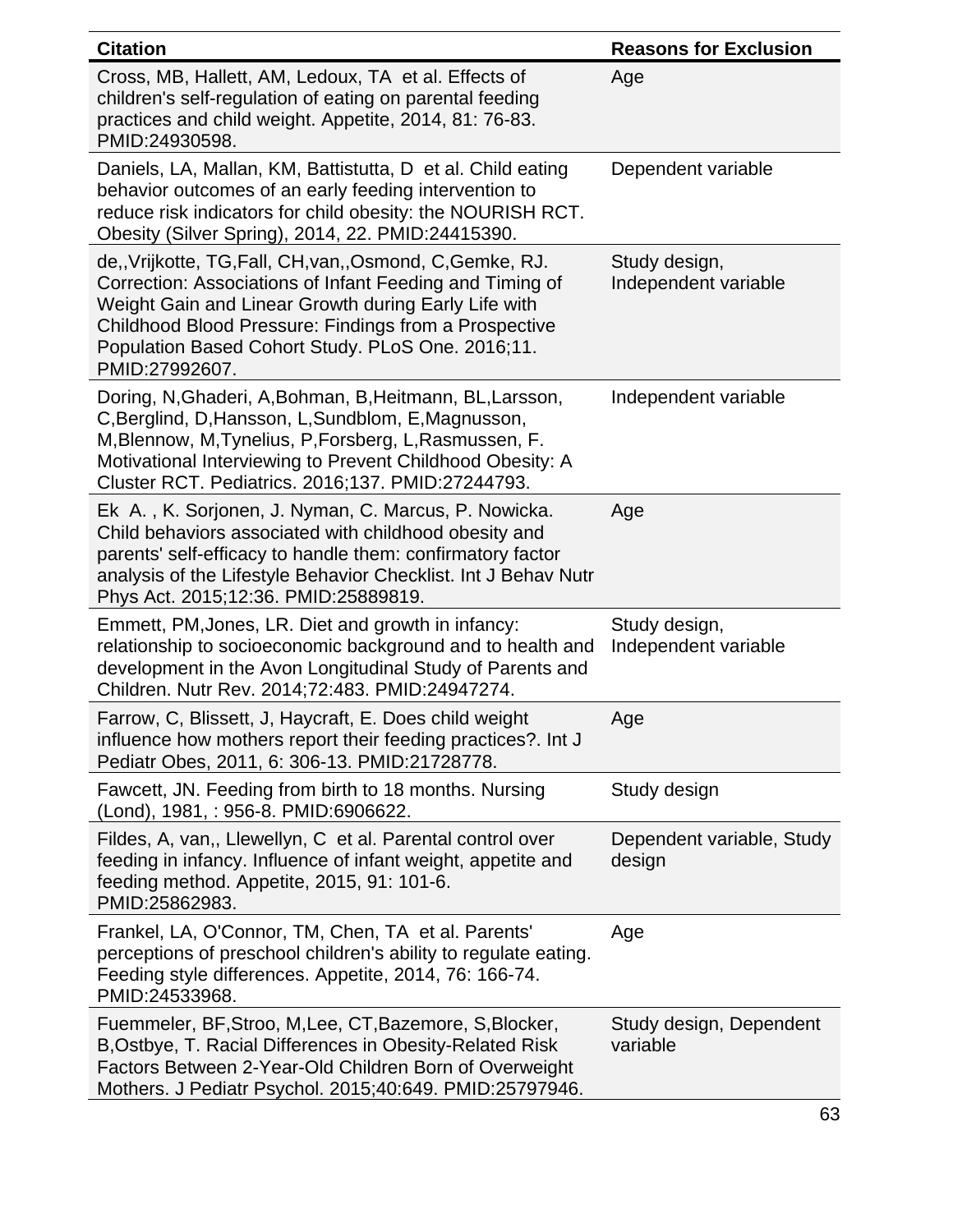| Citation | Reasons for Exclusion |
|---|---|
| Cross, MB, Hallett, AM, Ledoux, TA et al. Effects of children's self-regulation of eating on parental feeding practices and child weight. Appetite, 2014, 81: 76-83. PMID:24930598. | Age |
| Daniels, LA, Mallan, KM, Battistutta, D et al. Child eating behavior outcomes of an early feeding intervention to reduce risk indicators for child obesity: the NOURISH RCT. Obesity (Silver Spring), 2014, 22. PMID:24415390. | Dependent variable |
| de,,Vrijkotte, TG,Fall, CH,van,,Osmond, C,Gemke, RJ. Correction: Associations of Infant Feeding and Timing of Weight Gain and Linear Growth during Early Life with Childhood Blood Pressure: Findings from a Prospective Population Based Cohort Study. PLoS One. 2016;11. PMID:27992607. | Study design, Independent variable |
| Doring, N,Ghaderi, A,Bohman, B,Heitmann, BL,Larsson, C,Berglind, D,Hansson, L,Sundblom, E,Magnusson, M,Blennow, M,Tynelius, P,Forsberg, L,Rasmussen, F. Motivational Interviewing to Prevent Childhood Obesity: A Cluster RCT. Pediatrics. 2016;137. PMID:27244793. | Independent variable |
| Ek A. , K. Sorjonen, J. Nyman, C. Marcus, P. Nowicka. Child behaviors associated with childhood obesity and parents' self-efficacy to handle them: confirmatory factor analysis of the Lifestyle Behavior Checklist. Int J Behav Nutr Phys Act. 2015;12:36. PMID:25889819. | Age |
| Emmett, PM,Jones, LR. Diet and growth in infancy: relationship to socioeconomic background and to health and development in the Avon Longitudinal Study of Parents and Children. Nutr Rev. 2014;72:483. PMID:24947274. | Study design, Independent variable |
| Farrow, C, Blissett, J, Haycraft, E. Does child weight influence how mothers report their feeding practices?. Int J Pediatr Obes, 2011, 6: 306-13. PMID:21728778. | Age |
| Fawcett, JN. Feeding from birth to 18 months. Nursing (Lond), 1981, : 956-8. PMID:6906622. | Study design |
| Fildes, A, van,, Llewellyn, C et al. Parental control over feeding in infancy. Influence of infant weight, appetite and feeding method. Appetite, 2015, 91: 101-6. PMID:25862983. | Dependent variable, Study design |
| Frankel, LA, O'Connor, TM, Chen, TA et al. Parents' perceptions of preschool children's ability to regulate eating. Feeding style differences. Appetite, 2014, 76: 166-74. PMID:24533968. | Age |
| Fuemmeler, BF,Stroo, M,Lee, CT,Bazemore, S,Blocker, B,Ostbye, T. Racial Differences in Obesity-Related Risk Factors Between 2-Year-Old Children Born of Overweight Mothers. J Pediatr Psychol. 2015;40:649. PMID:25797946. | Study design, Dependent variable |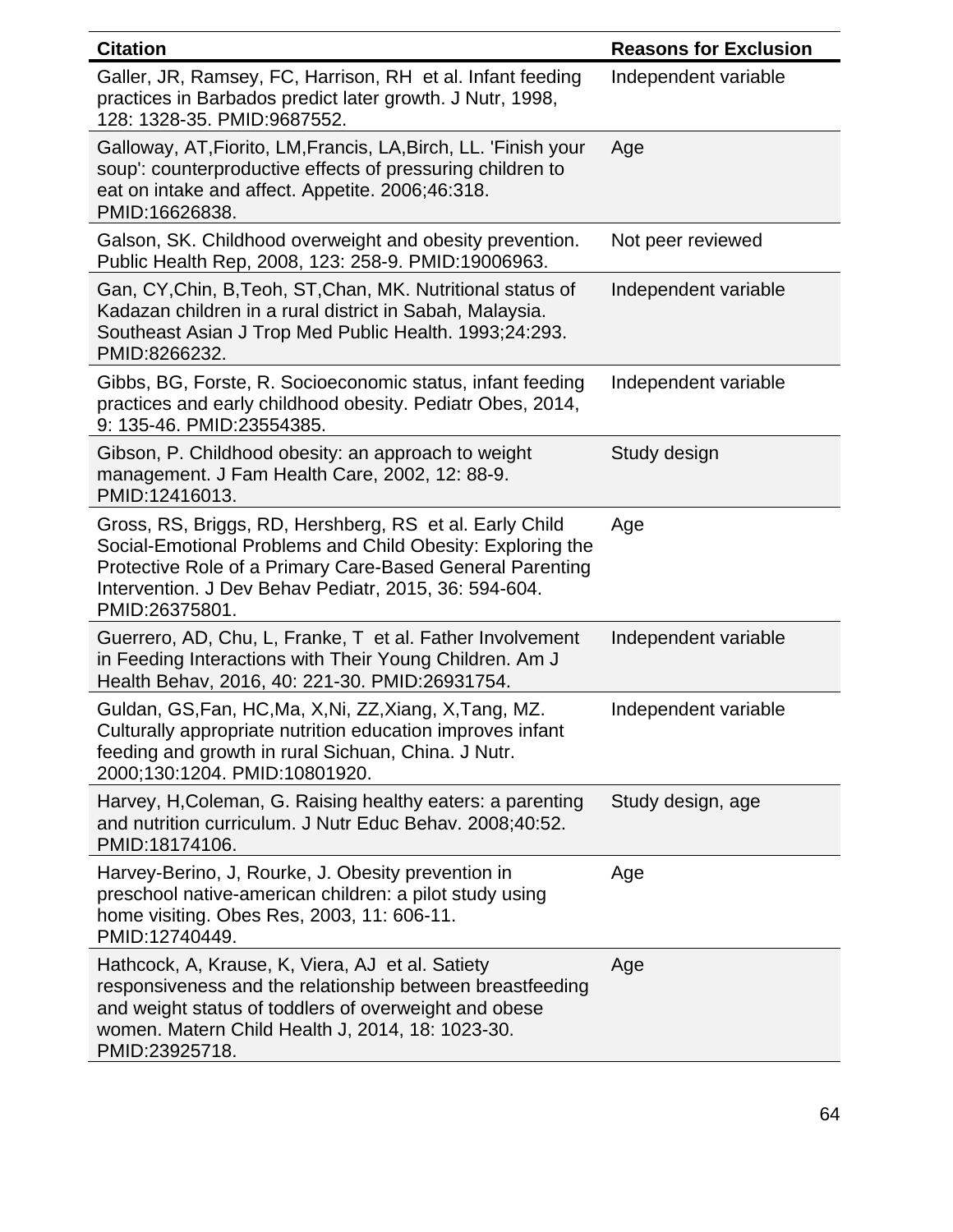| Citation | Reasons for Exclusion |
| --- | --- |
| Galler, JR, Ramsey, FC, Harrison, RH et al. Infant feeding practices in Barbados predict later growth. J Nutr, 1998, 128: 1328-35. PMID:9687552. | Independent variable |
| Galloway, AT,Fiorito, LM,Francis, LA,Birch, LL. 'Finish your soup': counterproductive effects of pressuring children to eat on intake and affect. Appetite. 2006;46:318. PMID:16626838. | Age |
| Galson, SK. Childhood overweight and obesity prevention. Public Health Rep, 2008, 123: 258-9. PMID:19006963. | Not peer reviewed |
| Gan, CY,Chin, B,Teoh, ST,Chan, MK. Nutritional status of Kadazan children in a rural district in Sabah, Malaysia. Southeast Asian J Trop Med Public Health. 1993;24:293. PMID:8266232. | Independent variable |
| Gibbs, BG, Forste, R. Socioeconomic status, infant feeding practices and early childhood obesity. Pediatr Obes, 2014, 9: 135-46. PMID:23554385. | Independent variable |
| Gibson, P. Childhood obesity: an approach to weight management. J Fam Health Care, 2002, 12: 88-9. PMID:12416013. | Study design |
| Gross, RS, Briggs, RD, Hershberg, RS et al. Early Child Social-Emotional Problems and Child Obesity: Exploring the Protective Role of a Primary Care-Based General Parenting Intervention. J Dev Behav Pediatr, 2015, 36: 594-604. PMID:26375801. | Age |
| Guerrero, AD, Chu, L, Franke, T et al. Father Involvement in Feeding Interactions with Their Young Children. Am J Health Behav, 2016, 40: 221-30. PMID:26931754. | Independent variable |
| Guldan, GS,Fan, HC,Ma, X,Ni, ZZ,Xiang, X,Tang, MZ. Culturally appropriate nutrition education improves infant feeding and growth in rural Sichuan, China. J Nutr. 2000;130:1204. PMID:10801920. | Independent variable |
| Harvey, H,Coleman, G. Raising healthy eaters: a parenting and nutrition curriculum. J Nutr Educ Behav. 2008;40:52. PMID:18174106. | Study design, age |
| Harvey-Berino, J, Rourke, J. Obesity prevention in preschool native-american children: a pilot study using home visiting. Obes Res, 2003, 11: 606-11. PMID:12740449. | Age |
| Hathcock, A, Krause, K, Viera, AJ et al. Satiety responsiveness and the relationship between breastfeeding and weight status of toddlers of overweight and obese women. Matern Child Health J, 2014, 18: 1023-30. PMID:23925718. | Age |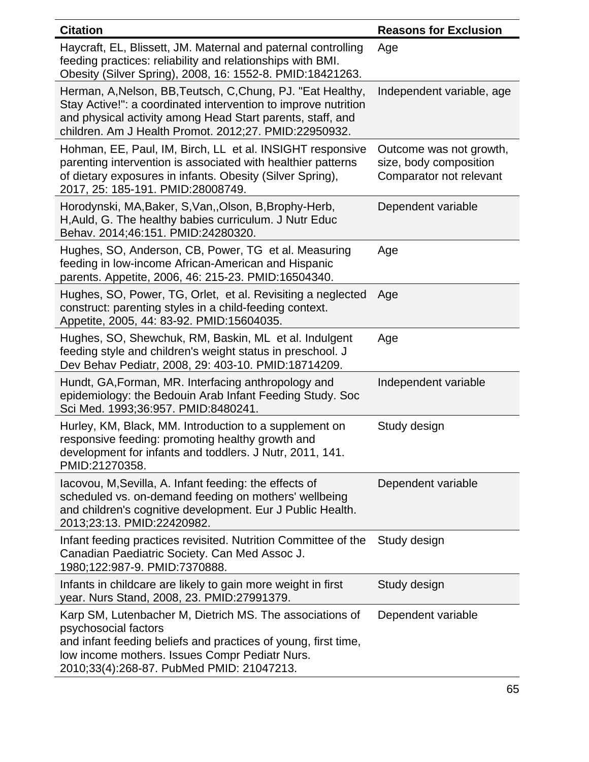| Citation | Reasons for Exclusion |
|---|---|
| Haycraft, EL, Blissett, JM. Maternal and paternal controlling feeding practices: reliability and relationships with BMI. Obesity (Silver Spring), 2008, 16: 1552-8. PMID:18421263. | Age |
| Herman, A,Nelson, BB,Teutsch, C,Chung, PJ. "Eat Healthy, Stay Active!": a coordinated intervention to improve nutrition and physical activity among Head Start parents, staff, and children. Am J Health Promot. 2012;27. PMID:22950932. | Independent variable, age |
| Hohman, EE, Paul, IM, Birch, LL et al. INSIGHT responsive parenting intervention is associated with healthier patterns of dietary exposures in infants. Obesity (Silver Spring), 2017, 25: 185-191. PMID:28008749. | Outcome was not growth, size, body composition Comparator not relevant |
| Horodynski, MA,Baker, S,Van,,Olson, B,Brophy-Herb, H,Auld, G. The healthy babies curriculum. J Nutr Educ Behav. 2014;46:151. PMID:24280320. | Dependent variable |
| Hughes, SO, Anderson, CB, Power, TG et al. Measuring feeding in low-income African-American and Hispanic parents. Appetite, 2006, 46: 215-23. PMID:16504340. | Age |
| Hughes, SO, Power, TG, Orlet, et al. Revisiting a neglected construct: parenting styles in a child-feeding context. Appetite, 2005, 44: 83-92. PMID:15604035. | Age |
| Hughes, SO, Shewchuk, RM, Baskin, ML et al. Indulgent feeding style and children's weight status in preschool. J Dev Behav Pediatr, 2008, 29: 403-10. PMID:18714209. | Age |
| Hundt, GA,Forman, MR. Interfacing anthropology and epidemiology: the Bedouin Arab Infant Feeding Study. Soc Sci Med. 1993;36:957. PMID:8480241. | Independent variable |
| Hurley, KM, Black, MM. Introduction to a supplement on responsive feeding: promoting healthy growth and development for infants and toddlers. J Nutr, 2011, 141. PMID:21270358. | Study design |
| Iacovou, M,Sevilla, A. Infant feeding: the effects of scheduled vs. on-demand feeding on mothers' wellbeing and children's cognitive development. Eur J Public Health. 2013;23:13. PMID:22420982. | Dependent variable |
| Infant feeding practices revisited. Nutrition Committee of the Canadian Paediatric Society. Can Med Assoc J. 1980;122:987-9. PMID:7370888. | Study design |
| Infants in childcare are likely to gain more weight in first year. Nurs Stand, 2008, 23. PMID:27991379. | Study design |
| Karp SM, Lutenbacher M, Dietrich MS. The associations of psychosocial factors and infant feeding beliefs and practices of young, first time, low income mothers. Issues Compr Pediatr Nurs. 2010;33(4):268-87. PubMed PMID: 21047213. | Dependent variable |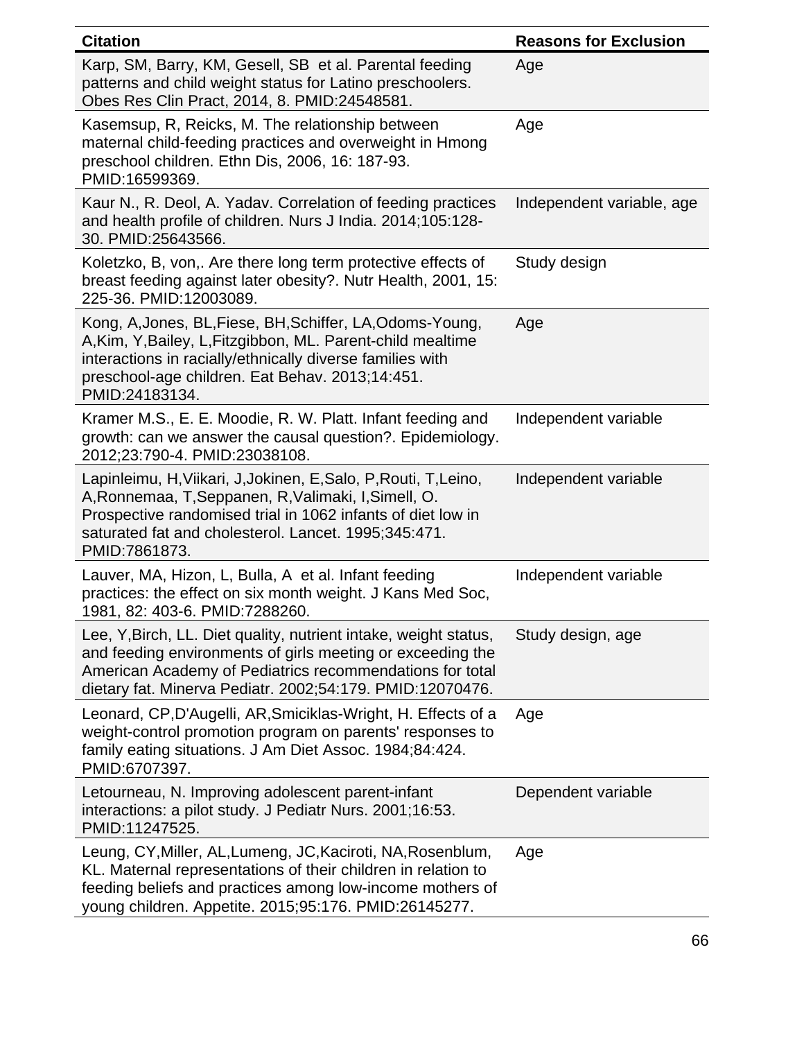| Citation | Reasons for Exclusion |
| --- | --- |
| Karp, SM, Barry, KM, Gesell, SB et al. Parental feeding patterns and child weight status for Latino preschoolers. Obes Res Clin Pract, 2014, 8. PMID:24548581. | Age |
| Kasemsup, R, Reicks, M. The relationship between maternal child-feeding practices and overweight in Hmong preschool children. Ethn Dis, 2006, 16: 187-93. PMID:16599369. | Age |
| Kaur N., R. Deol, A. Yadav. Correlation of feeding practices and health profile of children. Nurs J India. 2014;105:128-30. PMID:25643566. | Independent variable, age |
| Koletzko, B, von,. Are there long term protective effects of breast feeding against later obesity?. Nutr Health, 2001, 15: 225-36. PMID:12003089. | Study design |
| Kong, A,Jones, BL,Fiese, BH,Schiffer, LA,Odoms-Young, A,Kim, Y,Bailey, L,Fitzgibbon, ML. Parent-child mealtime interactions in racially/ethnically diverse families with preschool-age children. Eat Behav. 2013;14:451. PMID:24183134. | Age |
| Kramer M.S., E. E. Moodie, R. W. Platt. Infant feeding and growth: can we answer the causal question?. Epidemiology. 2012;23:790-4. PMID:23038108. | Independent variable |
| Lapinleimu, H,Viikari, J,Jokinen, E,Salo, P,Routi, T,Leino, A,Ronnemaa, T,Seppanen, R,Valimaki, I,Simell, O. Prospective randomised trial in 1062 infants of diet low in saturated fat and cholesterol. Lancet. 1995;345:471. PMID:7861873. | Independent variable |
| Lauver, MA, Hizon, L, Bulla, A et al. Infant feeding practices: the effect on six month weight. J Kans Med Soc, 1981, 82: 403-6. PMID:7288260. | Independent variable |
| Lee, Y,Birch, LL. Diet quality, nutrient intake, weight status, and feeding environments of girls meeting or exceeding the American Academy of Pediatrics recommendations for total dietary fat. Minerva Pediatr. 2002;54:179. PMID:12070476. | Study design, age |
| Leonard, CP,D'Augelli, AR,Smiciklas-Wright, H. Effects of a weight-control promotion program on parents' responses to family eating situations. J Am Diet Assoc. 1984;84:424. PMID:6707397. | Age |
| Letourneau, N. Improving adolescent parent-infant interactions: a pilot study. J Pediatr Nurs. 2001;16:53. PMID:11247525. | Dependent variable |
| Leung, CY,Miller, AL,Lumeng, JC,Kaciroti, NA,Rosenblum, KL. Maternal representations of their children in relation to feeding beliefs and practices among low-income mothers of young children. Appetite. 2015;95:176. PMID:26145277. | Age |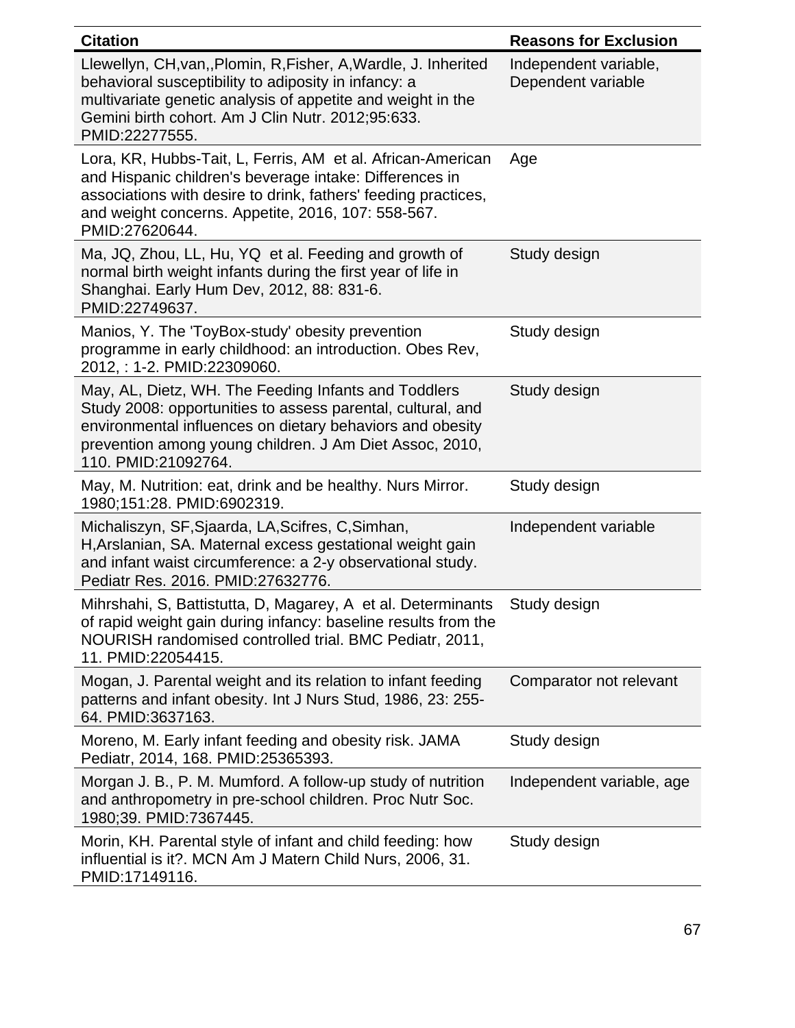| Citation | Reasons for Exclusion |
|---|---|
| Llewellyn, CH,van,,Plomin, R,Fisher, A,Wardle, J. Inherited behavioral susceptibility to adiposity in infancy: a multivariate genetic analysis of appetite and weight in the Gemini birth cohort. Am J Clin Nutr. 2012;95:633. PMID:22277555. | Independent variable, Dependent variable |
| Lora, KR, Hubbs-Tait, L, Ferris, AM et al. African-American and Hispanic children's beverage intake: Differences in associations with desire to drink, fathers' feeding practices, and weight concerns. Appetite, 2016, 107: 558-567. PMID:27620644. | Age |
| Ma, JQ, Zhou, LL, Hu, YQ et al. Feeding and growth of normal birth weight infants during the first year of life in Shanghai. Early Hum Dev, 2012, 88: 831-6. PMID:22749637. | Study design |
| Manios, Y. The 'ToyBox-study' obesity prevention programme in early childhood: an introduction. Obes Rev, 2012, : 1-2. PMID:22309060. | Study design |
| May, AL, Dietz, WH. The Feeding Infants and Toddlers Study 2008: opportunities to assess parental, cultural, and environmental influences on dietary behaviors and obesity prevention among young children. J Am Diet Assoc, 2010, 110. PMID:21092764. | Study design |
| May, M. Nutrition: eat, drink and be healthy. Nurs Mirror. 1980;151:28. PMID:6902319. | Study design |
| Michaliszyn, SF,Sjaarda, LA,Scifres, C,Simhan, H,Arslanian, SA. Maternal excess gestational weight gain and infant waist circumference: a 2-y observational study. Pediatr Res. 2016. PMID:27632776. | Independent variable |
| Mihrshahi, S, Battistutta, D, Magarey, A et al. Determinants of rapid weight gain during infancy: baseline results from the NOURISH randomised controlled trial. BMC Pediatr, 2011, 11. PMID:22054415. | Study design |
| Mogan, J. Parental weight and its relation to infant feeding patterns and infant obesity. Int J Nurs Stud, 1986, 23: 255-64. PMID:3637163. | Comparator not relevant |
| Moreno, M. Early infant feeding and obesity risk. JAMA Pediatr, 2014, 168. PMID:25365393. | Study design |
| Morgan J. B., P. M. Mumford. A follow-up study of nutrition and anthropometry in pre-school children. Proc Nutr Soc. 1980;39. PMID:7367445. | Independent variable, age |
| Morin, KH. Parental style of infant and child feeding: how influential is it?. MCN Am J Matern Child Nurs, 2006, 31. PMID:17149116. | Study design |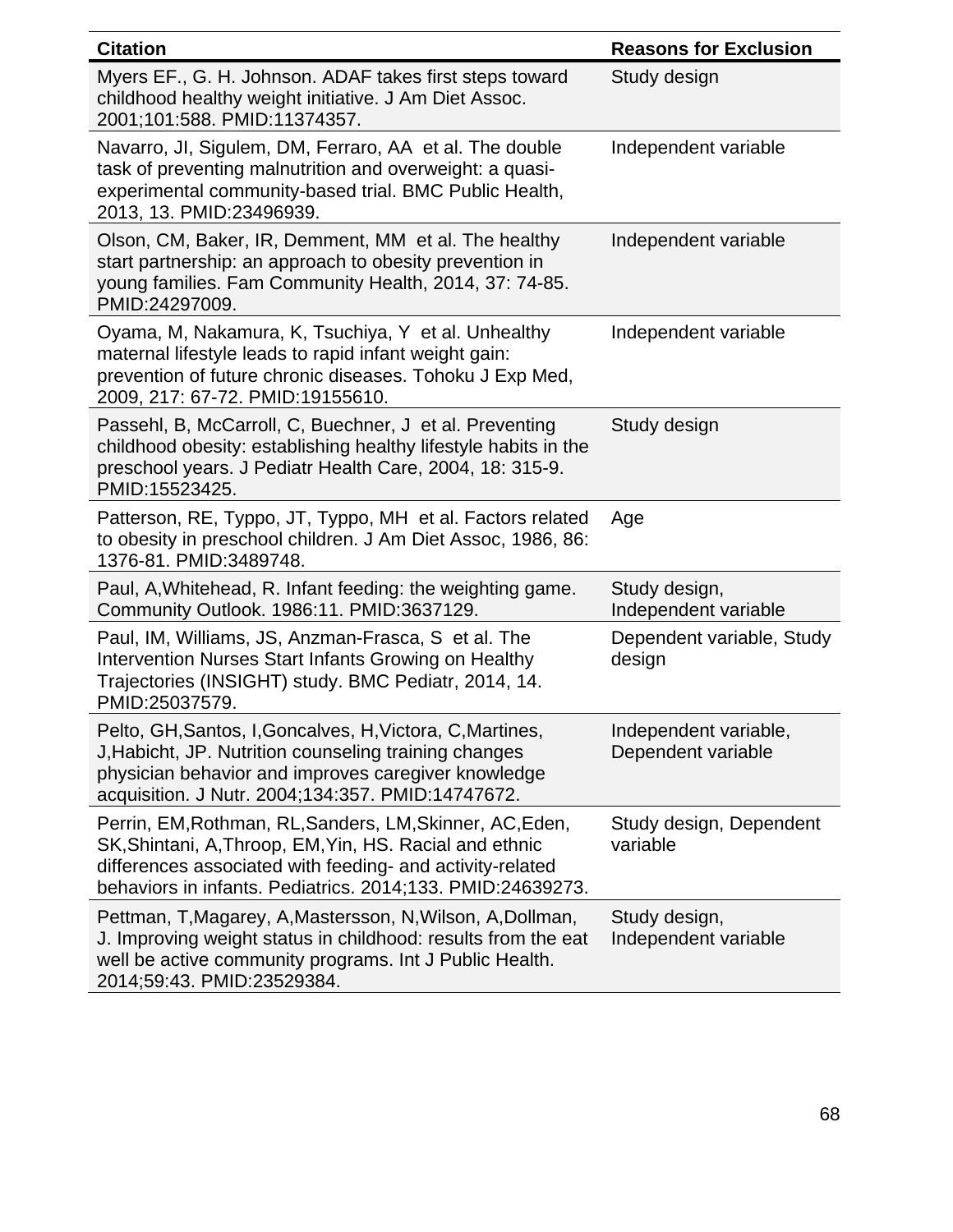| Citation | Reasons for Exclusion |
| --- | --- |
| Myers EF., G. H. Johnson. ADAF takes first steps toward childhood healthy weight initiative. J Am Diet Assoc. 2001;101:588. PMID:11374357. | Study design |
| Navarro, JI, Sigulem, DM, Ferraro, AA et al. The double task of preventing malnutrition and overweight: a quasi-experimental community-based trial. BMC Public Health, 2013, 13. PMID:23496939. | Independent variable |
| Olson, CM, Baker, IR, Demment, MM et al. The healthy start partnership: an approach to obesity prevention in young families. Fam Community Health, 2014, 37: 74-85. PMID:24297009. | Independent variable |
| Oyama, M, Nakamura, K, Tsuchiya, Y et al. Unhealthy maternal lifestyle leads to rapid infant weight gain: prevention of future chronic diseases. Tohoku J Exp Med, 2009, 217: 67-72. PMID:19155610. | Independent variable |
| Passehl, B, McCarroll, C, Buechner, J et al. Preventing childhood obesity: establishing healthy lifestyle habits in the preschool years. J Pediatr Health Care, 2004, 18: 315-9. PMID:15523425. | Study design |
| Patterson, RE, Typpo, JT, Typpo, MH et al. Factors related to obesity in preschool children. J Am Diet Assoc, 1986, 86: 1376-81. PMID:3489748. | Age |
| Paul, A,Whitehead, R. Infant feeding: the weighting game. Community Outlook. 1986:11. PMID:3637129. | Study design, Independent variable |
| Paul, IM, Williams, JS, Anzman-Frasca, S et al. The Intervention Nurses Start Infants Growing on Healthy Trajectories (INSIGHT) study. BMC Pediatr, 2014, 14. PMID:25037579. | Dependent variable, Study design |
| Pelto, GH,Santos, I,Goncalves, H,Victora, C,Martines, J,Habicht, JP. Nutrition counseling training changes physician behavior and improves caregiver knowledge acquisition. J Nutr. 2004;134:357. PMID:14747672. | Independent variable, Dependent variable |
| Perrin, EM,Rothman, RL,Sanders, LM,Skinner, AC,Eden, SK,Shintani, A,Throop, EM,Yin, HS. Racial and ethnic differences associated with feeding- and activity-related behaviors in infants. Pediatrics. 2014;133. PMID:24639273. | Study design, Dependent variable |
| Pettman, T,Magarey, A,Mastersson, N,Wilson, A,Dollman, J. Improving weight status in childhood: results from the eat well be active community programs. Int J Public Health. 2014;59:43. PMID:23529384. | Study design, Independent variable |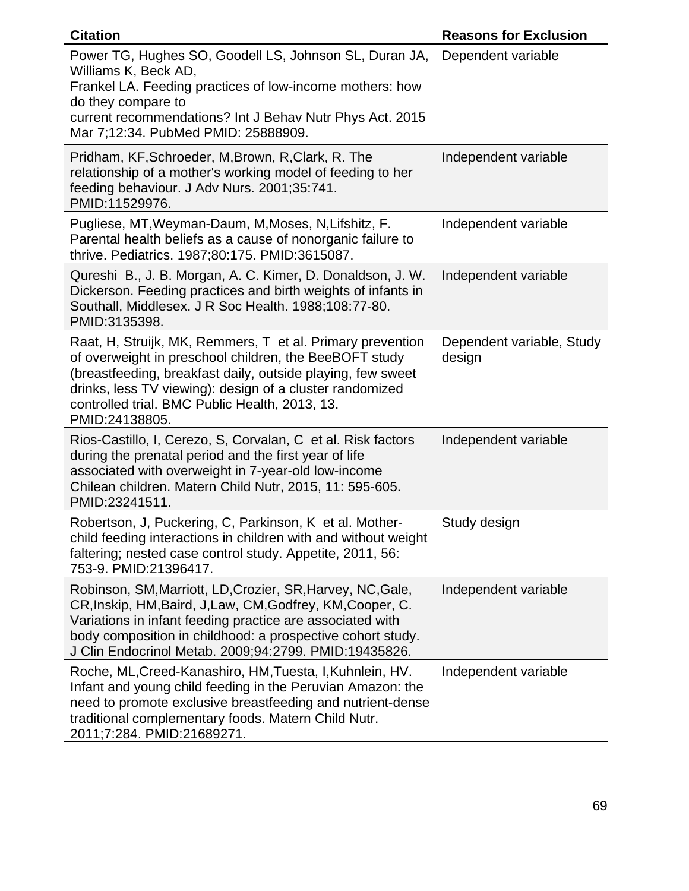| Citation | Reasons for Exclusion |
|---|---|
| Power TG, Hughes SO, Goodell LS, Johnson SL, Duran JA, Williams K, Beck AD, Frankel LA. Feeding practices of low-income mothers: how do they compare to current recommendations? Int J Behav Nutr Phys Act. 2015 Mar 7;12:34. PubMed PMID: 25888909. | Dependent variable |
| Pridham, KF,Schroeder, M,Brown, R,Clark, R. The relationship of a mother's working model of feeding to her feeding behaviour. J Adv Nurs. 2001;35:741. PMID:11529976. | Independent variable |
| Pugliese, MT,Weyman-Daum, M,Moses, N,Lifshitz, F. Parental health beliefs as a cause of nonorganic failure to thrive. Pediatrics. 1987;80:175. PMID:3615087. | Independent variable |
| Qureshi B., J. B. Morgan, A. C. Kimer, D. Donaldson, J. W. Dickerson. Feeding practices and birth weights of infants in Southall, Middlesex. J R Soc Health. 1988;108:77-80. PMID:3135398. | Independent variable |
| Raat, H, Struijk, MK, Remmers, T et al. Primary prevention of overweight in preschool children, the BeeBOFT study (breastfeeding, breakfast daily, outside playing, few sweet drinks, less TV viewing): design of a cluster randomized controlled trial. BMC Public Health, 2013, 13. PMID:24138805. | Dependent variable, Study design |
| Rios-Castillo, I, Cerezo, S, Corvalan, C et al. Risk factors during the prenatal period and the first year of life associated with overweight in 7-year-old low-income Chilean children. Matern Child Nutr, 2015, 11: 595-605. PMID:23241511. | Independent variable |
| Robertson, J, Puckering, C, Parkinson, K et al. Mother-child feeding interactions in children with and without weight faltering; nested case control study. Appetite, 2011, 56: 753-9. PMID:21396417. | Study design |
| Robinson, SM,Marriott, LD,Crozier, SR,Harvey, NC,Gale, CR,Inskip, HM,Baird, J,Law, CM,Godfrey, KM,Cooper, C. Variations in infant feeding practice are associated with body composition in childhood: a prospective cohort study. J Clin Endocrinol Metab. 2009;94:2799. PMID:19435826. | Independent variable |
| Roche, ML,Creed-Kanashiro, HM,Tuesta, I,Kuhnlein, HV. Infant and young child feeding in the Peruvian Amazon: the need to promote exclusive breastfeeding and nutrient-dense traditional complementary foods. Matern Child Nutr. 2011;7:284. PMID:21689271. | Independent variable |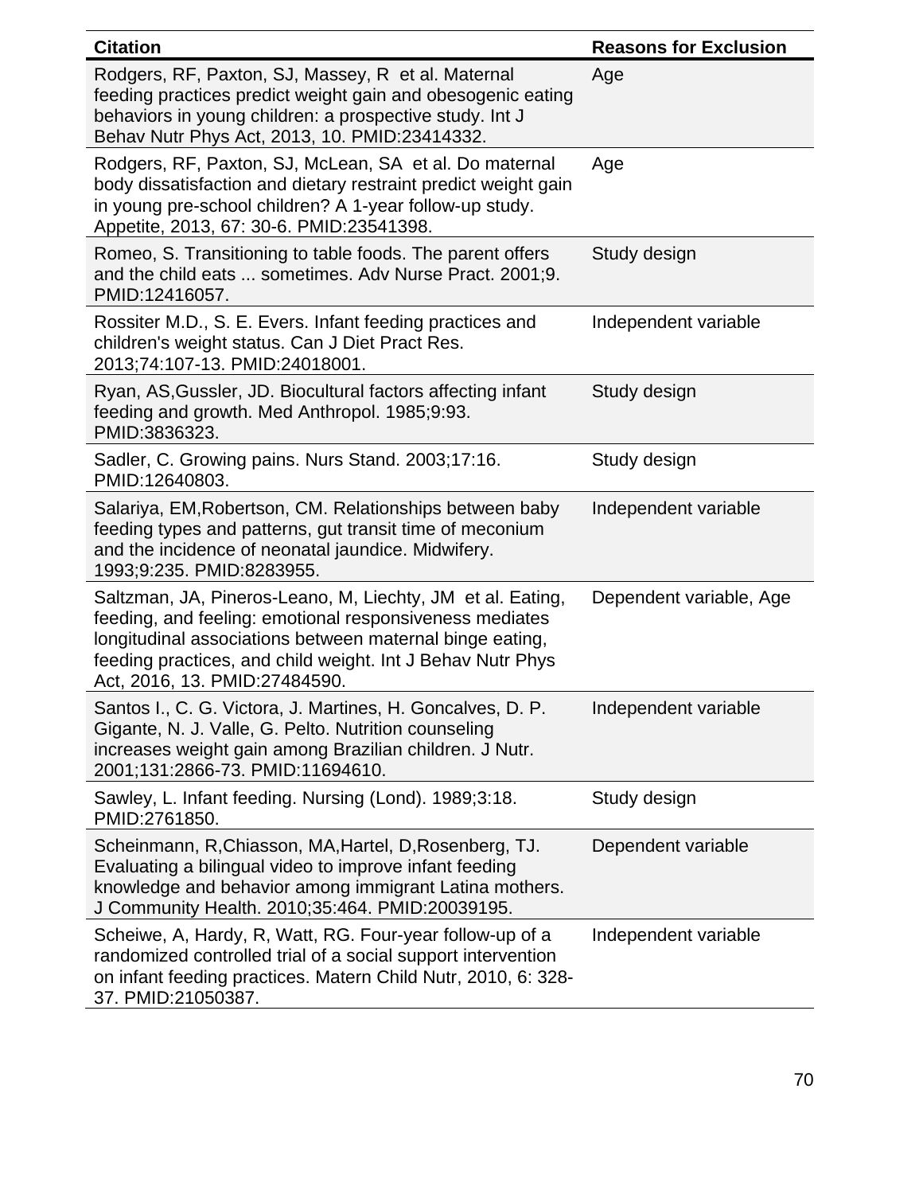| Citation | Reasons for Exclusion |
|---|---|
| Rodgers, RF, Paxton, SJ, Massey, R et al. Maternal feeding practices predict weight gain and obesogenic eating behaviors in young children: a prospective study. Int J Behav Nutr Phys Act, 2013, 10. PMID:23414332. | Age |
| Rodgers, RF, Paxton, SJ, McLean, SA et al. Do maternal body dissatisfaction and dietary restraint predict weight gain in young pre-school children? A 1-year follow-up study. Appetite, 2013, 67: 30-6. PMID:23541398. | Age |
| Romeo, S. Transitioning to table foods. The parent offers and the child eats ... sometimes. Adv Nurse Pract. 2001;9. PMID:12416057. | Study design |
| Rossiter M.D., S. E. Evers. Infant feeding practices and children's weight status. Can J Diet Pract Res. 2013;74:107-13. PMID:24018001. | Independent variable |
| Ryan, AS,Gussler, JD. Biocultural factors affecting infant feeding and growth. Med Anthropol. 1985;9:93. PMID:3836323. | Study design |
| Sadler, C. Growing pains. Nurs Stand. 2003;17:16. PMID:12640803. | Study design |
| Salariya, EM,Robertson, CM. Relationships between baby feeding types and patterns, gut transit time of meconium and the incidence of neonatal jaundice. Midwifery. 1993;9:235. PMID:8283955. | Independent variable |
| Saltzman, JA, Pineros-Leano, M, Liechty, JM et al. Eating, feeding, and feeling: emotional responsiveness mediates longitudinal associations between maternal binge eating, feeding practices, and child weight. Int J Behav Nutr Phys Act, 2016, 13. PMID:27484590. | Dependent variable, Age |
| Santos I., C. G. Victora, J. Martines, H. Goncalves, D. P. Gigante, N. J. Valle, G. Pelto. Nutrition counseling increases weight gain among Brazilian children. J Nutr. 2001;131:2866-73. PMID:11694610. | Independent variable |
| Sawley, L. Infant feeding. Nursing (Lond). 1989;3:18. PMID:2761850. | Study design |
| Scheinmann, R,Chiasson, MA,Hartel, D,Rosenberg, TJ. Evaluating a bilingual video to improve infant feeding knowledge and behavior among immigrant Latina mothers. J Community Health. 2010;35:464. PMID:20039195. | Dependent variable |
| Scheiwe, A, Hardy, R, Watt, RG. Four-year follow-up of a randomized controlled trial of a social support intervention on infant feeding practices. Matern Child Nutr, 2010, 6: 328-37. PMID:21050387. | Independent variable |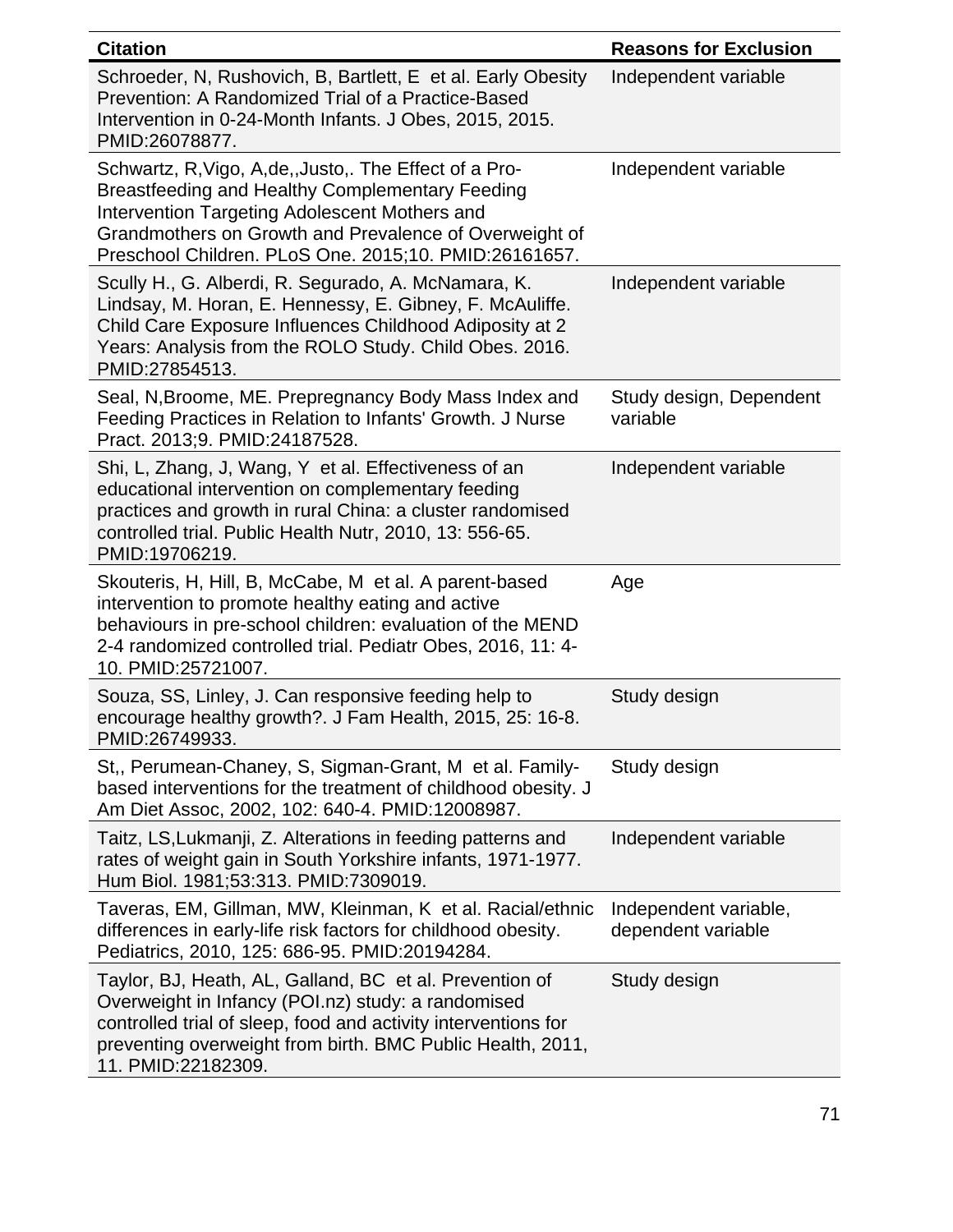| Citation | Reasons for Exclusion |
|---|---|
| Schroeder, N, Rushovich, B, Bartlett, E et al. Early Obesity Prevention: A Randomized Trial of a Practice-Based Intervention in 0-24-Month Infants. J Obes, 2015, 2015. PMID:26078877. | Independent variable |
| Schwartz, R,Vigo, A,de,,Justo,. The Effect of a Pro-Breastfeeding and Healthy Complementary Feeding Intervention Targeting Adolescent Mothers and Grandmothers on Growth and Prevalence of Overweight of Preschool Children. PLoS One. 2015;10. PMID:26161657. | Independent variable |
| Scully H., G. Alberdi, R. Segurado, A. McNamara, K. Lindsay, M. Horan, E. Hennessy, E. Gibney, F. McAuliffe. Child Care Exposure Influences Childhood Adiposity at 2 Years: Analysis from the ROLO Study. Child Obes. 2016. PMID:27854513. | Independent variable |
| Seal, N,Broome, ME. Prepregnancy Body Mass Index and Feeding Practices in Relation to Infants' Growth. J Nurse Pract. 2013;9. PMID:24187528. | Study design, Dependent variable |
| Shi, L, Zhang, J, Wang, Y et al. Effectiveness of an educational intervention on complementary feeding practices and growth in rural China: a cluster randomised controlled trial. Public Health Nutr, 2010, 13: 556-65. PMID:19706219. | Independent variable |
| Skouteris, H, Hill, B, McCabe, M et al. A parent-based intervention to promote healthy eating and active behaviours in pre-school children: evaluation of the MEND 2-4 randomized controlled trial. Pediatr Obes, 2016, 11: 4-10. PMID:25721007. | Age |
| Souza, SS, Linley, J. Can responsive feeding help to encourage healthy growth?. J Fam Health, 2015, 25: 16-8. PMID:26749933. | Study design |
| St,, Perumean-Chaney, S, Sigman-Grant, M et al. Family-based interventions for the treatment of childhood obesity. J Am Diet Assoc, 2002, 102: 640-4. PMID:12008987. | Study design |
| Taitz, LS,Lukmanji, Z. Alterations in feeding patterns and rates of weight gain in South Yorkshire infants, 1971-1977. Hum Biol. 1981;53:313. PMID:7309019. | Independent variable |
| Taveras, EM, Gillman, MW, Kleinman, K et al. Racial/ethnic differences in early-life risk factors for childhood obesity. Pediatrics, 2010, 125: 686-95. PMID:20194284. | Independent variable, dependent variable |
| Taylor, BJ, Heath, AL, Galland, BC et al. Prevention of Overweight in Infancy (POI.nz) study: a randomised controlled trial of sleep, food and activity interventions for preventing overweight from birth. BMC Public Health, 2011, 11. PMID:22182309. | Study design |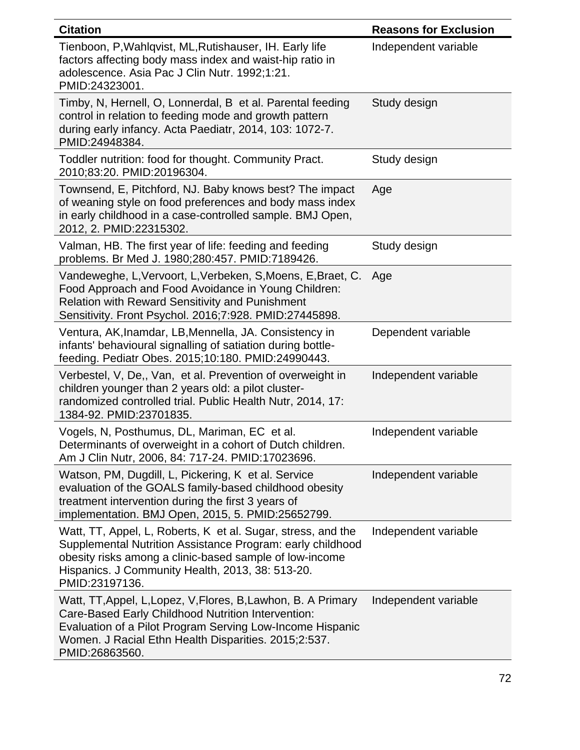| Citation | Reasons for Exclusion |
| --- | --- |
| Tienboon, P,Wahlqvist, ML,Rutishauser, IH. Early life factors affecting body mass index and waist-hip ratio in adolescence. Asia Pac J Clin Nutr. 1992;1:21. PMID:24323001. | Independent variable |
| Timby, N, Hernell, O, Lonnerdal, B et al. Parental feeding control in relation to feeding mode and growth pattern during early infancy. Acta Paediatr, 2014, 103: 1072-7. PMID:24948384. | Study design |
| Toddler nutrition: food for thought. Community Pract. 2010;83:20. PMID:20196304. | Study design |
| Townsend, E, Pitchford, NJ. Baby knows best? The impact of weaning style on food preferences and body mass index in early childhood in a case-controlled sample. BMJ Open, 2012, 2. PMID:22315302. | Age |
| Valman, HB. The first year of life: feeding and feeding problems. Br Med J. 1980;280:457. PMID:7189426. | Study design |
| Vandeweghe, L,Vervoort, L,Verbeken, S,Moens, E,Braet, C. Food Approach and Food Avoidance in Young Children: Relation with Reward Sensitivity and Punishment Sensitivity. Front Psychol. 2016;7:928. PMID:27445898. | Age |
| Ventura, AK,Inamdar, LB,Mennella, JA. Consistency in infants' behavioural signalling of satiation during bottle-feeding. Pediatr Obes. 2015;10:180. PMID:24990443. | Dependent variable |
| Verbestel, V, De,, Van, et al. Prevention of overweight in children younger than 2 years old: a pilot cluster-randomized controlled trial. Public Health Nutr, 2014, 17: 1384-92. PMID:23701835. | Independent variable |
| Vogels, N, Posthumus, DL, Mariman, EC et al. Determinants of overweight in a cohort of Dutch children. Am J Clin Nutr, 2006, 84: 717-24. PMID:17023696. | Independent variable |
| Watson, PM, Dugdill, L, Pickering, K et al. Service evaluation of the GOALS family-based childhood obesity treatment intervention during the first 3 years of implementation. BMJ Open, 2015, 5. PMID:25652799. | Independent variable |
| Watt, TT, Appel, L, Roberts, K et al. Sugar, stress, and the Supplemental Nutrition Assistance Program: early childhood obesity risks among a clinic-based sample of low-income Hispanics. J Community Health, 2013, 38: 513-20. PMID:23197136. | Independent variable |
| Watt, TT,Appel, L,Lopez, V,Flores, B,Lawhon, B. A Primary Care-Based Early Childhood Nutrition Intervention: Evaluation of a Pilot Program Serving Low-Income Hispanic Women. J Racial Ethn Health Disparities. 2015;2:537. PMID:26863560. | Independent variable |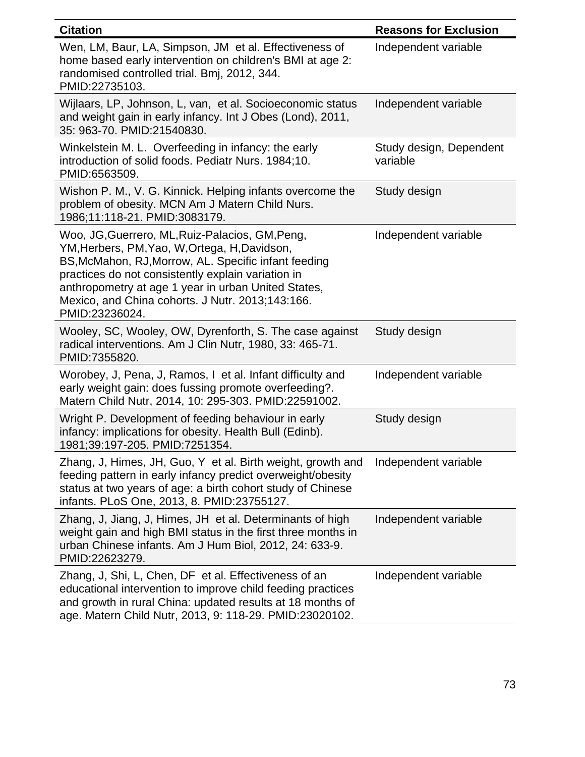| Citation | Reasons for Exclusion |
|---|---|
| Wen, LM, Baur, LA, Simpson, JM et al. Effectiveness of home based early intervention on children's BMI at age 2: randomised controlled trial. Bmj, 2012, 344. PMID:22735103. | Independent variable |
| Wijlaars, LP, Johnson, L, van, et al. Socioeconomic status and weight gain in early infancy. Int J Obes (Lond), 2011, 35: 963-70. PMID:21540830. | Independent variable |
| Winkelstein M. L. Overfeeding in infancy: the early introduction of solid foods. Pediatr Nurs. 1984;10. PMID:6563509. | Study design, Dependent variable |
| Wishon P. M., V. G. Kinnick. Helping infants overcome the problem of obesity. MCN Am J Matern Child Nurs. 1986;11:118-21. PMID:3083179. | Study design |
| Woo, JG,Guerrero, ML,Ruiz-Palacios, GM,Peng, YM,Herbers, PM,Yao, W,Ortega, H,Davidson, BS,McMahon, RJ,Morrow, AL. Specific infant feeding practices do not consistently explain variation in anthropometry at age 1 year in urban United States, Mexico, and China cohorts. J Nutr. 2013;143:166. PMID:23236024. | Independent variable |
| Wooley, SC, Wooley, OW, Dyrenforth, S. The case against radical interventions. Am J Clin Nutr, 1980, 33: 465-71. PMID:7355820. | Study design |
| Worobey, J, Pena, J, Ramos, I et al. Infant difficulty and early weight gain: does fussing promote overfeeding?. Matern Child Nutr, 2014, 10: 295-303. PMID:22591002. | Independent variable |
| Wright P. Development of feeding behaviour in early infancy: implications for obesity. Health Bull (Edinb). 1981;39:197-205. PMID:7251354. | Study design |
| Zhang, J, Himes, JH, Guo, Y et al. Birth weight, growth and feeding pattern in early infancy predict overweight/obesity status at two years of age: a birth cohort study of Chinese infants. PLoS One, 2013, 8. PMID:23755127. | Independent variable |
| Zhang, J, Jiang, J, Himes, JH et al. Determinants of high weight gain and high BMI status in the first three months in urban Chinese infants. Am J Hum Biol, 2012, 24: 633-9. PMID:22623279. | Independent variable |
| Zhang, J, Shi, L, Chen, DF et al. Effectiveness of an educational intervention to improve child feeding practices and growth in rural China: updated results at 18 months of age. Matern Child Nutr, 2013, 9: 118-29. PMID:23020102. | Independent variable |